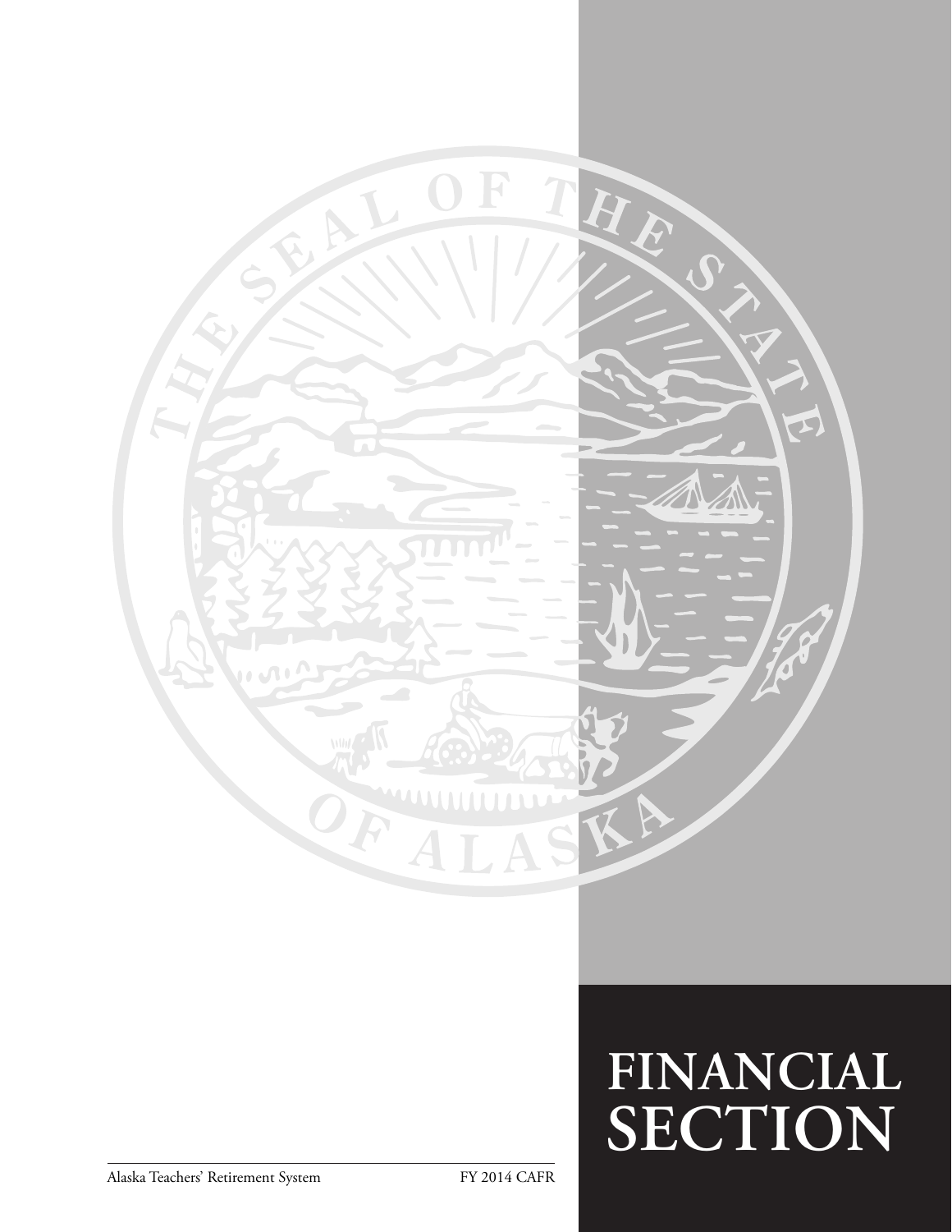# FINANCIAL SECTION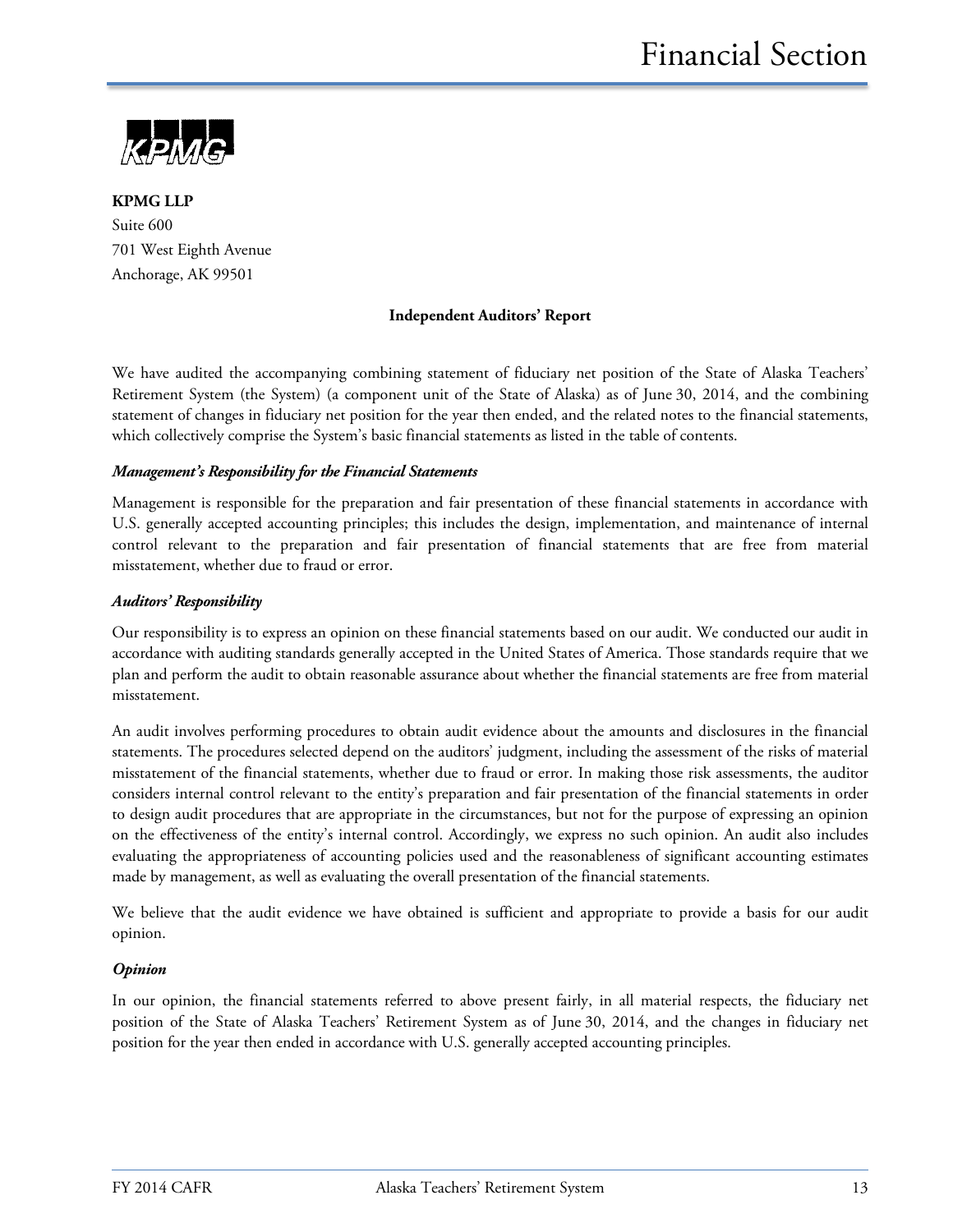# Financial Section

**KPMG LLP**
Suite 600
701 West Eighth Avenue
Anchorage, AK 99501

**Independent Auditors' Report**

We have audited the accompanying combining statement of fiduciary net position of the State of Alaska Teachers' Retirement System (the System) (a component unit of the State of Alaska) as of June 30, 2014, and the combining statement of changes in fiduciary net position for the year then ended, and the related notes to the financial statements, which collectively comprise the System's basic financial statements as listed in the table of contents.

***Management's Responsibility for the Financial Statements***

Management is responsible for the preparation and fair presentation of these financial statements in accordance with U.S. generally accepted accounting principles; this includes the design, implementation, and maintenance of internal control relevant to the preparation and fair presentation of financial statements that are free from material misstatement, whether due to fraud or error.

***Auditors' Responsibility***

Our responsibility is to express an opinion on these financial statements based on our audit. We conducted our audit in accordance with auditing standards generally accepted in the United States of America. Those standards require that we plan and perform the audit to obtain reasonable assurance about whether the financial statements are free from material misstatement.

An audit involves performing procedures to obtain audit evidence about the amounts and disclosures in the financial statements. The procedures selected depend on the auditors' judgment, including the assessment of the risks of material misstatement of the financial statements, whether due to fraud or error. In making those risk assessments, the auditor considers internal control relevant to the entity's preparation and fair presentation of the financial statements in order to design audit procedures that are appropriate in the circumstances, but not for the purpose of expressing an opinion on the effectiveness of the entity's internal control. Accordingly, we express no such opinion. An audit also includes evaluating the appropriateness of accounting policies used and the reasonableness of significant accounting estimates made by management, as well as evaluating the overall presentation of the financial statements.

We believe that the audit evidence we have obtained is sufficient and appropriate to provide a basis for our audit opinion.

***Opinion***

In our opinion, the financial statements referred to above present fairly, in all material respects, the fiduciary net position of the State of Alaska Teachers' Retirement System as of June 30, 2014, and the changes in fiduciary net position for the year then ended in accordance with U.S. generally accepted accounting principles.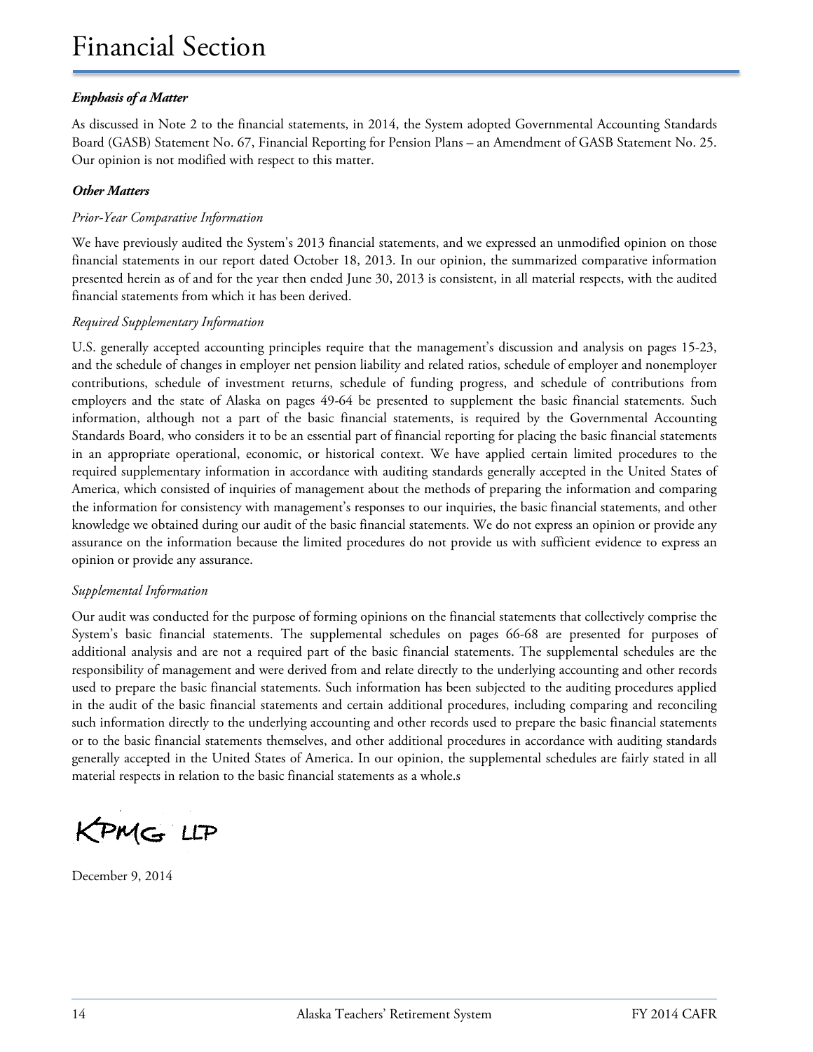# Financial Section

***Emphasis of a Matter***

As discussed in Note 2 to the financial statements, in 2014, the System adopted Governmental Accounting Standards Board (GASB) Statement No. 67, Financial Reporting for Pension Plans – an Amendment of GASB Statement No. 25. Our opinion is not modified with respect to this matter.

***Other Matters***

*Prior-Year Comparative Information*

We have previously audited the System's 2013 financial statements, and we expressed an unmodified opinion on those financial statements in our report dated October 18, 2013. In our opinion, the summarized comparative information presented herein as of and for the year then ended June 30, 2013 is consistent, in all material respects, with the audited financial statements from which it has been derived.

*Required Supplementary Information*

U.S. generally accepted accounting principles require that the management's discussion and analysis on pages 15-23, and the schedule of changes in employer net pension liability and related ratios, schedule of employer and nonemployer contributions, schedule of investment returns, schedule of funding progress, and schedule of contributions from employers and the state of Alaska on pages 49-64 be presented to supplement the basic financial statements. Such information, although not a part of the basic financial statements, is required by the Governmental Accounting Standards Board, who considers it to be an essential part of financial reporting for placing the basic financial statements in an appropriate operational, economic, or historical context. We have applied certain limited procedures to the required supplementary information in accordance with auditing standards generally accepted in the United States of America, which consisted of inquiries of management about the methods of preparing the information and comparing the information for consistency with management's responses to our inquiries, the basic financial statements, and other knowledge we obtained during our audit of the basic financial statements. We do not express an opinion or provide any assurance on the information because the limited procedures do not provide us with sufficient evidence to express an opinion or provide any assurance.

*Supplemental Information*

Our audit was conducted for the purpose of forming opinions on the financial statements that collectively comprise the System's basic financial statements. The supplemental schedules on pages 66-68 are presented for purposes of additional analysis and are not a required part of the basic financial statements. The supplemental schedules are the responsibility of management and were derived from and relate directly to the underlying accounting and other records used to prepare the basic financial statements. Such information has been subjected to the auditing procedures applied in the audit of the basic financial statements and certain additional procedures, including comparing and reconciling such information directly to the underlying accounting and other records used to prepare the basic financial statements or to the basic financial statements themselves, and other additional procedures in accordance with auditing standards generally accepted in the United States of America. In our opinion, the supplemental schedules are fairly stated in all material respects in relation to the basic financial statements as a whole.s

KPMG LLP

December 9, 2014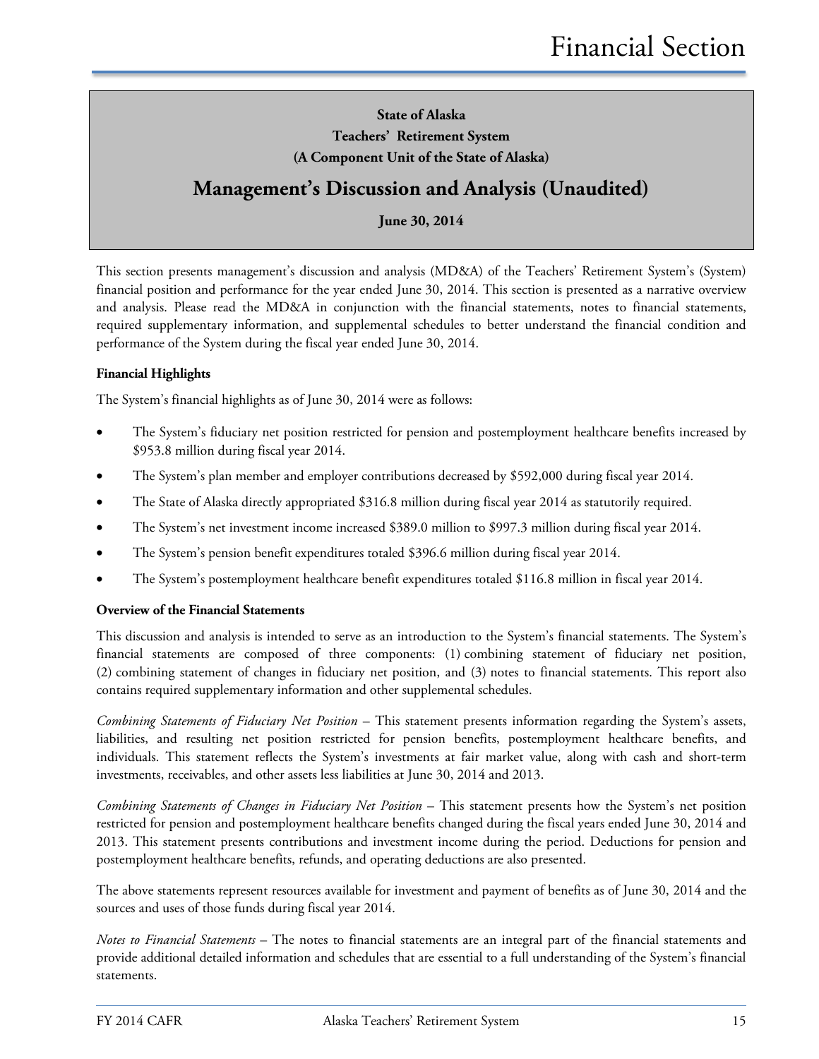# Financial Section

**State of Alaska**

**Teachers' Retirement System**

**(A Component Unit of the State of Alaska)**

## Management's Discussion and Analysis (Unaudited)

**June 30, 2014**

This section presents management's discussion and analysis (MD&A) of the Teachers' Retirement System's (System) financial position and performance for the year ended June 30, 2014. This section is presented as a narrative overview and analysis. Please read the MD&A in conjunction with the financial statements, notes to financial statements, required supplementary information, and supplemental schedules to better understand the financial condition and performance of the System during the fiscal year ended June 30, 2014.

**Financial Highlights**

The System's financial highlights as of June 30, 2014 were as follows:

- The System's fiduciary net position restricted for pension and postemployment healthcare benefits increased by $953.8 million during fiscal year 2014.
- The System's plan member and employer contributions decreased by $592,000 during fiscal year 2014.
- The State of Alaska directly appropriated $316.8 million during fiscal year 2014 as statutorily required.
- The System's net investment income increased $389.0 million to $997.3 million during fiscal year 2014.
- The System's pension benefit expenditures totaled $396.6 million during fiscal year 2014.
- The System's postemployment healthcare benefit expenditures totaled $116.8 million in fiscal year 2014.

**Overview of the Financial Statements**

This discussion and analysis is intended to serve as an introduction to the System's financial statements. The System's financial statements are composed of three components: (1) combining statement of fiduciary net position, (2) combining statement of changes in fiduciary net position, and (3) notes to financial statements. This report also contains required supplementary information and other supplemental schedules.

*Combining Statements of Fiduciary Net Position* – This statement presents information regarding the System's assets, liabilities, and resulting net position restricted for pension benefits, postemployment healthcare benefits, and individuals. This statement reflects the System's investments at fair market value, along with cash and short-term investments, receivables, and other assets less liabilities at June 30, 2014 and 2013.

*Combining Statements of Changes in Fiduciary Net Position* – This statement presents how the System's net position restricted for pension and postemployment healthcare benefits changed during the fiscal years ended June 30, 2014 and 2013. This statement presents contributions and investment income during the period. Deductions for pension and postemployment healthcare benefits, refunds, and operating deductions are also presented.

The above statements represent resources available for investment and payment of benefits as of June 30, 2014 and the sources and uses of those funds during fiscal year 2014.

*Notes to Financial Statements* – The notes to financial statements are an integral part of the financial statements and provide additional detailed information and schedules that are essential to a full understanding of the System's financial statements.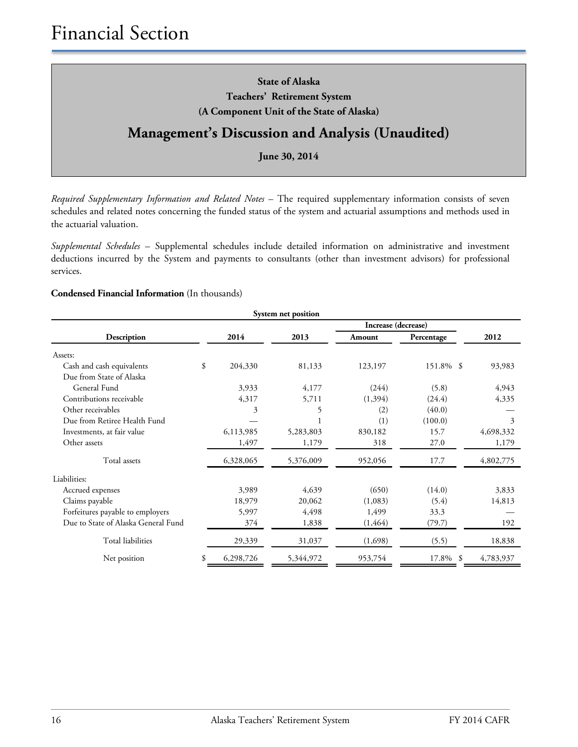# Financial Section

**State of Alaska**
**Teachers' Retirement System**
**(A Component Unit of the State of Alaska)**

## Management's Discussion and Analysis (Unaudited)

**June 30, 2014**

*Required Supplementary Information and Related Notes* – The required supplementary information consists of seven schedules and related notes concerning the funded status of the system and actuarial assumptions and methods used in the actuarial valuation.

*Supplemental Schedules* – Supplemental schedules include detailed information on administrative and investment deductions incurred by the System and payments to consultants (other than investment advisors) for professional services.

**Condensed Financial Information** (In thousands)

| System net position | | | | | |
|---|---|---|---|---|---|
| | | | Increase (decrease) | | |
| Description | 2014 | 2013 | Amount | Percentage | 2012 |
| Assets: | | | | | |
| Cash and cash equivalents | $ 204,330 | 81,133 | 123,197 | 151.8% | $ 93,983 |
| Due from State of Alaska General Fund | 3,933 | 4,177 | (244) | (5.8) | 4,943 |
| Contributions receivable | 4,317 | 5,711 | (1,394) | (24.4) | 4,335 |
| Other receivables | 3 | 5 | (2) | (40.0) | — |
| Due from Retiree Health Fund | — | 1 | (1) | (100.0) | 3 |
| Investments, at fair value | 6,113,985 | 5,283,803 | 830,182 | 15.7 | 4,698,332 |
| Other assets | 1,497 | 1,179 | 318 | 27.0 | 1,179 |
| Total assets | 6,328,065 | 5,376,009 | 952,056 | 17.7 | 4,802,775 |
| Liabilities: | | | | | |
| Accrued expenses | 3,989 | 4,639 | (650) | (14.0) | 3,833 |
| Claims payable | 18,979 | 20,062 | (1,083) | (5.4) | 14,813 |
| Forfeitures payable to employers | 5,997 | 4,498 | 1,499 | 33.3 | — |
| Due to State of Alaska General Fund | 374 | 1,838 | (1,464) | (79.7) | 192 |
| Total liabilities | 29,339 | 31,037 | (1,698) | (5.5) | 18,838 |
| Net position | $ 6,298,726 | 5,344,972 | 953,754 | 17.8% | $ 4,783,937 |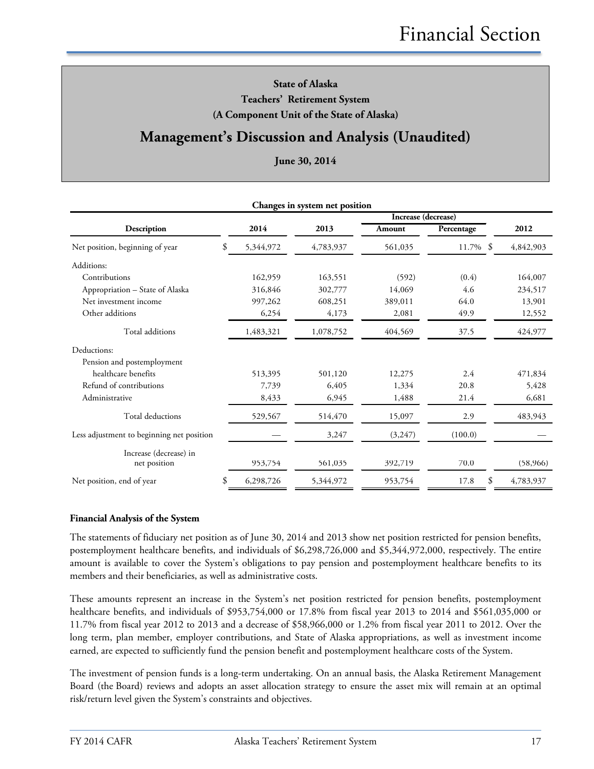State of Alaska

Teachers' Retirement System

(A Component Unit of the State of Alaska)

# Management's Discussion and Analysis (Unaudited)

June 30, 2014

**Changes in system net position**

| Description | 2014 | 2013 | Increase (decrease) Amount | Increase (decrease) Percentage | 2012 |
|---|---|---|---|---|---|
| Net position, beginning of year | $ 5,344,972 | 4,783,937 | 561,035 | 11.7% | $ 4,842,903 |
| Additions: | | | | | |
| Contributions | 162,959 | 163,551 | (592) | (0.4) | 164,007 |
| Appropriation – State of Alaska | 316,846 | 302,777 | 14,069 | 4.6 | 234,517 |
| Net investment income | 997,262 | 608,251 | 389,011 | 64.0 | 13,901 |
| Other additions | 6,254 | 4,173 | 2,081 | 49.9 | 12,552 |
| Total additions | 1,483,321 | 1,078,752 | 404,569 | 37.5 | 424,977 |
| Deductions: | | | | | |
| Pension and postemployment healthcare benefits | 513,395 | 501,120 | 12,275 | 2.4 | 471,834 |
| Refund of contributions | 7,739 | 6,405 | 1,334 | 20.8 | 5,428 |
| Administrative | 8,433 | 6,945 | 1,488 | 21.4 | 6,681 |
| Total deductions | 529,567 | 514,470 | 15,097 | 2.9 | 483,943 |
| Less adjustment to beginning net position | — | 3,247 | (3,247) | (100.0) | — |
| Increase (decrease) in net position | 953,754 | 561,035 | 392,719 | 70.0 | (58,966) |
| Net position, end of year | $ 6,298,726 | 5,344,972 | 953,754 | 17.8 | $ 4,783,937 |

**Financial Analysis of the System**

The statements of fiduciary net position as of June 30, 2014 and 2013 show net position restricted for pension benefits, postemployment healthcare benefits, and individuals of $6,298,726,000 and $5,344,972,000, respectively. The entire amount is available to cover the System's obligations to pay pension and postemployment healthcare benefits to its members and their beneficiaries, as well as administrative costs.

These amounts represent an increase in the System's net position restricted for pension benefits, postemployment healthcare benefits, and individuals of $953,754,000 or 17.8% from fiscal year 2013 to 2014 and $561,035,000 or 11.7% from fiscal year 2012 to 2013 and a decrease of $58,966,000 or 1.2% from fiscal year 2011 to 2012. Over the long term, plan member, employer contributions, and State of Alaska appropriations, as well as investment income earned, are expected to sufficiently fund the pension benefit and postemployment healthcare costs of the System.

The investment of pension funds is a long-term undertaking. On an annual basis, the Alaska Retirement Management Board (the Board) reviews and adopts an asset allocation strategy to ensure the asset mix will remain at an optimal risk/return level given the System's constraints and objectives.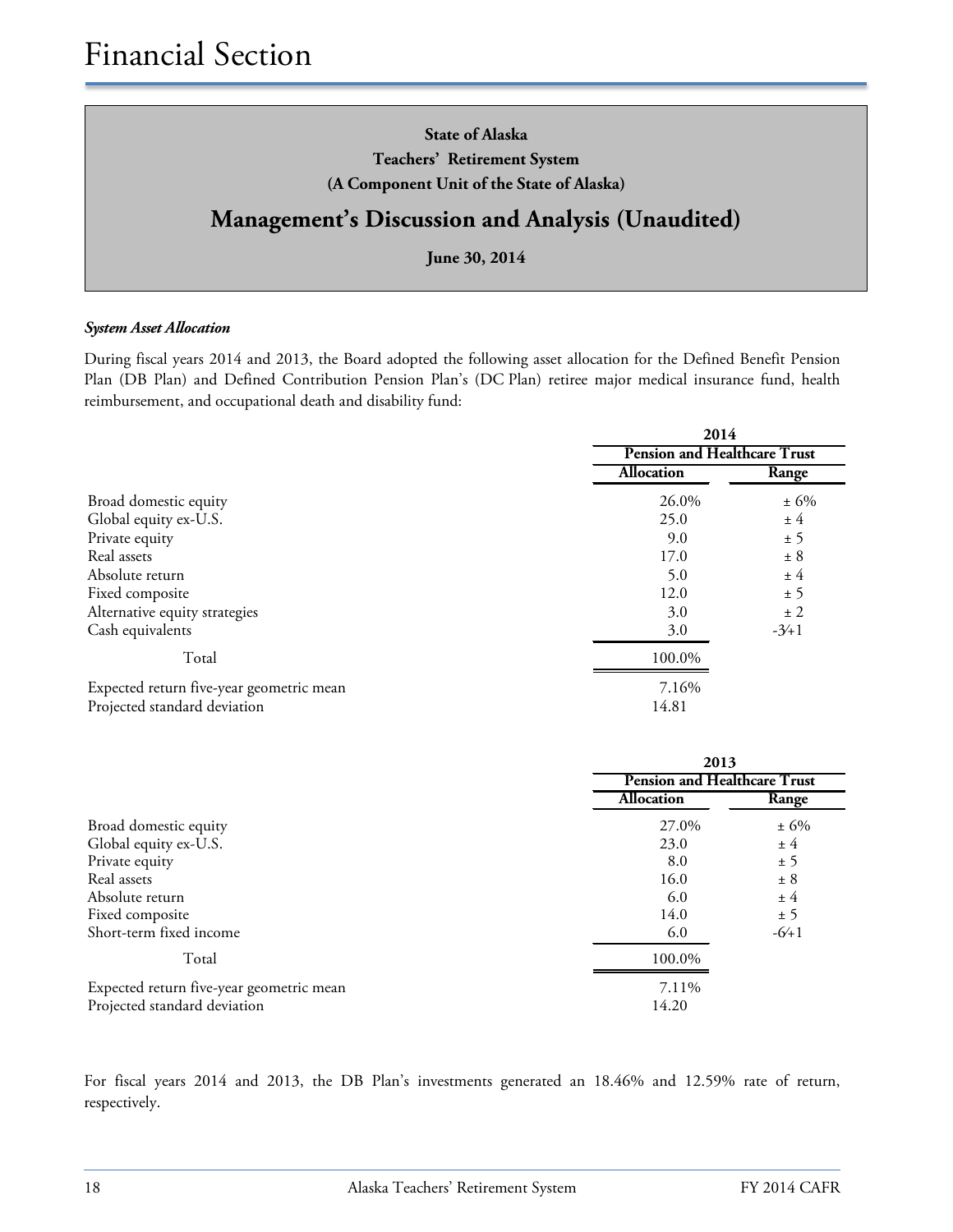# Financial Section

**State of Alaska**
**Teachers' Retirement System**
**(A Component Unit of the State of Alaska)**

## Management's Discussion and Analysis (Unaudited)

**June 30, 2014**

***System Asset Allocation***

During fiscal years 2014 and 2013, the Board adopted the following asset allocation for the Defined Benefit Pension Plan (DB Plan) and Defined Contribution Pension Plan's (DC Plan) retiree major medical insurance fund, health reimbursement, and occupational death and disability fund:

| | 2014 | |
|---|---|---|
| | Pension and Healthcare Trust | |
| | Allocation | Range |
| Broad domestic equity | 26.0% | ± 6% |
| Global equity ex-U.S. | 25.0 | ± 4 |
| Private equity | 9.0 | ± 5 |
| Real assets | 17.0 | ± 8 |
| Absolute return | 5.0 | ± 4 |
| Fixed composite | 12.0 | ± 5 |
| Alternative equity strategies | 3.0 | ± 2 |
| Cash equivalents | 3.0 | -3⁄+1 |
| Total | 100.0% | |
| Expected return five-year geometric mean | 7.16% | |
| Projected standard deviation | 14.81 | |

| | 2013 | |
|---|---|---|
| | Pension and Healthcare Trust | |
| | Allocation | Range |
| Broad domestic equity | 27.0% | ± 6% |
| Global equity ex-U.S. | 23.0 | ± 4 |
| Private equity | 8.0 | ± 5 |
| Real assets | 16.0 | ± 8 |
| Absolute return | 6.0 | ± 4 |
| Fixed composite | 14.0 | ± 5 |
| Short-term fixed income | 6.0 | -6⁄+1 |
| Total | 100.0% | |
| Expected return five-year geometric mean | 7.11% | |
| Projected standard deviation | 14.20 | |

For fiscal years 2014 and 2013, the DB Plan's investments generated an 18.46% and 12.59% rate of return, respectively.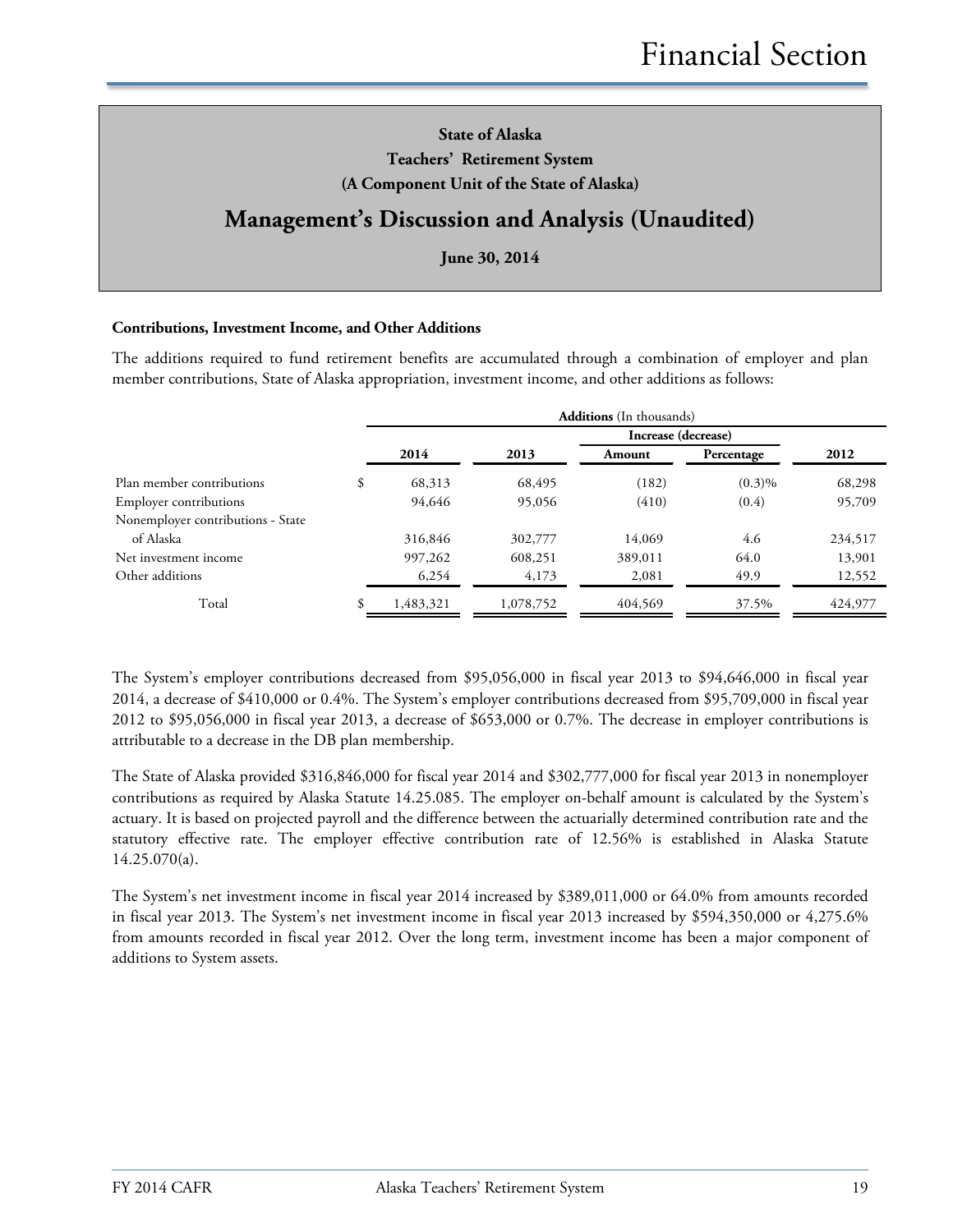State of Alaska
Teachers' Retirement System
(A Component Unit of the State of Alaska)

## Management's Discussion and Analysis (Unaudited)

June 30, 2014

### Contributions, Investment Income, and Other Additions

The additions required to fund retirement benefits are accumulated through a combination of employer and plan member contributions, State of Alaska appropriation, investment income, and other additions as follows:

| | **Additions** (In thousands) | | | | |
|---|---|---|---|---|---|
| | | | **Increase (decrease)** | | |
| | **2014** | **2013** | **Amount** | **Percentage** | **2012** |
| Plan member contributions | $ 68,313 | 68,495 | (182) | (0.3)% | 68,298 |
| Employer contributions | 94,646 | 95,056 | (410) | (0.4) | 95,709 |
| Nonemployer contributions - State of Alaska | 316,846 | 302,777 | 14,069 | 4.6 | 234,517 |
| Net investment income | 997,262 | 608,251 | 389,011 | 64.0 | 13,901 |
| Other additions | 6,254 | 4,173 | 2,081 | 49.9 | 12,552 |
| Total | $ 1,483,321 | 1,078,752 | 404,569 | 37.5% | 424,977 |

The System's employer contributions decreased from $95,056,000 in fiscal year 2013 to $94,646,000 in fiscal year 2014, a decrease of $410,000 or 0.4%. The System's employer contributions decreased from $95,709,000 in fiscal year 2012 to $95,056,000 in fiscal year 2013, a decrease of $653,000 or 0.7%. The decrease in employer contributions is attributable to a decrease in the DB plan membership.

The State of Alaska provided $316,846,000 for fiscal year 2014 and $302,777,000 for fiscal year 2013 in nonemployer contributions as required by Alaska Statute 14.25.085. The employer on-behalf amount is calculated by the System's actuary. It is based on projected payroll and the difference between the actuarially determined contribution rate and the statutory effective rate. The employer effective contribution rate of 12.56% is established in Alaska Statute 14.25.070(a).

The System's net investment income in fiscal year 2014 increased by $389,011,000 or 64.0% from amounts recorded in fiscal year 2013. The System's net investment income in fiscal year 2013 increased by $594,350,000 or 4,275.6% from amounts recorded in fiscal year 2012. Over the long term, investment income has been a major component of additions to System assets.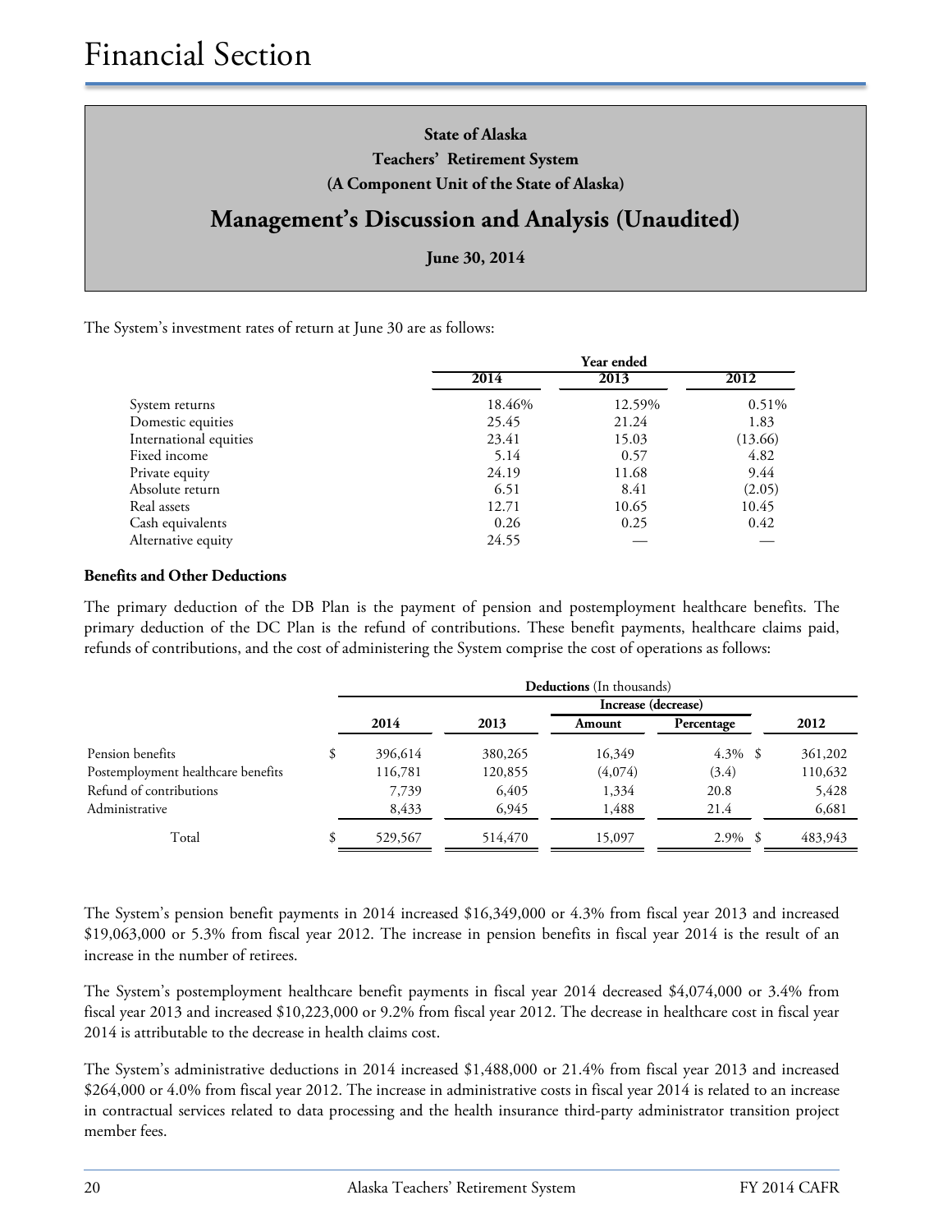# Financial Section

**State of Alaska**
**Teachers' Retirement System**
**(A Component Unit of the State of Alaska)**

## Management's Discussion and Analysis (Unaudited)

**June 30, 2014**

The System's investment rates of return at June 30 are as follows:

| | Year ended | | |
|---|---|---|---|
| | 2014 | 2013 | 2012 |
| System returns | 18.46% | 12.59% | 0.51% |
| Domestic equities | 25.45 | 21.24 | 1.83 |
| International equities | 23.41 | 15.03 | (13.66) |
| Fixed income | 5.14 | 0.57 | 4.82 |
| Private equity | 24.19 | 11.68 | 9.44 |
| Absolute return | 6.51 | 8.41 | (2.05) |
| Real assets | 12.71 | 10.65 | 10.45 |
| Cash equivalents | 0.26 | 0.25 | 0.42 |
| Alternative equity | 24.55 | — | — |

**Benefits and Other Deductions**

The primary deduction of the DB Plan is the payment of pension and postemployment healthcare benefits. The primary deduction of the DC Plan is the refund of contributions. These benefit payments, healthcare claims paid, refunds of contributions, and the cost of administering the System comprise the cost of operations as follows:

| | **Deductions** (In thousands) | | | | |
|---|---|---|---|---|---|
| | | | Increase (decrease) | | |
| | 2014 | 2013 | Amount | Percentage | 2012 |
| Pension benefits | $ 396,614 | 380,265 | 16,349 | 4.3% | $ 361,202 |
| Postemployment healthcare benefits | 116,781 | 120,855 | (4,074) | (3.4) | 110,632 |
| Refund of contributions | 7,739 | 6,405 | 1,334 | 20.8 | 5,428 |
| Administrative | 8,433 | 6,945 | 1,488 | 21.4 | 6,681 |
| Total | $ 529,567 | 514,470 | 15,097 | 2.9% | $ 483,943 |

The System's pension benefit payments in 2014 increased $16,349,000 or 4.3% from fiscal year 2013 and increased $19,063,000 or 5.3% from fiscal year 2012. The increase in pension benefits in fiscal year 2014 is the result of an increase in the number of retirees.

The System's postemployment healthcare benefit payments in fiscal year 2014 decreased $4,074,000 or 3.4% from fiscal year 2013 and increased $10,223,000 or 9.2% from fiscal year 2012. The decrease in healthcare cost in fiscal year 2014 is attributable to the decrease in health claims cost.

The System's administrative deductions in 2014 increased $1,488,000 or 21.4% from fiscal year 2013 and increased $264,000 or 4.0% from fiscal year 2012. The increase in administrative costs in fiscal year 2014 is related to an increase in contractual services related to data processing and the health insurance third-party administrator transition project member fees.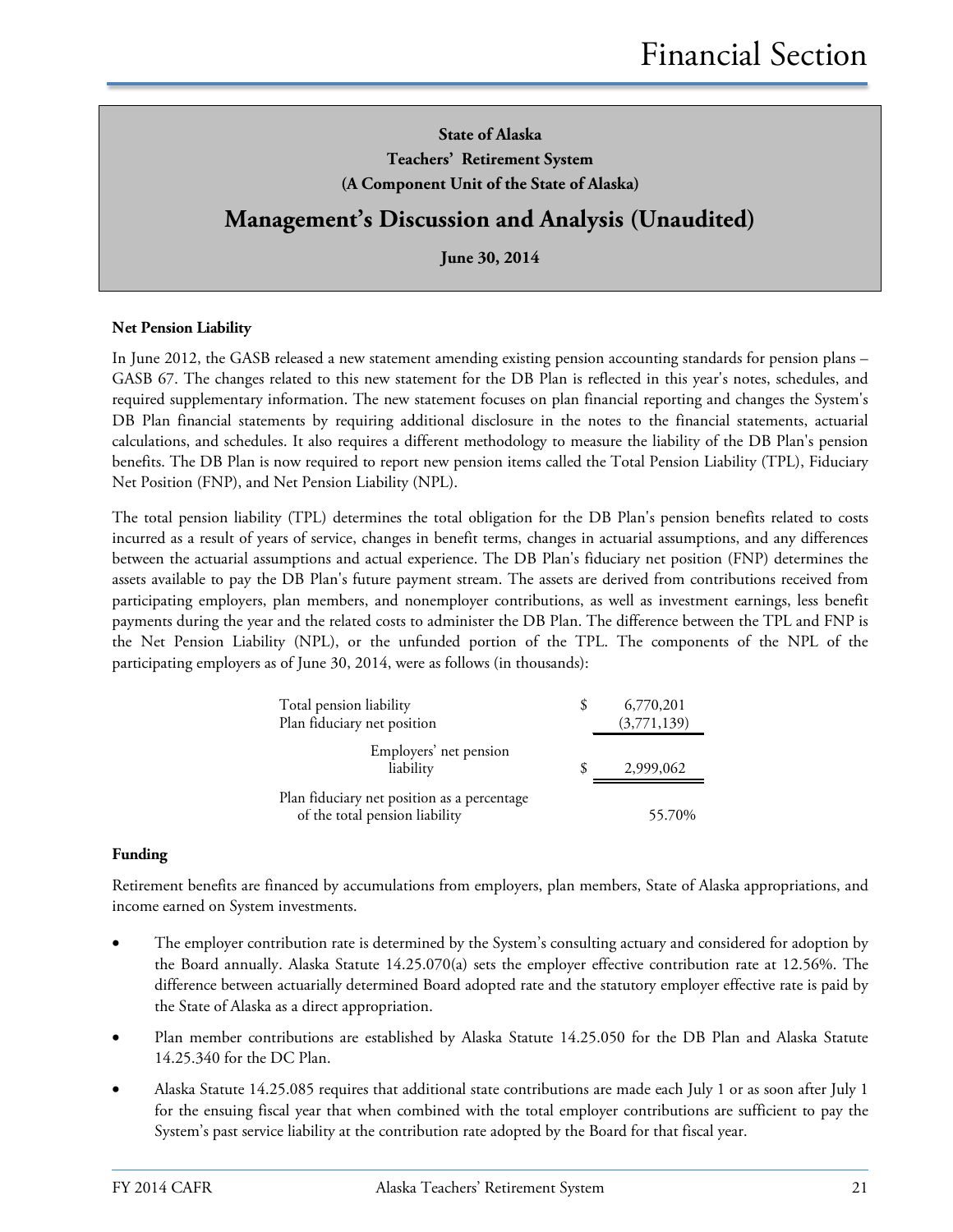**State of Alaska**
**Teachers' Retirement System**
**(A Component Unit of the State of Alaska)**

## Management's Discussion and Analysis (Unaudited)

**June 30, 2014**

### Net Pension Liability

In June 2012, the GASB released a new statement amending existing pension accounting standards for pension plans – GASB 67. The changes related to this new statement for the DB Plan is reflected in this year's notes, schedules, and required supplementary information. The new statement focuses on plan financial reporting and changes the System's DB Plan financial statements by requiring additional disclosure in the notes to the financial statements, actuarial calculations, and schedules. It also requires a different methodology to measure the liability of the DB Plan's pension benefits. The DB Plan is now required to report new pension items called the Total Pension Liability (TPL), Fiduciary Net Position (FNP), and Net Pension Liability (NPL).

The total pension liability (TPL) determines the total obligation for the DB Plan's pension benefits related to costs incurred as a result of years of service, changes in benefit terms, changes in actuarial assumptions, and any differences between the actuarial assumptions and actual experience. The DB Plan's fiduciary net position (FNP) determines the assets available to pay the DB Plan's future payment stream. The assets are derived from contributions received from participating employers, plan members, and nonemployer contributions, as well as investment earnings, less benefit payments during the year and the related costs to administer the DB Plan. The difference between the TPL and FNP is the Net Pension Liability (NPL), or the unfunded portion of the TPL. The components of the NPL of the participating employers as of June 30, 2014, were as follows (in thousands):

| | | |
|---|---|---|
| Total pension liability | $ | 6,770,201 |
| Plan fiduciary net position | | (3,771,139) |
| Employers' net pension liability | $ | 2,999,062 |
| Plan fiduciary net position as a percentage of the total pension liability | | 55.70% |

### Funding

Retirement benefits are financed by accumulations from employers, plan members, State of Alaska appropriations, and income earned on System investments.

- The employer contribution rate is determined by the System's consulting actuary and considered for adoption by the Board annually. Alaska Statute 14.25.070(a) sets the employer effective contribution rate at 12.56%. The difference between actuarially determined Board adopted rate and the statutory employer effective rate is paid by the State of Alaska as a direct appropriation.
- Plan member contributions are established by Alaska Statute 14.25.050 for the DB Plan and Alaska Statute 14.25.340 for the DC Plan.
- Alaska Statute 14.25.085 requires that additional state contributions are made each July 1 or as soon after July 1 for the ensuing fiscal year that when combined with the total employer contributions are sufficient to pay the System's past service liability at the contribution rate adopted by the Board for that fiscal year.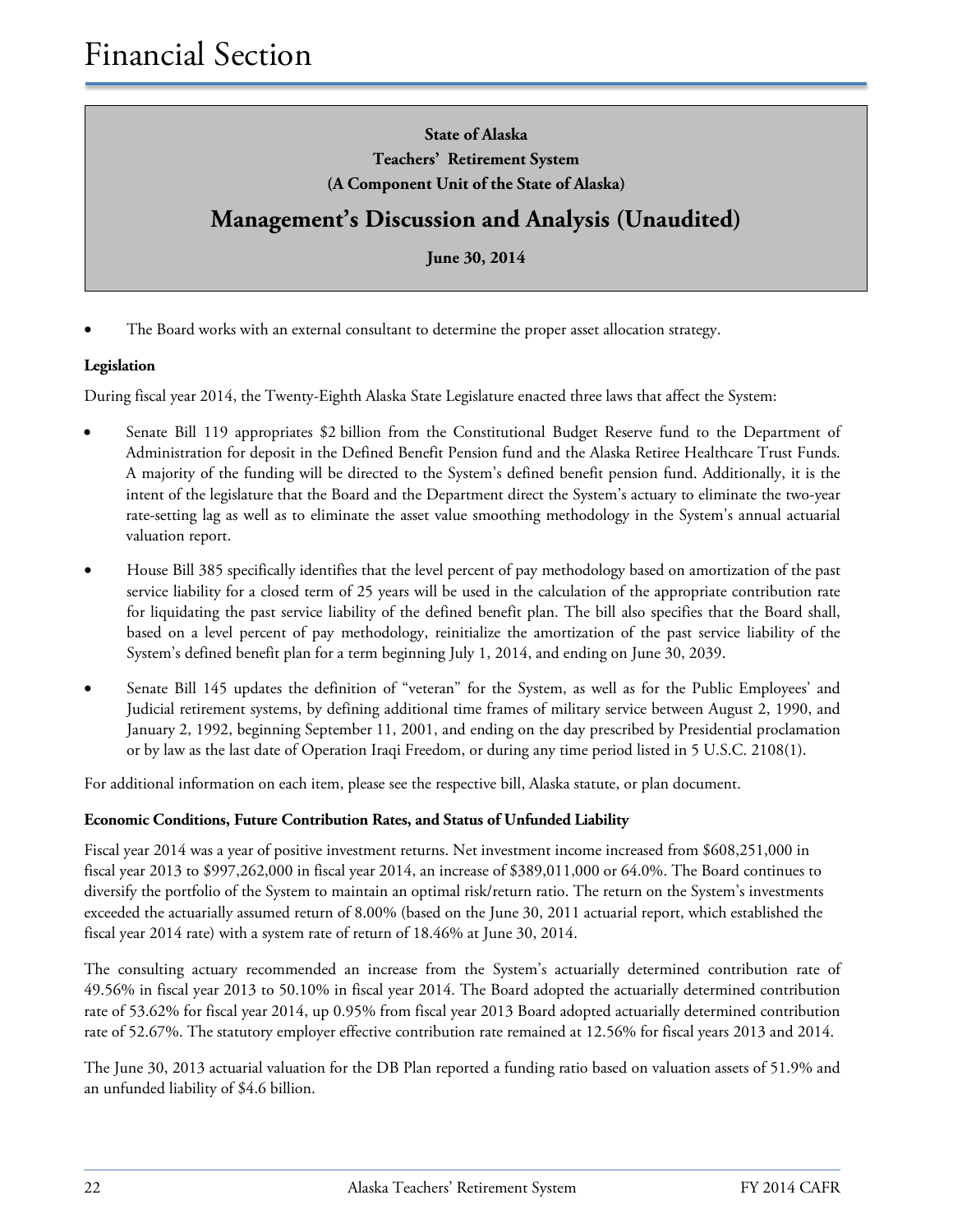# Financial Section

**State of Alaska**
**Teachers' Retirement System**
**(A Component Unit of the State of Alaska)**

## Management's Discussion and Analysis (Unaudited)

**June 30, 2014**

- The Board works with an external consultant to determine the proper asset allocation strategy.

**Legislation**

During fiscal year 2014, the Twenty-Eighth Alaska State Legislature enacted three laws that affect the System:

- Senate Bill 119 appropriates $2 billion from the Constitutional Budget Reserve fund to the Department of Administration for deposit in the Defined Benefit Pension fund and the Alaska Retiree Healthcare Trust Funds. A majority of the funding will be directed to the System's defined benefit pension fund. Additionally, it is the intent of the legislature that the Board and the Department direct the System's actuary to eliminate the two-year rate-setting lag as well as to eliminate the asset value smoothing methodology in the System's annual actuarial valuation report.
- House Bill 385 specifically identifies that the level percent of pay methodology based on amortization of the past service liability for a closed term of 25 years will be used in the calculation of the appropriate contribution rate for liquidating the past service liability of the defined benefit plan. The bill also specifies that the Board shall, based on a level percent of pay methodology, reinitialize the amortization of the past service liability of the System's defined benefit plan for a term beginning July 1, 2014, and ending on June 30, 2039.
- Senate Bill 145 updates the definition of "veteran" for the System, as well as for the Public Employees' and Judicial retirement systems, by defining additional time frames of military service between August 2, 1990, and January 2, 1992, beginning September 11, 2001, and ending on the day prescribed by Presidential proclamation or by law as the last date of Operation Iraqi Freedom, or during any time period listed in 5 U.S.C. 2108(1).

For additional information on each item, please see the respective bill, Alaska statute, or plan document.

**Economic Conditions, Future Contribution Rates, and Status of Unfunded Liability**

Fiscal year 2014 was a year of positive investment returns. Net investment income increased from $608,251,000 in fiscal year 2013 to $997,262,000 in fiscal year 2014, an increase of $389,011,000 or 64.0%. The Board continues to diversify the portfolio of the System to maintain an optimal risk/return ratio. The return on the System's investments exceeded the actuarially assumed return of 8.00% (based on the June 30, 2011 actuarial report, which established the fiscal year 2014 rate) with a system rate of return of 18.46% at June 30, 2014.

The consulting actuary recommended an increase from the System's actuarially determined contribution rate of 49.56% in fiscal year 2013 to 50.10% in fiscal year 2014. The Board adopted the actuarially determined contribution rate of 53.62% for fiscal year 2014, up 0.95% from fiscal year 2013 Board adopted actuarially determined contribution rate of 52.67%. The statutory employer effective contribution rate remained at 12.56% for fiscal years 2013 and 2014.

The June 30, 2013 actuarial valuation for the DB Plan reported a funding ratio based on valuation assets of 51.9% and an unfunded liability of $4.6 billion.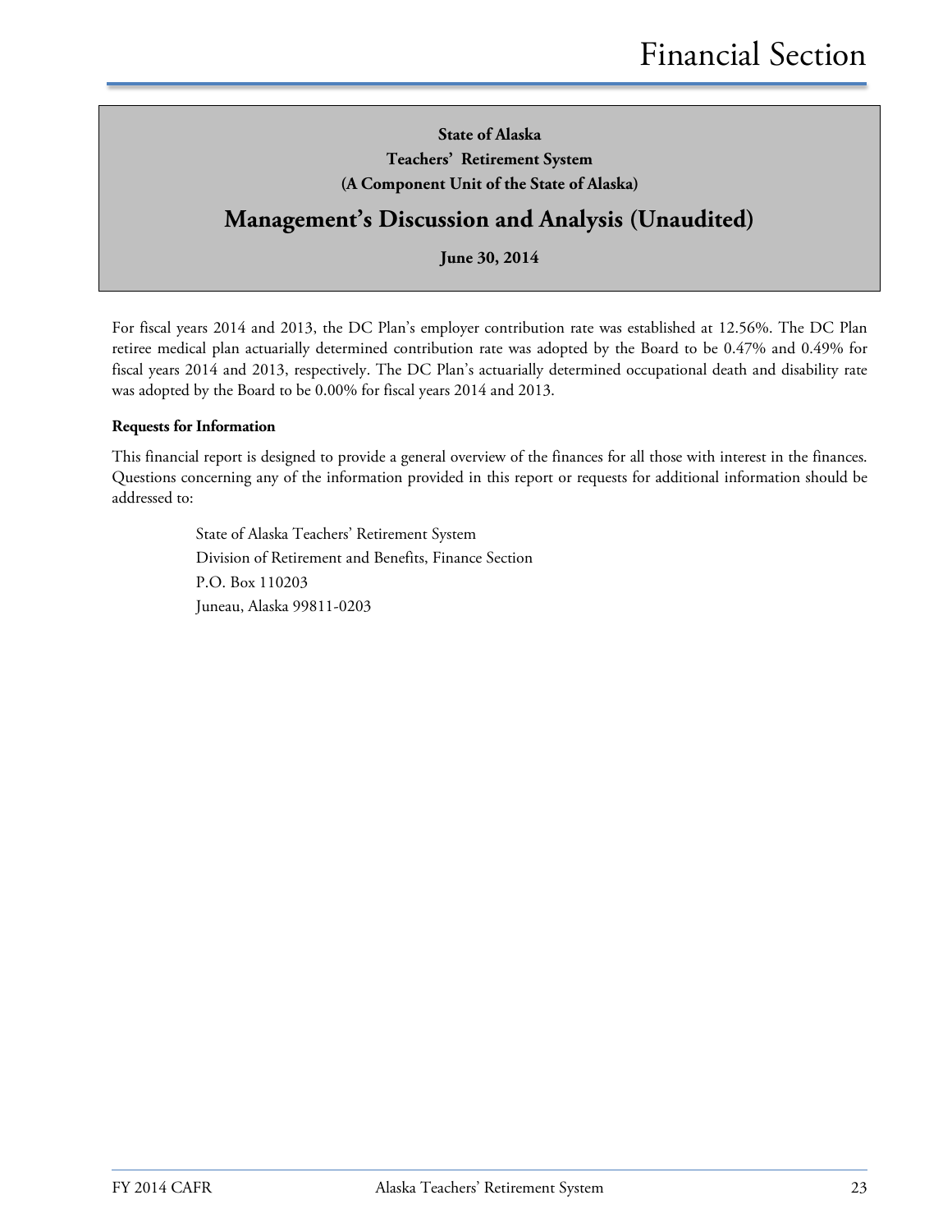**State of Alaska**

**Teachers' Retirement System**

**(A Component Unit of the State of Alaska)**

## Management's Discussion and Analysis (Unaudited)

**June 30, 2014**

For fiscal years 2014 and 2013, the DC Plan's employer contribution rate was established at 12.56%. The DC Plan retiree medical plan actuarially determined contribution rate was adopted by the Board to be 0.47% and 0.49% for fiscal years 2014 and 2013, respectively. The DC Plan's actuarially determined occupational death and disability rate was adopted by the Board to be 0.00% for fiscal years 2014 and 2013.

**Requests for Information**

This financial report is designed to provide a general overview of the finances for all those with interest in the finances. Questions concerning any of the information provided in this report or requests for additional information should be addressed to:

State of Alaska Teachers' Retirement System
Division of Retirement and Benefits, Finance Section
P.O. Box 110203
Juneau, Alaska 99811-0203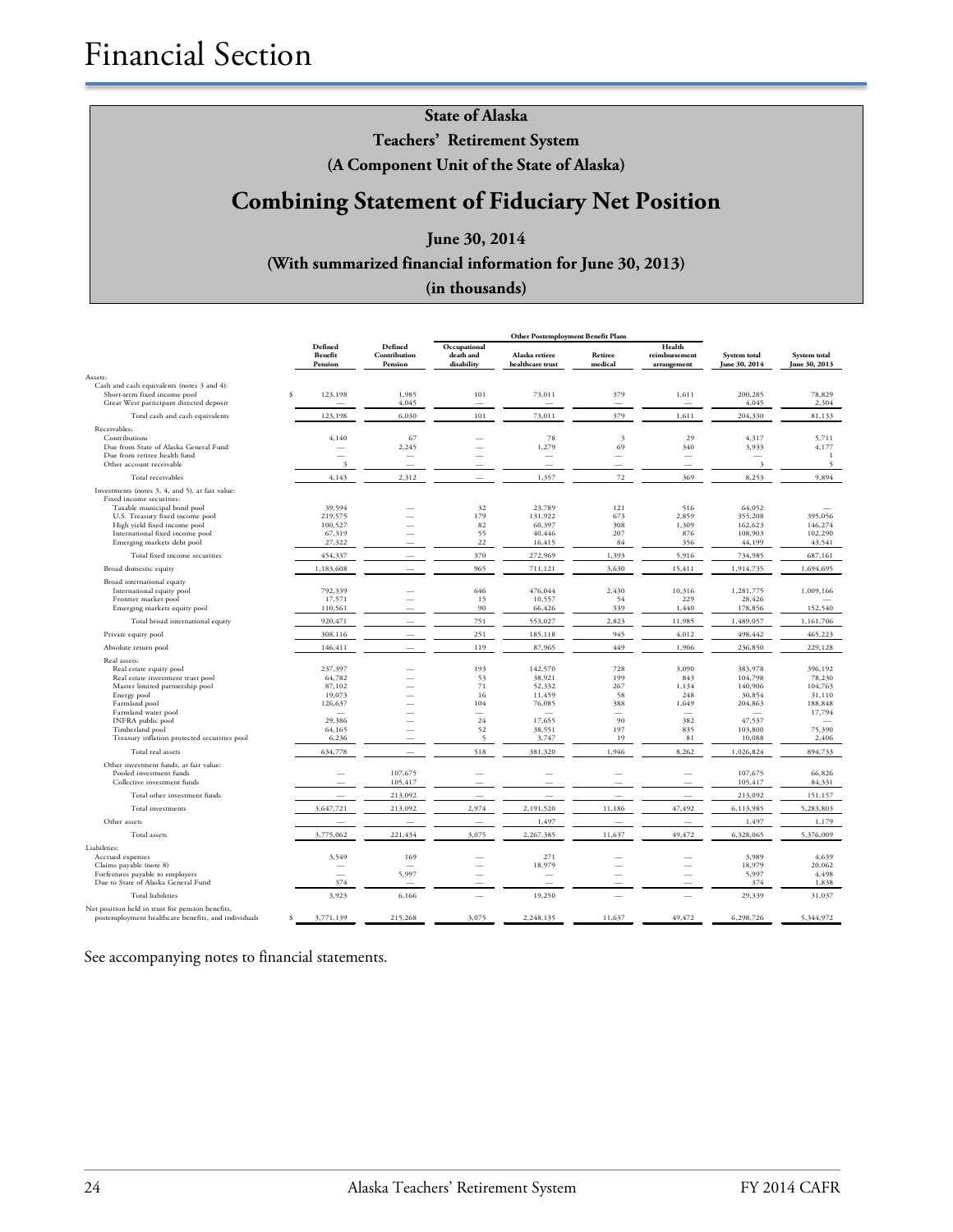# Financial Section

**State of Alaska**

**Teachers' Retirement System**

**(A Component Unit of the State of Alaska)**

## Combining Statement of Fiduciary Net Position

**June 30, 2014**

**(With summarized financial information for June 30, 2013)**

**(in thousands)**

| | Defined Benefit Pension | Defined Contribution Pension | Other Postemployment Benefit Plans | | | | System total June 30, 2014 | System total June 30, 2013 |
|---|---|---|---|---|---|---|---|---|
| | | | Occupational death and disability | Alaska retiree healthcare trust | Retiree medical | Health reimbursement arrangement | | |
| Assets: | | | | | | | | |
| Cash and cash equivalents (notes 3 and 4): | | | | | | | | |
| Short-term fixed income pool | $ 123,198 | 1,985 | 101 | 73,011 | 379 | 1,611 | 200,285 | 78,829 |
| Great West participant directed deposit | — | 4,045 | — | — | — | — | 4,045 | 2,304 |
| Total cash and cash equivalents | 123,198 | 6,030 | 101 | 73,011 | 379 | 1,611 | 204,330 | 81,133 |
| Receivables: | | | | | | | | |
| Contributions | 4,140 | 67 | — | 78 | 3 | 29 | 4,317 | 5,711 |
| Due from State of Alaska General Fund | — | 2,245 | — | 1,279 | 69 | 340 | 3,933 | 4,177 |
| Due from retiree health fund | — | — | — | — | — | — | — | 1 |
| Other account receivable | 3 | — | — | — | — | — | 3 | 5 |
| Total receivables | 4,143 | 2,312 | — | 1,357 | 72 | 369 | 8,253 | 9,894 |
| Investments (notes 3, 4, and 5), at fair value: | | | | | | | | |
| Fixed income securities: | | | | | | | | |
| Taxable municipal bond pool | 39,594 | — | 32 | 23,789 | 121 | 516 | 64,052 | — |
| U.S. Treasury fixed income pool | 219,575 | — | 179 | 131,922 | 673 | 2,859 | 355,208 | 395,056 |
| High yield fixed income pool | 100,527 | — | 82 | 60,397 | 308 | 1,309 | 162,623 | 146,274 |
| International fixed income pool | 67,319 | — | 55 | 40,446 | 207 | 876 | 108,903 | 102,290 |
| Emerging markets debt pool | 27,322 | — | 22 | 16,415 | 84 | 356 | 44,199 | 43,541 |
| Total fixed income securities | 454,337 | — | 370 | 272,969 | 1,393 | 5,916 | 734,985 | 687,161 |
| Broad domestic equity | 1,183,608 | — | 965 | 711,121 | 3,630 | 15,411 | 1,914,735 | 1,694,695 |
| Broad international equity | | | | | | | | |
| International equity pool | 792,339 | — | 646 | 476,044 | 2,430 | 10,316 | 1,281,775 | 1,009,166 |
| Frontier market pool | 17,571 | — | 15 | 10,557 | 54 | 229 | 28,426 | — |
| Emerging markets equity pool | 110,561 | — | 90 | 66,426 | 339 | 1,440 | 178,856 | 152,540 |
| Total broad international equity | 920,471 | — | 751 | 553,027 | 2,823 | 11,985 | 1,489,057 | 1,161,706 |
| Private equity pool | 308,116 | — | 251 | 185,118 | 945 | 4,012 | 498,442 | 465,223 |
| Absolute return pool | 146,411 | — | 119 | 87,965 | 449 | 1,906 | 236,850 | 229,128 |
| Real assets: | | | | | | | | |
| Real estate equity pool | 237,397 | — | 193 | 142,570 | 728 | 3,090 | 383,978 | 396,192 |
| Real estate investment trust pool | 64,782 | — | 53 | 38,921 | 199 | 843 | 104,798 | 78,230 |
| Master limited partnership pool | 87,102 | — | 71 | 52,332 | 267 | 1,134 | 140,906 | 104,763 |
| Energy pool | 19,073 | — | 16 | 11,459 | 58 | 248 | 30,854 | 31,110 |
| Farmland pool | 126,637 | — | 104 | 76,085 | 388 | 1,649 | 204,863 | 188,848 |
| Farmland water pool | — | — | — | — | — | — | — | 17,794 |
| INFRA public pool | 29,386 | — | 24 | 17,655 | 90 | 382 | 47,537 | — |
| Timberland pool | 64,165 | — | 52 | 38,551 | 197 | 835 | 103,800 | 75,390 |
| Treasury inflation protected securities pool | 6,236 | — | 5 | 3,747 | 19 | 81 | 10,088 | 2,406 |
| Total real assets | 634,778 | — | 518 | 381,320 | 1,946 | 8,262 | 1,026,824 | 894,733 |
| Other investment funds, at fair value: | | | | | | | | |
| Pooled investment funds | — | 107,675 | — | — | — | — | 107,675 | 66,826 |
| Collective investment funds | — | 105,417 | — | — | — | — | 105,417 | 84,331 |
| Total other investment funds | — | 213,092 | — | — | — | — | 213,092 | 151,157 |
| Total investments | 3,647,721 | 213,092 | 2,974 | 2,191,520 | 11,186 | 47,492 | 6,113,985 | 5,283,803 |
| Other assets | — | — | — | 1,497 | — | — | 1,497 | 1,179 |
| Total assets | 3,775,062 | 221,434 | 3,075 | 2,267,385 | 11,637 | 49,472 | 6,328,065 | 5,376,009 |
| Liabilities: | | | | | | | | |
| Accrued expenses | 3,549 | 169 | — | 271 | — | — | 3,989 | 4,639 |
| Claims payable (note 8) | — | — | — | 18,979 | — | — | 18,979 | 20,062 |
| Forfeitures payable to employers | — | 5,997 | — | — | — | — | 5,997 | 4,498 |
| Due to State of Alaska General Fund | 374 | — | — | — | — | — | 374 | 1,838 |
| Total liabilities | 3,923 | 6,166 | — | 19,250 | — | — | 29,339 | 31,037 |
| Net position held in trust for pension benefits, postemployment healthcare benefits, and individuals | $ 3,771,139 | 215,268 | 3,075 | 2,248,135 | 11,637 | 49,472 | 6,298,726 | 5,344,972 |

See accompanying notes to financial statements.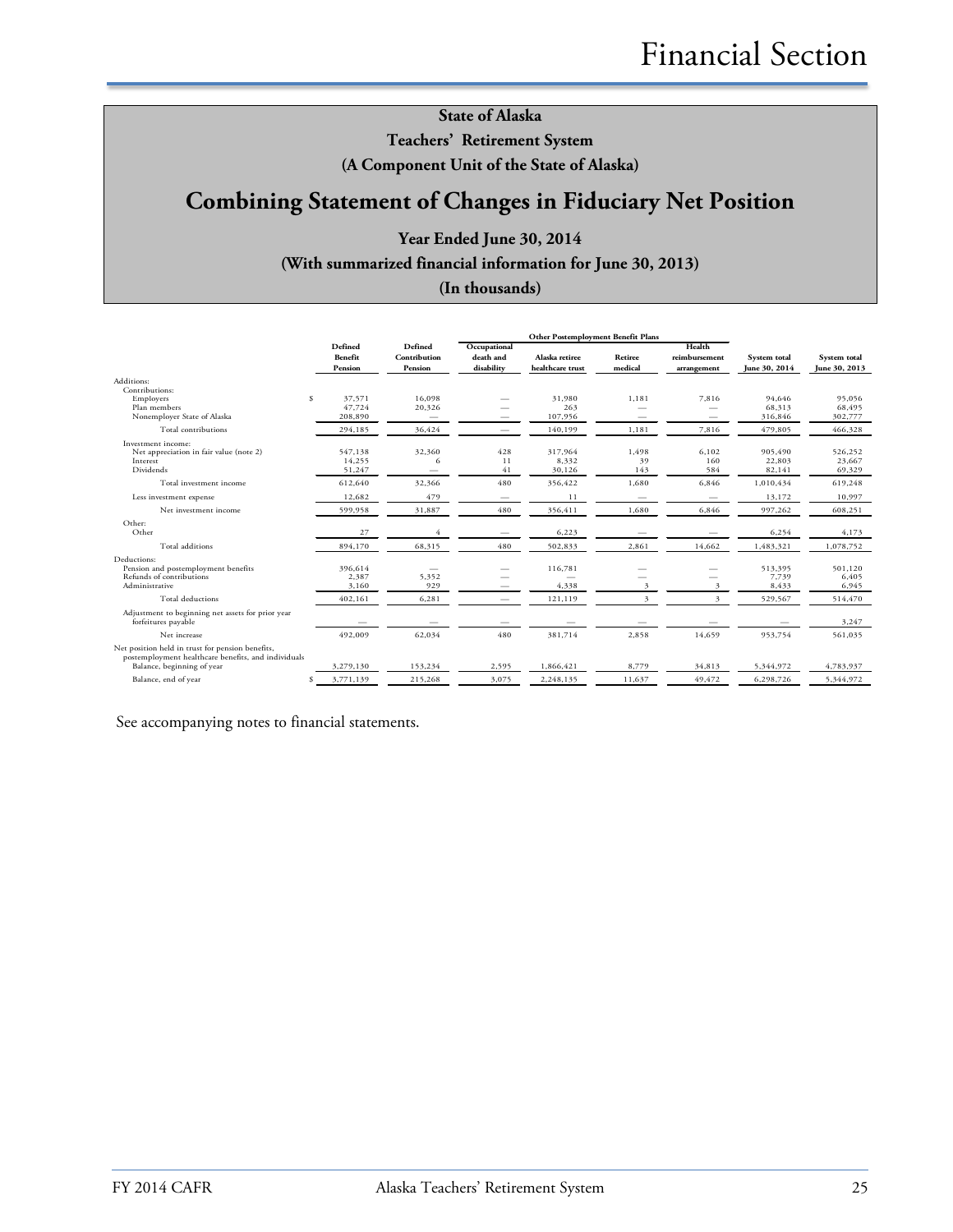# Financial Section

## State of Alaska

## Teachers' Retirement System

## (A Component Unit of the State of Alaska)

# Combining Statement of Changes in Fiduciary Net Position

### Year Ended June 30, 2014

### (With summarized financial information for June 30, 2013)

### (In thousands)

| | Defined Benefit Pension | Defined Contribution Pension | Other Postemployment Benefit Plans | | | | System total June 30, 2014 | System total June 30, 2013 |
|---|---|---|---|---|---|---|---|---|
| | | | Occupational death and disability | Alaska retiree healthcare trust | Retiree medical | Health reimbursement arrangement | | |
| Additions: | | | | | | | | |
| Contributions: | | | | | | | | |
| Employers | $ 37,571 | 16,098 | — | 31,980 | 1,181 | 7,816 | 94,646 | 95,056 |
| Plan members | 47,724 | 20,326 | — | 263 | — | — | 68,313 | 68,495 |
| Nonemployer State of Alaska | 208,890 | — | — | 107,956 | — | — | 316,846 | 302,777 |
| Total contributions | 294,185 | 36,424 | — | 140,199 | 1,181 | 7,816 | 479,805 | 466,328 |
| Investment income: | | | | | | | | |
| Net appreciation in fair value (note 2) | 547,138 | 32,360 | 428 | 317,964 | 1,498 | 6,102 | 905,490 | 526,252 |
| Interest | 14,255 | 6 | 11 | 8,332 | 39 | 160 | 22,803 | 23,667 |
| Dividends | 51,247 | — | 41 | 30,126 | 143 | 584 | 82,141 | 69,329 |
| Total investment income | 612,640 | 32,366 | 480 | 356,422 | 1,680 | 6,846 | 1,010,434 | 619,248 |
| Less investment expense | 12,682 | 479 | — | 11 | — | — | 13,172 | 10,997 |
| Net investment income | 599,958 | 31,887 | 480 | 356,411 | 1,680 | 6,846 | 997,262 | 608,251 |
| Other: | | | | | | | | |
| Other | 27 | 4 | — | 6,223 | — | — | 6,254 | 4,173 |
| Total additions | 894,170 | 68,315 | 480 | 502,833 | 2,861 | 14,662 | 1,483,321 | 1,078,752 |
| Deductions: | | | | | | | | |
| Pension and postemployment benefits | 396,614 | — | — | 116,781 | — | — | 513,395 | 501,120 |
| Refunds of contributions | 2,387 | 5,352 | — | — | — | — | 7,739 | 6,405 |
| Administrative | 3,160 | 929 | — | 4,338 | 3 | 3 | 8,433 | 6,945 |
| Total deductions | 402,161 | 6,281 | — | 121,119 | 3 | 3 | 529,567 | 514,470 |
| Adjustment to beginning net assets for prior year forfeitures payable | — | — | — | — | — | — | — | 3,247 |
| Net increase | 492,009 | 62,034 | 480 | 381,714 | 2,858 | 14,659 | 953,754 | 561,035 |
| Net position held in trust for pension benefits, postemployment healthcare benefits, and individuals | | | | | | | | |
| Balance, beginning of year | 3,279,130 | 153,234 | 2,595 | 1,866,421 | 8,779 | 34,813 | 5,344,972 | 4,783,937 |
| Balance, end of year | $ 3,771,139 | 215,268 | 3,075 | 2,248,135 | 11,637 | 49,472 | 6,298,726 | 5,344,972 |

See accompanying notes to financial statements.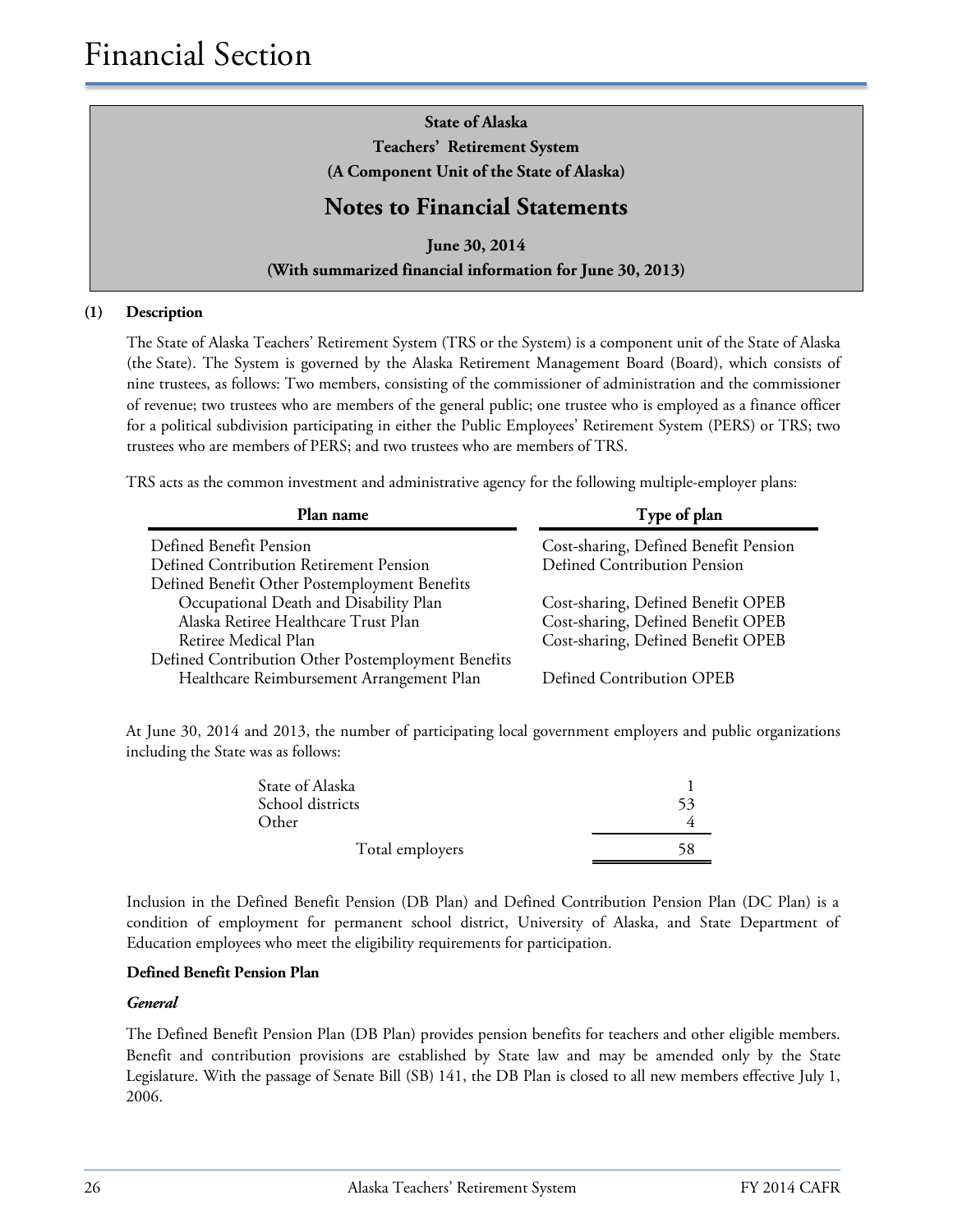# Financial Section

**State of Alaska**
**Teachers' Retirement System**
**(A Component Unit of the State of Alaska)**

## Notes to Financial Statements

**June 30, 2014**
**(With summarized financial information for June 30, 2013)**

**(1) Description**

The State of Alaska Teachers' Retirement System (TRS or the System) is a component unit of the State of Alaska (the State). The System is governed by the Alaska Retirement Management Board (Board), which consists of nine trustees, as follows: Two members, consisting of the commissioner of administration and the commissioner of revenue; two trustees who are members of the general public; one trustee who is employed as a finance officer for a political subdivision participating in either the Public Employees' Retirement System (PERS) or TRS; two trustees who are members of PERS; and two trustees who are members of TRS.

TRS acts as the common investment and administrative agency for the following multiple-employer plans:

| Plan name | Type of plan |
|---|---|
| Defined Benefit Pension | Cost-sharing, Defined Benefit Pension |
| Defined Contribution Retirement Pension | Defined Contribution Pension |
| Defined Benefit Other Postemployment Benefits | |
| Occupational Death and Disability Plan | Cost-sharing, Defined Benefit OPEB |
| Alaska Retiree Healthcare Trust Plan | Cost-sharing, Defined Benefit OPEB |
| Retiree Medical Plan | Cost-sharing, Defined Benefit OPEB |
| Defined Contribution Other Postemployment Benefits | |
| Healthcare Reimbursement Arrangement Plan | Defined Contribution OPEB |

At June 30, 2014 and 2013, the number of participating local government employers and public organizations including the State was as follows:

| | |
|---|---|
| State of Alaska | 1 |
| School districts | 53 |
| Other | 4 |
| Total employers | 58 |

Inclusion in the Defined Benefit Pension (DB Plan) and Defined Contribution Pension Plan (DC Plan) is a condition of employment for permanent school district, University of Alaska, and State Department of Education employees who meet the eligibility requirements for participation.

**Defined Benefit Pension Plan**

***General***

The Defined Benefit Pension Plan (DB Plan) provides pension benefits for teachers and other eligible members. Benefit and contribution provisions are established by State law and may be amended only by the State Legislature. With the passage of Senate Bill (SB) 141, the DB Plan is closed to all new members effective July 1, 2006.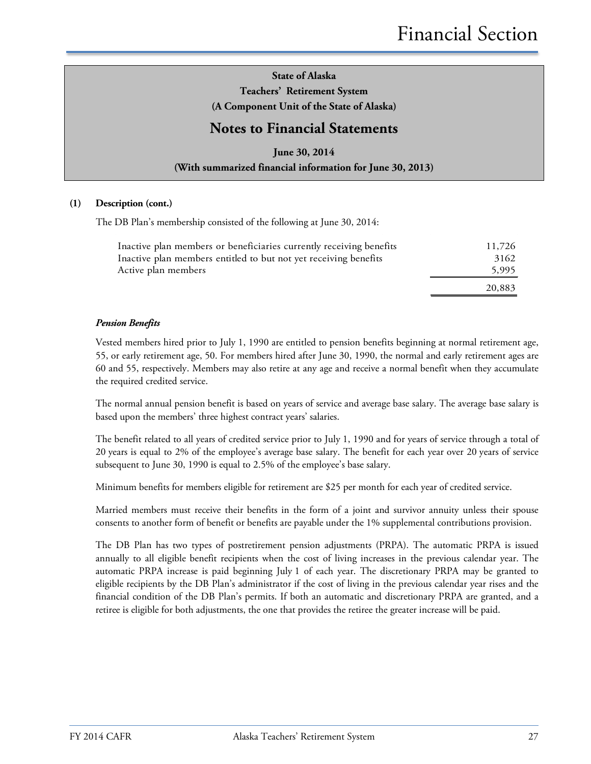**State of Alaska**
**Teachers' Retirement System**
**(A Component Unit of the State of Alaska)**

## Notes to Financial Statements

**June 30, 2014**
**(With summarized financial information for June 30, 2013)**

**(1) Description (cont.)**

The DB Plan's membership consisted of the following at June 30, 2014:

| | |
|---|---|
| Inactive plan members or beneficiaries currently receiving benefits | 11,726 |
| Inactive plan members entitled to but not yet receiving benefits | 3162 |
| Active plan members | 5,995 |
| | 20,883 |

***Pension Benefits***

Vested members hired prior to July 1, 1990 are entitled to pension benefits beginning at normal retirement age, 55, or early retirement age, 50. For members hired after June 30, 1990, the normal and early retirement ages are 60 and 55, respectively. Members may also retire at any age and receive a normal benefit when they accumulate the required credited service.

The normal annual pension benefit is based on years of service and average base salary. The average base salary is based upon the members' three highest contract years' salaries.

The benefit related to all years of credited service prior to July 1, 1990 and for years of service through a total of 20 years is equal to 2% of the employee's average base salary. The benefit for each year over 20 years of service subsequent to June 30, 1990 is equal to 2.5% of the employee's base salary.

Minimum benefits for members eligible for retirement are $25 per month for each year of credited service.

Married members must receive their benefits in the form of a joint and survivor annuity unless their spouse consents to another form of benefit or benefits are payable under the 1% supplemental contributions provision.

The DB Plan has two types of postretirement pension adjustments (PRPA). The automatic PRPA is issued annually to all eligible benefit recipients when the cost of living increases in the previous calendar year. The automatic PRPA increase is paid beginning July 1 of each year. The discretionary PRPA may be granted to eligible recipients by the DB Plan's administrator if the cost of living in the previous calendar year rises and the financial condition of the DB Plan's permits. If both an automatic and discretionary PRPA are granted, and a retiree is eligible for both adjustments, the one that provides the retiree the greater increase will be paid.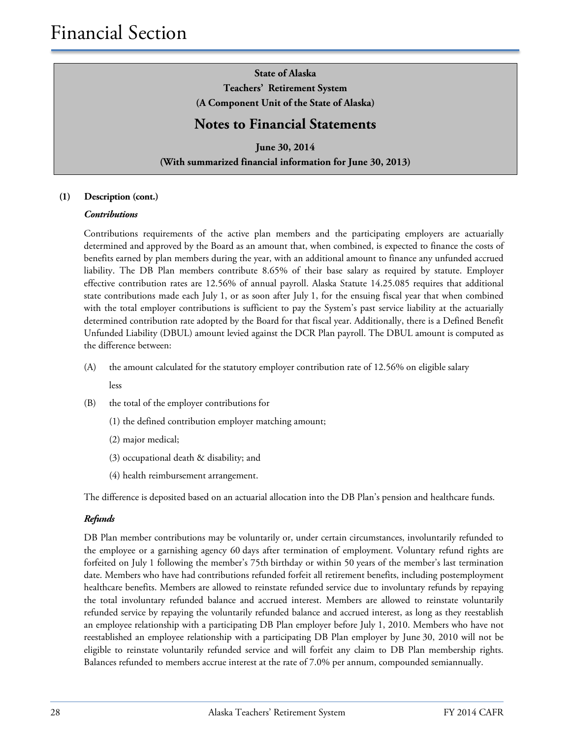# Financial Section

**State of Alaska**
**Teachers' Retirement System**
**(A Component Unit of the State of Alaska)**

## Notes to Financial Statements

**June 30, 2014**
**(With summarized financial information for June 30, 2013)**

**(1) Description (cont.)**

***Contributions***

Contributions requirements of the active plan members and the participating employers are actuarially determined and approved by the Board as an amount that, when combined, is expected to finance the costs of benefits earned by plan members during the year, with an additional amount to finance any unfunded accrued liability. The DB Plan members contribute 8.65% of their base salary as required by statute. Employer effective contribution rates are 12.56% of annual payroll. Alaska Statute 14.25.085 requires that additional state contributions made each July 1, or as soon after July 1, for the ensuing fiscal year that when combined with the total employer contributions is sufficient to pay the System's past service liability at the actuarially determined contribution rate adopted by the Board for that fiscal year. Additionally, there is a Defined Benefit Unfunded Liability (DBUL) amount levied against the DCR Plan payroll. The DBUL amount is computed as the difference between:

(A) the amount calculated for the statutory employer contribution rate of 12.56% on eligible salary

less

(B) the total of the employer contributions for

(1) the defined contribution employer matching amount;

(2) major medical;

(3) occupational death & disability; and

(4) health reimbursement arrangement.

The difference is deposited based on an actuarial allocation into the DB Plan's pension and healthcare funds.

***Refunds***

DB Plan member contributions may be voluntarily or, under certain circumstances, involuntarily refunded to the employee or a garnishing agency 60 days after termination of employment. Voluntary refund rights are forfeited on July 1 following the member's 75th birthday or within 50 years of the member's last termination date. Members who have had contributions refunded forfeit all retirement benefits, including postemployment healthcare benefits. Members are allowed to reinstate refunded service due to involuntary refunds by repaying the total involuntary refunded balance and accrued interest. Members are allowed to reinstate voluntarily refunded service by repaying the voluntarily refunded balance and accrued interest, as long as they reestablish an employee relationship with a participating DB Plan employer before July 1, 2010. Members who have not reestablished an employee relationship with a participating DB Plan employer by June 30, 2010 will not be eligible to reinstate voluntarily refunded service and will forfeit any claim to DB Plan membership rights. Balances refunded to members accrue interest at the rate of 7.0% per annum, compounded semiannually.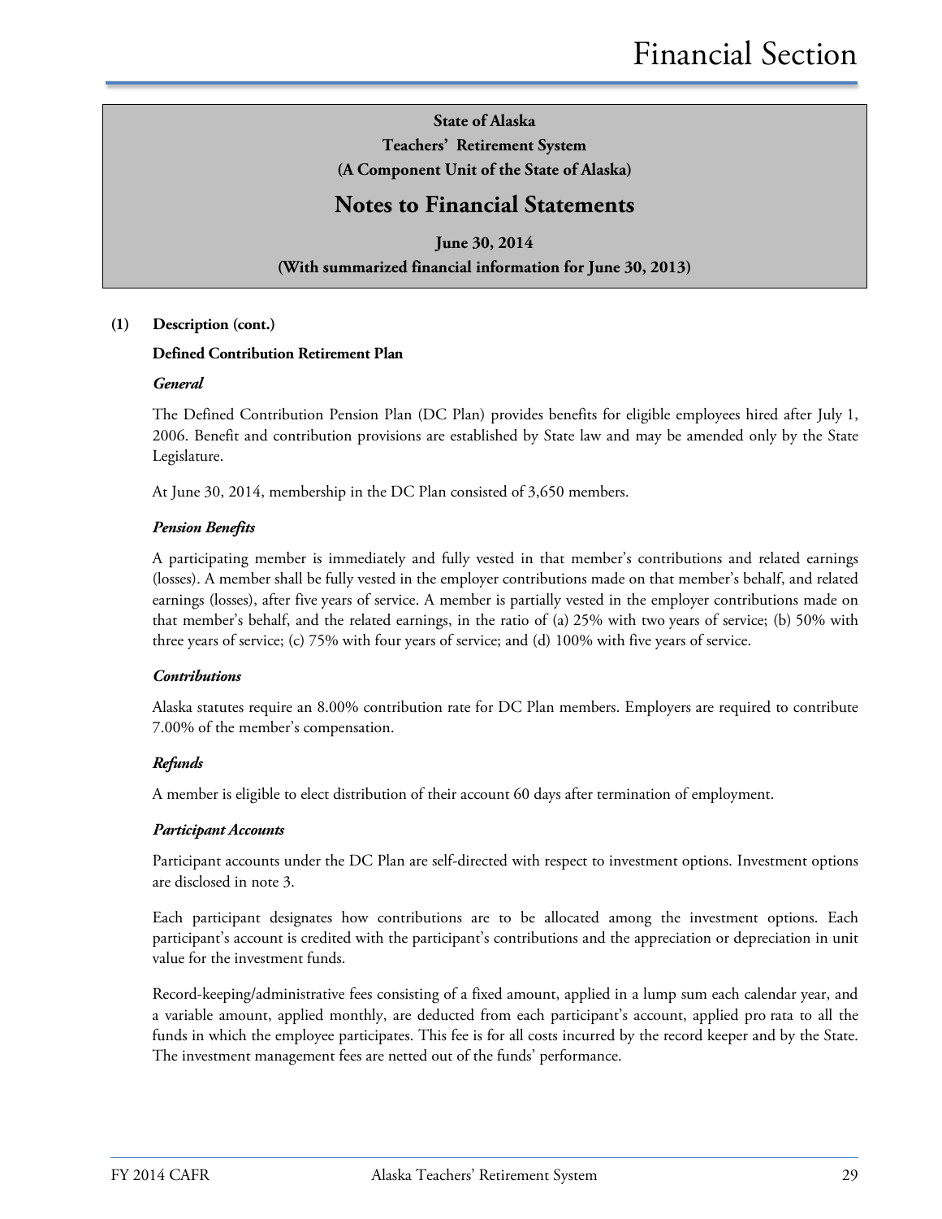**State of Alaska**
**Teachers' Retirement System**
**(A Component Unit of the State of Alaska)**

## Notes to Financial Statements

**June 30, 2014**
**(With summarized financial information for June 30, 2013)**

**(1) Description (cont.)**

**Defined Contribution Retirement Plan**

***General***

The Defined Contribution Pension Plan (DC Plan) provides benefits for eligible employees hired after July 1, 2006. Benefit and contribution provisions are established by State law and may be amended only by the State Legislature.

At June 30, 2014, membership in the DC Plan consisted of 3,650 members.

***Pension Benefits***

A participating member is immediately and fully vested in that member's contributions and related earnings (losses). A member shall be fully vested in the employer contributions made on that member's behalf, and related earnings (losses), after five years of service. A member is partially vested in the employer contributions made on that member's behalf, and the related earnings, in the ratio of (a) 25% with two years of service; (b) 50% with three years of service; (c) 75% with four years of service; and (d) 100% with five years of service.

***Contributions***

Alaska statutes require an 8.00% contribution rate for DC Plan members. Employers are required to contribute 7.00% of the member's compensation.

***Refunds***

A member is eligible to elect distribution of their account 60 days after termination of employment.

***Participant Accounts***

Participant accounts under the DC Plan are self-directed with respect to investment options. Investment options are disclosed in note 3.

Each participant designates how contributions are to be allocated among the investment options. Each participant's account is credited with the participant's contributions and the appreciation or depreciation in unit value for the investment funds.

Record-keeping/administrative fees consisting of a fixed amount, applied in a lump sum each calendar year, and a variable amount, applied monthly, are deducted from each participant's account, applied pro rata to all the funds in which the employee participates. This fee is for all costs incurred by the record keeper and by the State. The investment management fees are netted out of the funds' performance.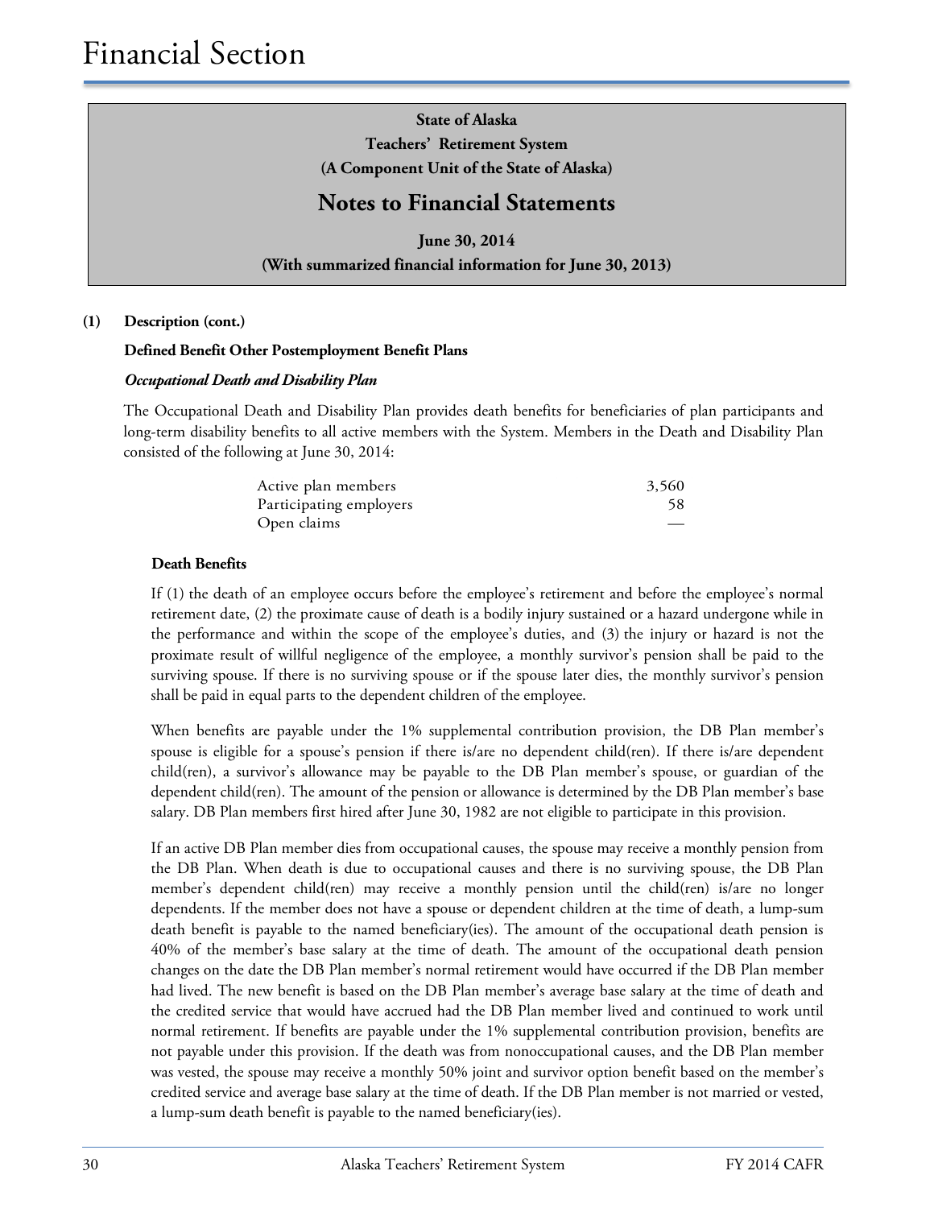# Financial Section

**State of Alaska**
**Teachers' Retirement System**
**(A Component Unit of the State of Alaska)**

## Notes to Financial Statements

**June 30, 2014**
**(With summarized financial information for June 30, 2013)**

**(1) Description (cont.)**

**Defined Benefit Other Postemployment Benefit Plans**

***Occupational Death and Disability Plan***

The Occupational Death and Disability Plan provides death benefits for beneficiaries of plan participants and long-term disability benefits to all active members with the System. Members in the Death and Disability Plan consisted of the following at June 30, 2014:

| | |
|---|---|
| Active plan members | 3,560 |
| Participating employers | 58 |
| Open claims | — |

**Death Benefits**

If (1) the death of an employee occurs before the employee's retirement and before the employee's normal retirement date, (2) the proximate cause of death is a bodily injury sustained or a hazard undergone while in the performance and within the scope of the employee's duties, and (3) the injury or hazard is not the proximate result of willful negligence of the employee, a monthly survivor's pension shall be paid to the surviving spouse. If there is no surviving spouse or if the spouse later dies, the monthly survivor's pension shall be paid in equal parts to the dependent children of the employee.

When benefits are payable under the 1% supplemental contribution provision, the DB Plan member's spouse is eligible for a spouse's pension if there is/are no dependent child(ren). If there is/are dependent child(ren), a survivor's allowance may be payable to the DB Plan member's spouse, or guardian of the dependent child(ren). The amount of the pension or allowance is determined by the DB Plan member's base salary. DB Plan members first hired after June 30, 1982 are not eligible to participate in this provision.

If an active DB Plan member dies from occupational causes, the spouse may receive a monthly pension from the DB Plan. When death is due to occupational causes and there is no surviving spouse, the DB Plan member's dependent child(ren) may receive a monthly pension until the child(ren) is/are no longer dependents. If the member does not have a spouse or dependent children at the time of death, a lump-sum death benefit is payable to the named beneficiary(ies). The amount of the occupational death pension is 40% of the member's base salary at the time of death. The amount of the occupational death pension changes on the date the DB Plan member's normal retirement would have occurred if the DB Plan member had lived. The new benefit is based on the DB Plan member's average base salary at the time of death and the credited service that would have accrued had the DB Plan member lived and continued to work until normal retirement. If benefits are payable under the 1% supplemental contribution provision, benefits are not payable under this provision. If the death was from nonoccupational causes, and the DB Plan member was vested, the spouse may receive a monthly 50% joint and survivor option benefit based on the member's credited service and average base salary at the time of death. If the DB Plan member is not married or vested, a lump-sum death benefit is payable to the named beneficiary(ies).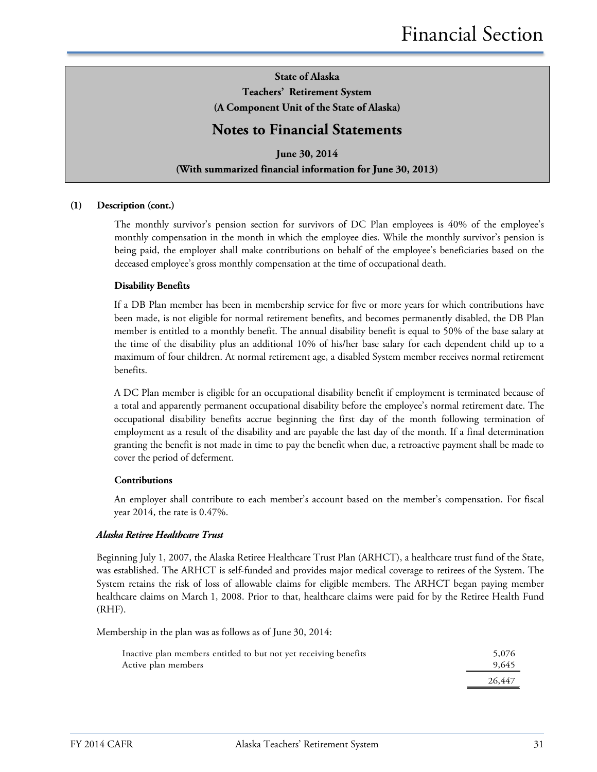**State of Alaska**
**Teachers' Retirement System**
**(A Component Unit of the State of Alaska)**

## Notes to Financial Statements

**June 30, 2014**
**(With summarized financial information for June 30, 2013)**

**(1) Description (cont.)**

The monthly survivor's pension section for survivors of DC Plan employees is 40% of the employee's monthly compensation in the month in which the employee dies. While the monthly survivor's pension is being paid, the employer shall make contributions on behalf of the employee's beneficiaries based on the deceased employee's gross monthly compensation at the time of occupational death.

**Disability Benefits**

If a DB Plan member has been in membership service for five or more years for which contributions have been made, is not eligible for normal retirement benefits, and becomes permanently disabled, the DB Plan member is entitled to a monthly benefit. The annual disability benefit is equal to 50% of the base salary at the time of the disability plus an additional 10% of his/her base salary for each dependent child up to a maximum of four children. At normal retirement age, a disabled System member receives normal retirement benefits.

A DC Plan member is eligible for an occupational disability benefit if employment is terminated because of a total and apparently permanent occupational disability before the employee's normal retirement date. The occupational disability benefits accrue beginning the first day of the month following termination of employment as a result of the disability and are payable the last day of the month. If a final determination granting the benefit is not made in time to pay the benefit when due, a retroactive payment shall be made to cover the period of deferment.

**Contributions**

An employer shall contribute to each member's account based on the member's compensation. For fiscal year 2014, the rate is 0.47%.

***Alaska Retiree Healthcare Trust***

Beginning July 1, 2007, the Alaska Retiree Healthcare Trust Plan (ARHCT), a healthcare trust fund of the State, was established. The ARHCT is self-funded and provides major medical coverage to retirees of the System. The System retains the risk of loss of allowable claims for eligible members. The ARHCT began paying member healthcare claims on March 1, 2008. Prior to that, healthcare claims were paid for by the Retiree Health Fund (RHF).

Membership in the plan was as follows as of June 30, 2014:

| | |
|---|---|
| Inactive plan members entitled to but not yet receiving benefits | 5,076 |
| Active plan members | 9,645 |
| | 26,447 |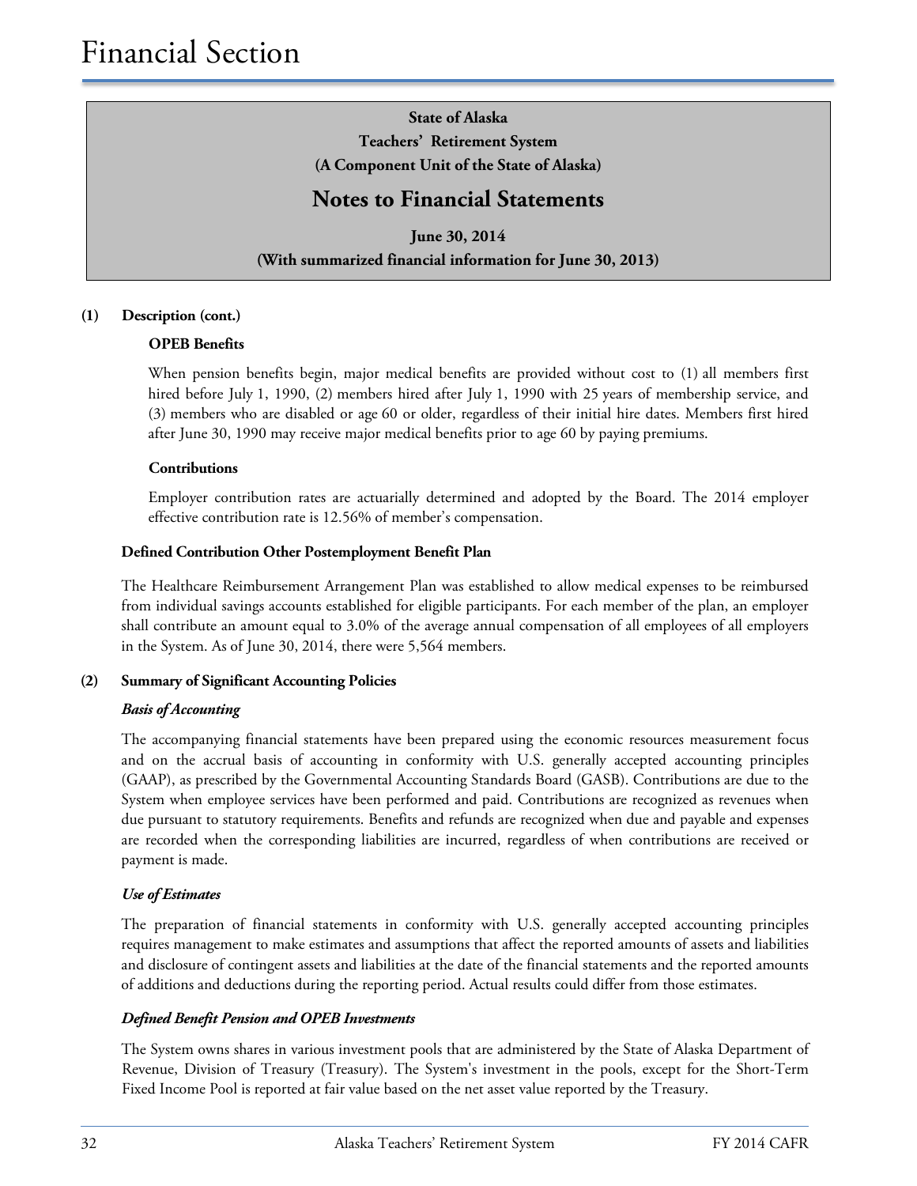# State of Alaska
## Teachers' Retirement System
### (A Component Unit of the State of Alaska)

## Notes to Financial Statements

**June 30, 2014**
**(With summarized financial information for June 30, 2013)**

**(1) Description (cont.)**

**OPEB Benefits**

When pension benefits begin, major medical benefits are provided without cost to (1) all members first hired before July 1, 1990, (2) members hired after July 1, 1990 with 25 years of membership service, and (3) members who are disabled or age 60 or older, regardless of their initial hire dates. Members first hired after June 30, 1990 may receive major medical benefits prior to age 60 by paying premiums.

**Contributions**

Employer contribution rates are actuarially determined and adopted by the Board. The 2014 employer effective contribution rate is 12.56% of member's compensation.

**Defined Contribution Other Postemployment Benefit Plan**

The Healthcare Reimbursement Arrangement Plan was established to allow medical expenses to be reimbursed from individual savings accounts established for eligible participants. For each member of the plan, an employer shall contribute an amount equal to 3.0% of the average annual compensation of all employees of all employers in the System. As of June 30, 2014, there were 5,564 members.

**(2) Summary of Significant Accounting Policies**

***Basis of Accounting***

The accompanying financial statements have been prepared using the economic resources measurement focus and on the accrual basis of accounting in conformity with U.S. generally accepted accounting principles (GAAP), as prescribed by the Governmental Accounting Standards Board (GASB). Contributions are due to the System when employee services have been performed and paid. Contributions are recognized as revenues when due pursuant to statutory requirements. Benefits and refunds are recognized when due and payable and expenses are recorded when the corresponding liabilities are incurred, regardless of when contributions are received or payment is made.

***Use of Estimates***

The preparation of financial statements in conformity with U.S. generally accepted accounting principles requires management to make estimates and assumptions that affect the reported amounts of assets and liabilities and disclosure of contingent assets and liabilities at the date of the financial statements and the reported amounts of additions and deductions during the reporting period. Actual results could differ from those estimates.

***Defined Benefit Pension and OPEB Investments***

The System owns shares in various investment pools that are administered by the State of Alaska Department of Revenue, Division of Treasury (Treasury). The System's investment in the pools, except for the Short-Term Fixed Income Pool is reported at fair value based on the net asset value reported by the Treasury.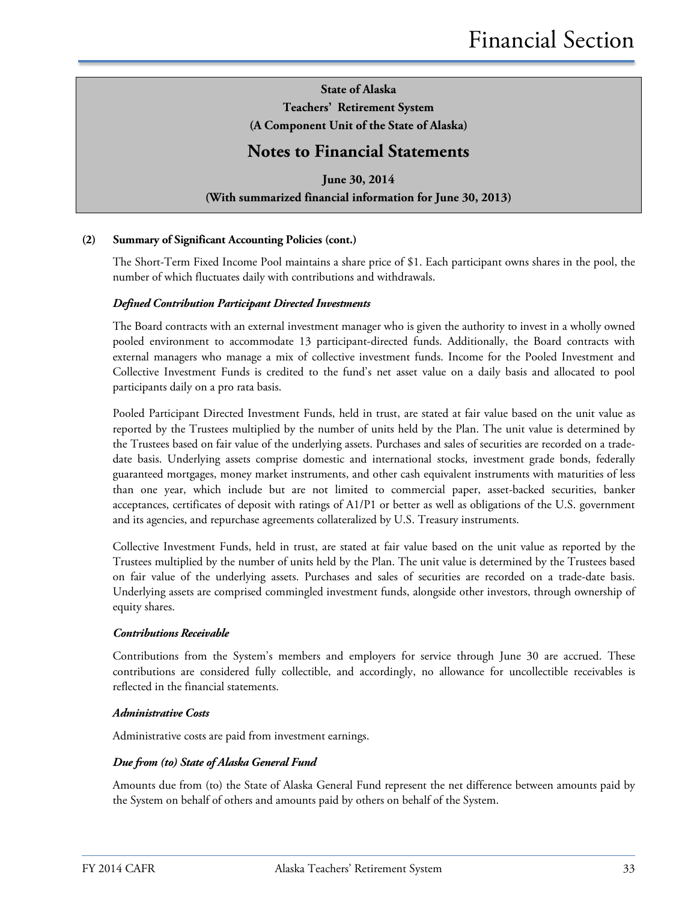**State of Alaska**
**Teachers' Retirement System**
**(A Component Unit of the State of Alaska)**

## Notes to Financial Statements

**June 30, 2014**
**(With summarized financial information for June 30, 2013)**

**(2) Summary of Significant Accounting Policies (cont.)**

The Short-Term Fixed Income Pool maintains a share price of $1. Each participant owns shares in the pool, the number of which fluctuates daily with contributions and withdrawals.

***Defined Contribution Participant Directed Investments***

The Board contracts with an external investment manager who is given the authority to invest in a wholly owned pooled environment to accommodate 13 participant-directed funds. Additionally, the Board contracts with external managers who manage a mix of collective investment funds. Income for the Pooled Investment and Collective Investment Funds is credited to the fund's net asset value on a daily basis and allocated to pool participants daily on a pro rata basis.

Pooled Participant Directed Investment Funds, held in trust, are stated at fair value based on the unit value as reported by the Trustees multiplied by the number of units held by the Plan. The unit value is determined by the Trustees based on fair value of the underlying assets. Purchases and sales of securities are recorded on a trade-date basis. Underlying assets comprise domestic and international stocks, investment grade bonds, federally guaranteed mortgages, money market instruments, and other cash equivalent instruments with maturities of less than one year, which include but are not limited to commercial paper, asset-backed securities, banker acceptances, certificates of deposit with ratings of A1/P1 or better as well as obligations of the U.S. government and its agencies, and repurchase agreements collateralized by U.S. Treasury instruments.

Collective Investment Funds, held in trust, are stated at fair value based on the unit value as reported by the Trustees multiplied by the number of units held by the Plan. The unit value is determined by the Trustees based on fair value of the underlying assets. Purchases and sales of securities are recorded on a trade-date basis. Underlying assets are comprised commingled investment funds, alongside other investors, through ownership of equity shares.

***Contributions Receivable***

Contributions from the System's members and employers for service through June 30 are accrued. These contributions are considered fully collectible, and accordingly, no allowance for uncollectible receivables is reflected in the financial statements.

***Administrative Costs***

Administrative costs are paid from investment earnings.

***Due from (to) State of Alaska General Fund***

Amounts due from (to) the State of Alaska General Fund represent the net difference between amounts paid by the System on behalf of others and amounts paid by others on behalf of the System.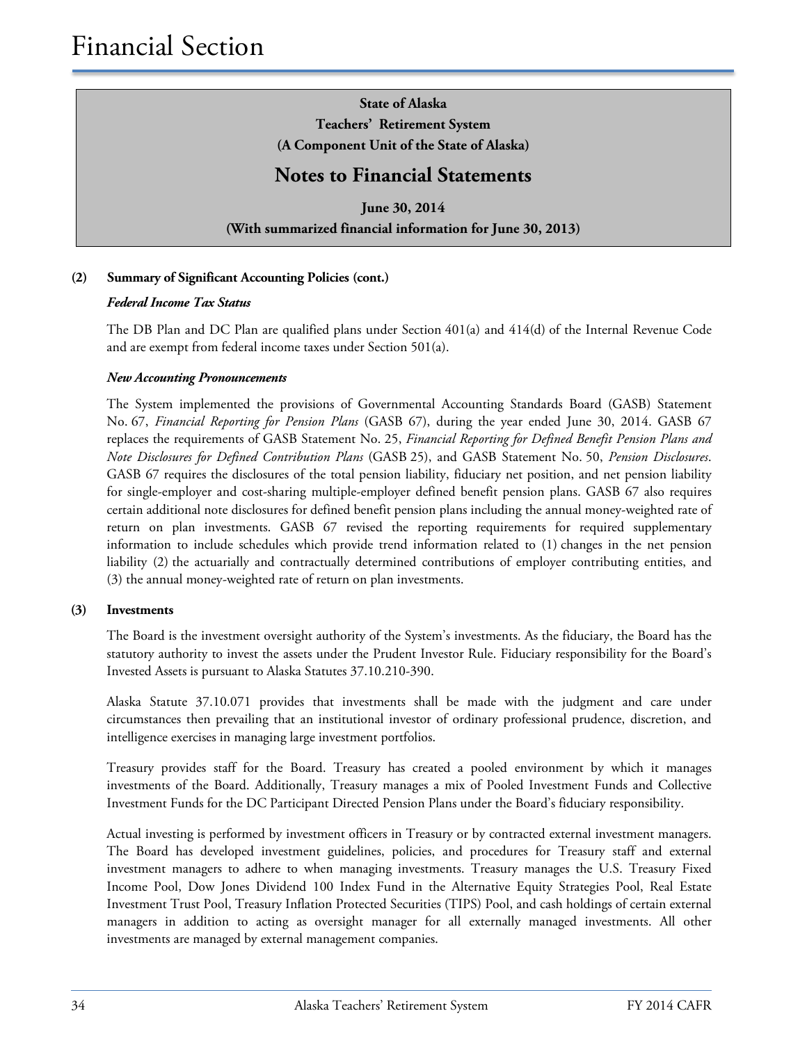**State of Alaska**
**Teachers' Retirement System**
**(A Component Unit of the State of Alaska)**

## Notes to Financial Statements

**June 30, 2014**
**(With summarized financial information for June 30, 2013)**

**(2) Summary of Significant Accounting Policies (cont.)**

***Federal Income Tax Status***

The DB Plan and DC Plan are qualified plans under Section 401(a) and 414(d) of the Internal Revenue Code and are exempt from federal income taxes under Section 501(a).

***New Accounting Pronouncements***

The System implemented the provisions of Governmental Accounting Standards Board (GASB) Statement No. 67, *Financial Reporting for Pension Plans* (GASB 67), during the year ended June 30, 2014. GASB 67 replaces the requirements of GASB Statement No. 25, *Financial Reporting for Defined Benefit Pension Plans and Note Disclosures for Defined Contribution Plans* (GASB 25), and GASB Statement No. 50, *Pension Disclosures*. GASB 67 requires the disclosures of the total pension liability, fiduciary net position, and net pension liability for single-employer and cost-sharing multiple-employer defined benefit pension plans. GASB 67 also requires certain additional note disclosures for defined benefit pension plans including the annual money-weighted rate of return on plan investments. GASB 67 revised the reporting requirements for required supplementary information to include schedules which provide trend information related to (1) changes in the net pension liability (2) the actuarially and contractually determined contributions of employer contributing entities, and (3) the annual money-weighted rate of return on plan investments.

**(3) Investments**

The Board is the investment oversight authority of the System's investments. As the fiduciary, the Board has the statutory authority to invest the assets under the Prudent Investor Rule. Fiduciary responsibility for the Board's Invested Assets is pursuant to Alaska Statutes 37.10.210-390.

Alaska Statute 37.10.071 provides that investments shall be made with the judgment and care under circumstances then prevailing that an institutional investor of ordinary professional prudence, discretion, and intelligence exercises in managing large investment portfolios.

Treasury provides staff for the Board. Treasury has created a pooled environment by which it manages investments of the Board. Additionally, Treasury manages a mix of Pooled Investment Funds and Collective Investment Funds for the DC Participant Directed Pension Plans under the Board's fiduciary responsibility.

Actual investing is performed by investment officers in Treasury or by contracted external investment managers. The Board has developed investment guidelines, policies, and procedures for Treasury staff and external investment managers to adhere to when managing investments. Treasury manages the U.S. Treasury Fixed Income Pool, Dow Jones Dividend 100 Index Fund in the Alternative Equity Strategies Pool, Real Estate Investment Trust Pool, Treasury Inflation Protected Securities (TIPS) Pool, and cash holdings of certain external managers in addition to acting as oversight manager for all externally managed investments. All other investments are managed by external management companies.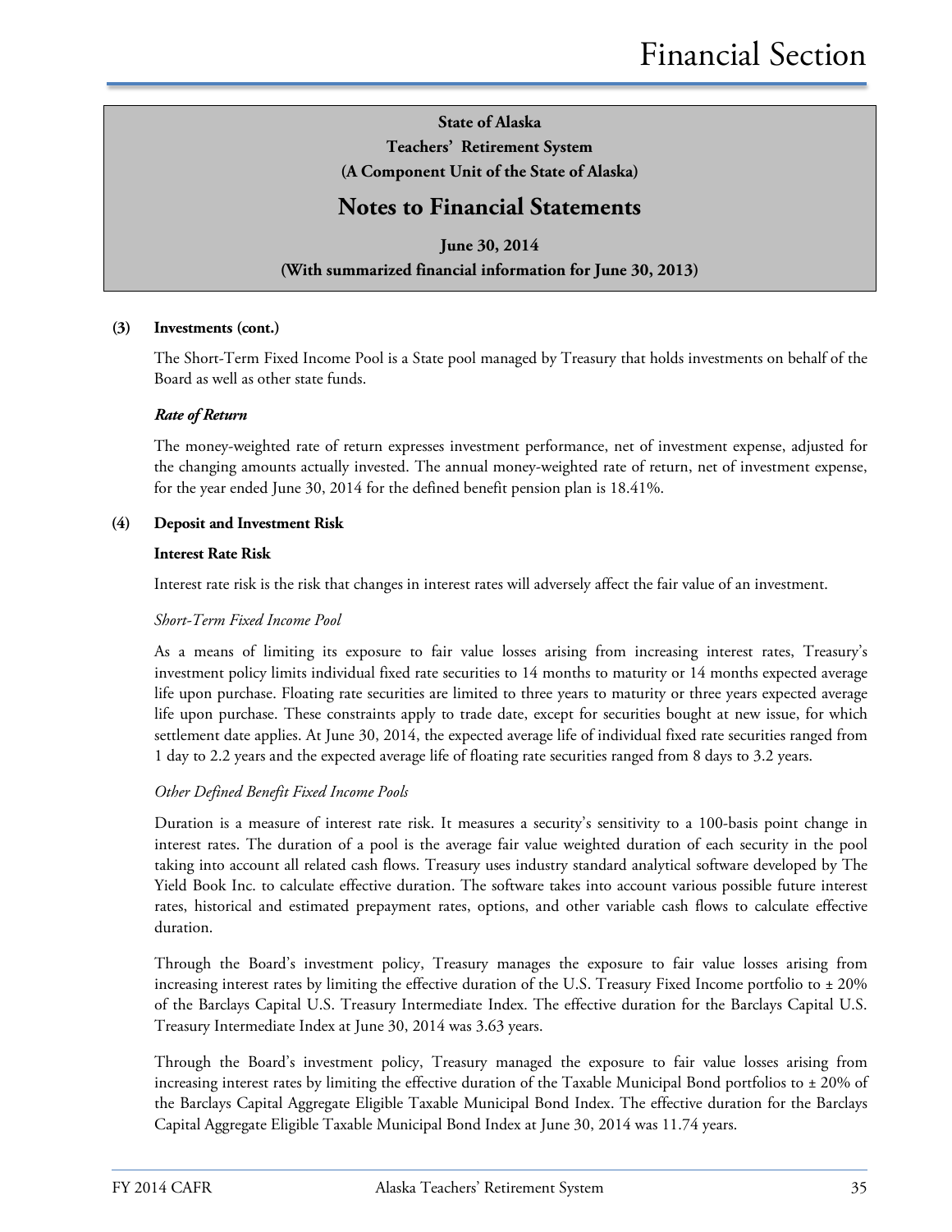**State of Alaska**
**Teachers' Retirement System**
**(A Component Unit of the State of Alaska)**

## Notes to Financial Statements

**June 30, 2014**
**(With summarized financial information for June 30, 2013)**

**(3) Investments (cont.)**

The Short-Term Fixed Income Pool is a State pool managed by Treasury that holds investments on behalf of the Board as well as other state funds.

***Rate of Return***

The money-weighted rate of return expresses investment performance, net of investment expense, adjusted for the changing amounts actually invested. The annual money-weighted rate of return, net of investment expense, for the year ended June 30, 2014 for the defined benefit pension plan is 18.41%.

**(4) Deposit and Investment Risk**

**Interest Rate Risk**

Interest rate risk is the risk that changes in interest rates will adversely affect the fair value of an investment.

*Short-Term Fixed Income Pool*

As a means of limiting its exposure to fair value losses arising from increasing interest rates, Treasury's investment policy limits individual fixed rate securities to 14 months to maturity or 14 months expected average life upon purchase. Floating rate securities are limited to three years to maturity or three years expected average life upon purchase. These constraints apply to trade date, except for securities bought at new issue, for which settlement date applies. At June 30, 2014, the expected average life of individual fixed rate securities ranged from 1 day to 2.2 years and the expected average life of floating rate securities ranged from 8 days to 3.2 years.

*Other Defined Benefit Fixed Income Pools*

Duration is a measure of interest rate risk. It measures a security's sensitivity to a 100-basis point change in interest rates. The duration of a pool is the average fair value weighted duration of each security in the pool taking into account all related cash flows. Treasury uses industry standard analytical software developed by The Yield Book Inc. to calculate effective duration. The software takes into account various possible future interest rates, historical and estimated prepayment rates, options, and other variable cash flows to calculate effective duration.

Through the Board's investment policy, Treasury manages the exposure to fair value losses arising from increasing interest rates by limiting the effective duration of the U.S. Treasury Fixed Income portfolio to ± 20% of the Barclays Capital U.S. Treasury Intermediate Index. The effective duration for the Barclays Capital U.S. Treasury Intermediate Index at June 30, 2014 was 3.63 years.

Through the Board's investment policy, Treasury managed the exposure to fair value losses arising from increasing interest rates by limiting the effective duration of the Taxable Municipal Bond portfolios to ± 20% of the Barclays Capital Aggregate Eligible Taxable Municipal Bond Index. The effective duration for the Barclays Capital Aggregate Eligible Taxable Municipal Bond Index at June 30, 2014 was 11.74 years.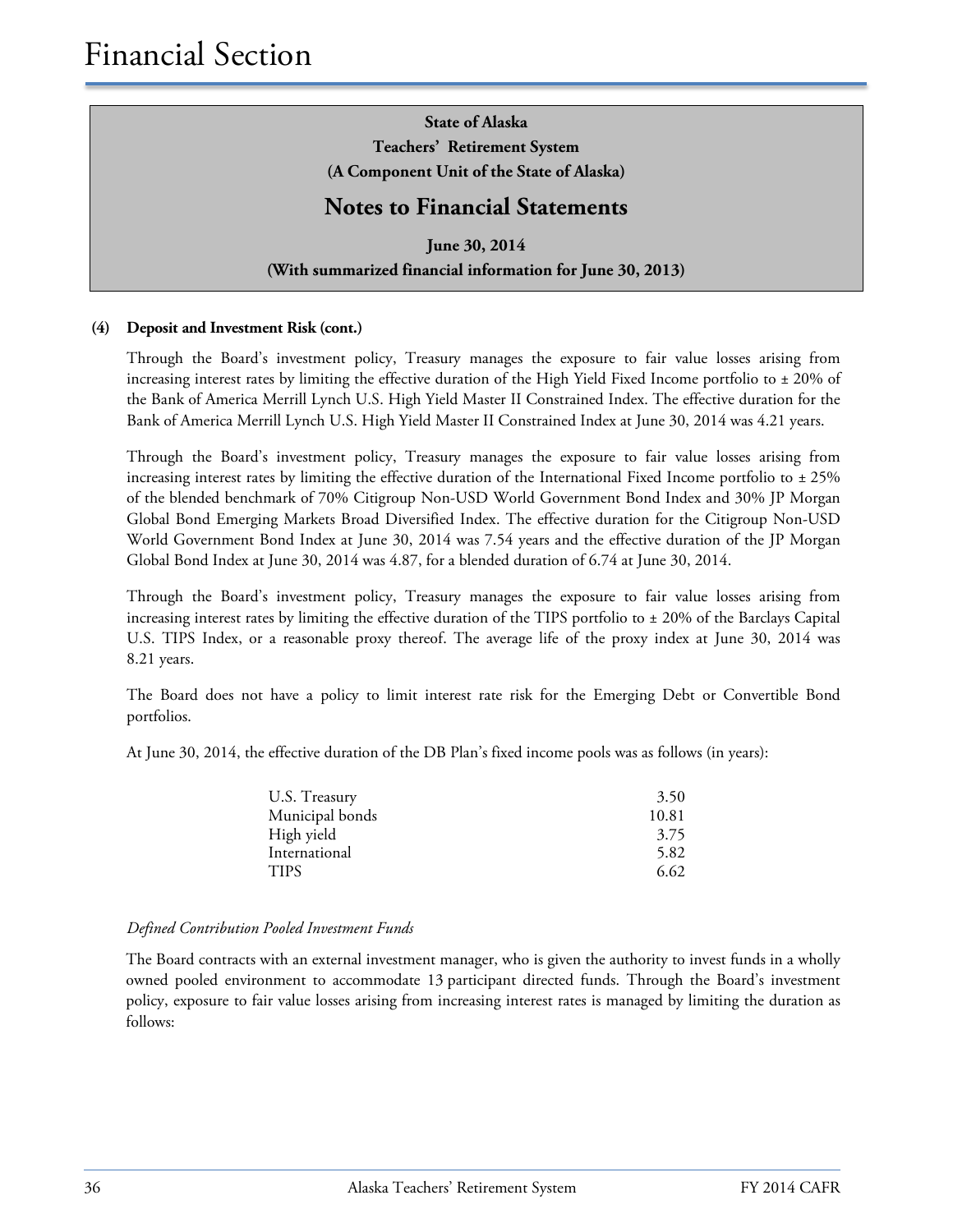**State of Alaska**
**Teachers' Retirement System**
**(A Component Unit of the State of Alaska)**

## Notes to Financial Statements

**June 30, 2014**
**(With summarized financial information for June 30, 2013)**

**(4) Deposit and Investment Risk (cont.)**

Through the Board's investment policy, Treasury manages the exposure to fair value losses arising from increasing interest rates by limiting the effective duration of the High Yield Fixed Income portfolio to ± 20% of the Bank of America Merrill Lynch U.S. High Yield Master II Constrained Index. The effective duration for the Bank of America Merrill Lynch U.S. High Yield Master II Constrained Index at June 30, 2014 was 4.21 years.

Through the Board's investment policy, Treasury manages the exposure to fair value losses arising from increasing interest rates by limiting the effective duration of the International Fixed Income portfolio to ± 25% of the blended benchmark of 70% Citigroup Non-USD World Government Bond Index and 30% JP Morgan Global Bond Emerging Markets Broad Diversified Index. The effective duration for the Citigroup Non-USD World Government Bond Index at June 30, 2014 was 7.54 years and the effective duration of the JP Morgan Global Bond Index at June 30, 2014 was 4.87, for a blended duration of 6.74 at June 30, 2014.

Through the Board's investment policy, Treasury manages the exposure to fair value losses arising from increasing interest rates by limiting the effective duration of the TIPS portfolio to ± 20% of the Barclays Capital U.S. TIPS Index, or a reasonable proxy thereof. The average life of the proxy index at June 30, 2014 was 8.21 years.

The Board does not have a policy to limit interest rate risk for the Emerging Debt or Convertible Bond portfolios.

At June 30, 2014, the effective duration of the DB Plan's fixed income pools was as follows (in years):

| | |
|---|---|
| U.S. Treasury | 3.50 |
| Municipal bonds | 10.81 |
| High yield | 3.75 |
| International | 5.82 |
| TIPS | 6.62 |

*Defined Contribution Pooled Investment Funds*

The Board contracts with an external investment manager, who is given the authority to invest funds in a wholly owned pooled environment to accommodate 13 participant directed funds. Through the Board's investment policy, exposure to fair value losses arising from increasing interest rates is managed by limiting the duration as follows: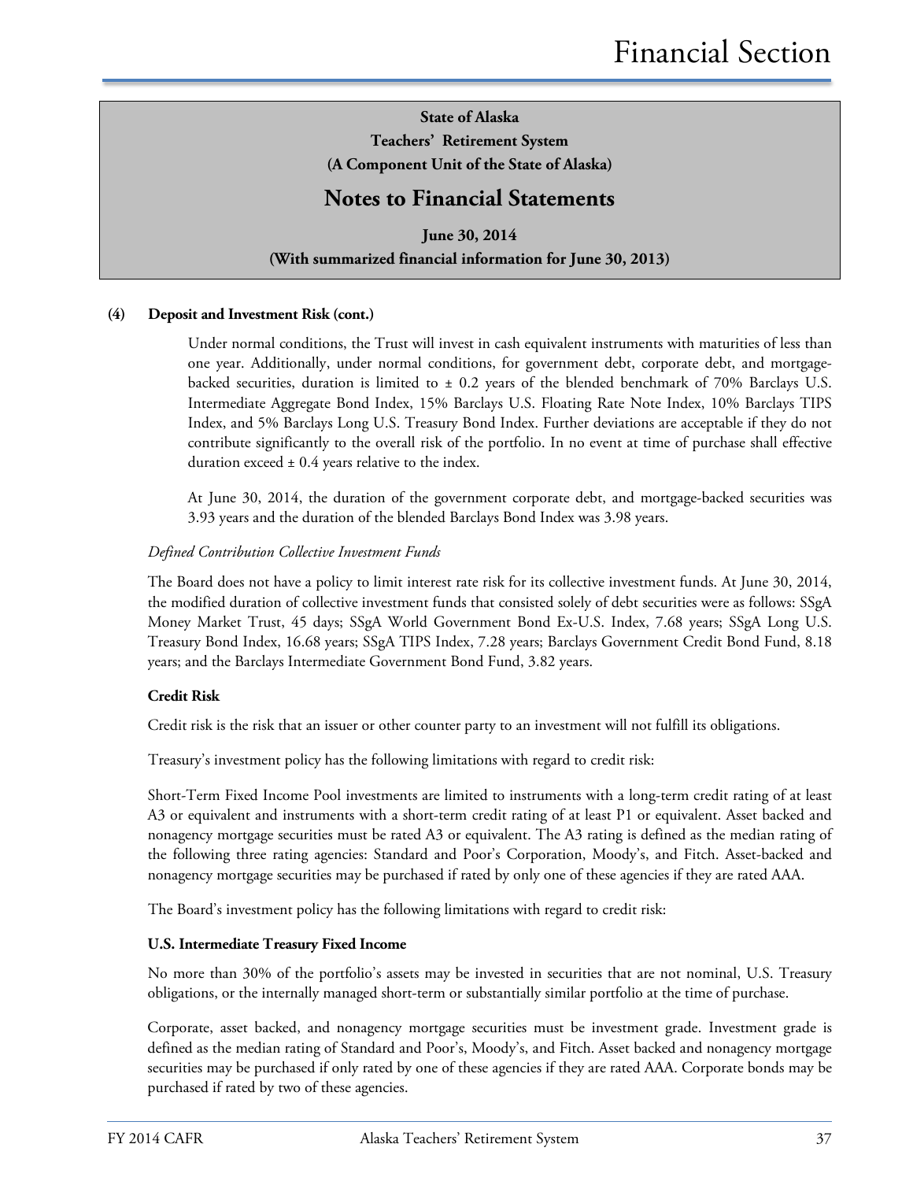**State of Alaska**
**Teachers' Retirement System**
**(A Component Unit of the State of Alaska)**

## Notes to Financial Statements

**June 30, 2014**
**(With summarized financial information for June 30, 2013)**

**(4) Deposit and Investment Risk (cont.)**

Under normal conditions, the Trust will invest in cash equivalent instruments with maturities of less than one year. Additionally, under normal conditions, for government debt, corporate debt, and mortgage-backed securities, duration is limited to ± 0.2 years of the blended benchmark of 70% Barclays U.S. Intermediate Aggregate Bond Index, 15% Barclays U.S. Floating Rate Note Index, 10% Barclays TIPS Index, and 5% Barclays Long U.S. Treasury Bond Index. Further deviations are acceptable if they do not contribute significantly to the overall risk of the portfolio. In no event at time of purchase shall effective duration exceed ± 0.4 years relative to the index.

At June 30, 2014, the duration of the government corporate debt, and mortgage-backed securities was 3.93 years and the duration of the blended Barclays Bond Index was 3.98 years.

*Defined Contribution Collective Investment Funds*

The Board does not have a policy to limit interest rate risk for its collective investment funds. At June 30, 2014, the modified duration of collective investment funds that consisted solely of debt securities were as follows: SSgA Money Market Trust, 45 days; SSgA World Government Bond Ex-U.S. Index, 7.68 years; SSgA Long U.S. Treasury Bond Index, 16.68 years; SSgA TIPS Index, 7.28 years; Barclays Government Credit Bond Fund, 8.18 years; and the Barclays Intermediate Government Bond Fund, 3.82 years.

**Credit Risk**

Credit risk is the risk that an issuer or other counter party to an investment will not fulfill its obligations.

Treasury's investment policy has the following limitations with regard to credit risk:

Short-Term Fixed Income Pool investments are limited to instruments with a long-term credit rating of at least A3 or equivalent and instruments with a short-term credit rating of at least P1 or equivalent. Asset backed and nonagency mortgage securities must be rated A3 or equivalent. The A3 rating is defined as the median rating of the following three rating agencies: Standard and Poor's Corporation, Moody's, and Fitch. Asset-backed and nonagency mortgage securities may be purchased if rated by only one of these agencies if they are rated AAA.

The Board's investment policy has the following limitations with regard to credit risk:

**U.S. Intermediate Treasury Fixed Income**

No more than 30% of the portfolio's assets may be invested in securities that are not nominal, U.S. Treasury obligations, or the internally managed short-term or substantially similar portfolio at the time of purchase.

Corporate, asset backed, and nonagency mortgage securities must be investment grade. Investment grade is defined as the median rating of Standard and Poor's, Moody's, and Fitch. Asset backed and nonagency mortgage securities may be purchased if only rated by one of these agencies if they are rated AAA. Corporate bonds may be purchased if rated by two of these agencies.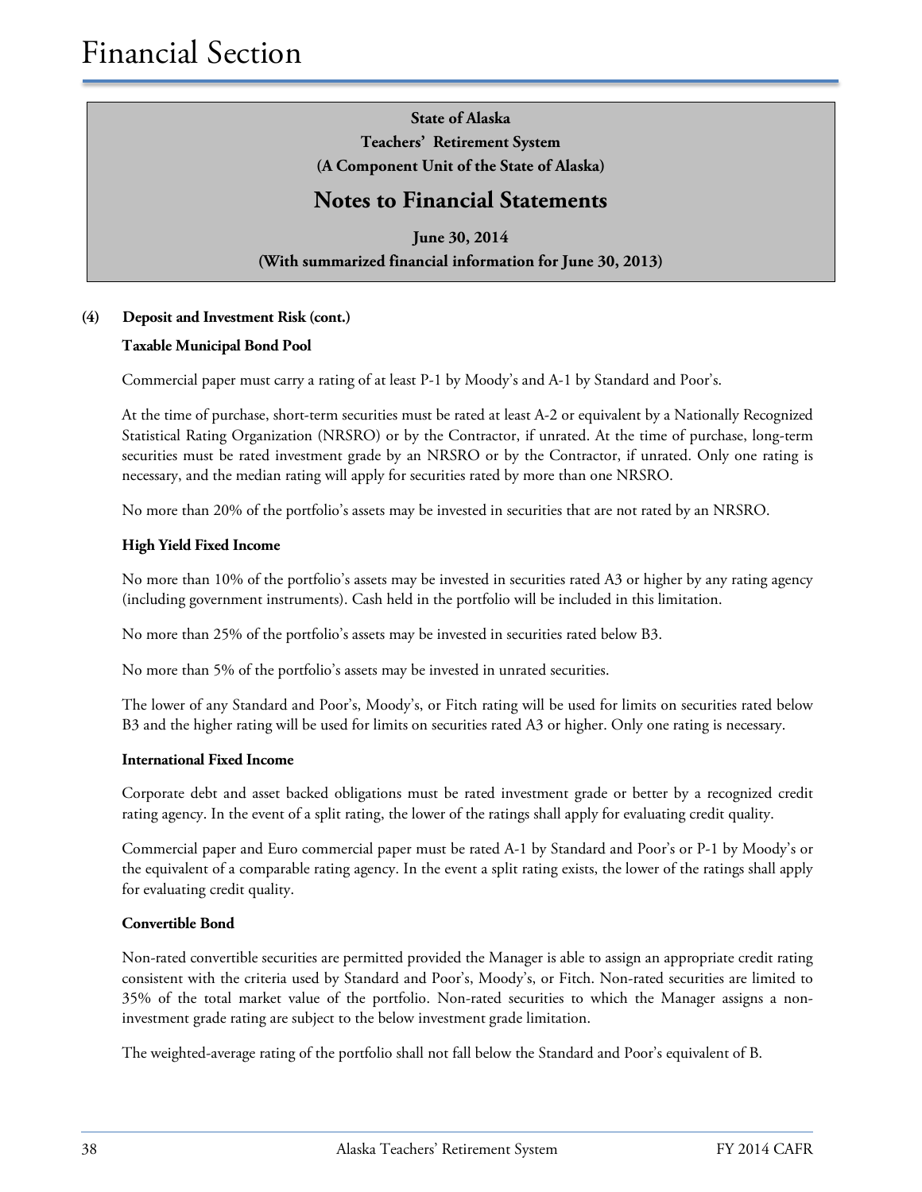# Financial Section

**State of Alaska**
**Teachers' Retirement System**
**(A Component Unit of the State of Alaska)**

## Notes to Financial Statements

**June 30, 2014**
**(With summarized financial information for June 30, 2013)**

**(4) Deposit and Investment Risk (cont.)**

**Taxable Municipal Bond Pool**

Commercial paper must carry a rating of at least P-1 by Moody's and A-1 by Standard and Poor's.

At the time of purchase, short-term securities must be rated at least A-2 or equivalent by a Nationally Recognized Statistical Rating Organization (NRSRO) or by the Contractor, if unrated. At the time of purchase, long-term securities must be rated investment grade by an NRSRO or by the Contractor, if unrated. Only one rating is necessary, and the median rating will apply for securities rated by more than one NRSRO.

No more than 20% of the portfolio's assets may be invested in securities that are not rated by an NRSRO.

**High Yield Fixed Income**

No more than 10% of the portfolio's assets may be invested in securities rated A3 or higher by any rating agency (including government instruments). Cash held in the portfolio will be included in this limitation.

No more than 25% of the portfolio's assets may be invested in securities rated below B3.

No more than 5% of the portfolio's assets may be invested in unrated securities.

The lower of any Standard and Poor's, Moody's, or Fitch rating will be used for limits on securities rated below B3 and the higher rating will be used for limits on securities rated A3 or higher. Only one rating is necessary.

**International Fixed Income**

Corporate debt and asset backed obligations must be rated investment grade or better by a recognized credit rating agency. In the event of a split rating, the lower of the ratings shall apply for evaluating credit quality.

Commercial paper and Euro commercial paper must be rated A-1 by Standard and Poor's or P-1 by Moody's or the equivalent of a comparable rating agency. In the event a split rating exists, the lower of the ratings shall apply for evaluating credit quality.

**Convertible Bond**

Non-rated convertible securities are permitted provided the Manager is able to assign an appropriate credit rating consistent with the criteria used by Standard and Poor's, Moody's, or Fitch. Non-rated securities are limited to 35% of the total market value of the portfolio. Non-rated securities to which the Manager assigns a non-investment grade rating are subject to the below investment grade limitation.

The weighted-average rating of the portfolio shall not fall below the Standard and Poor's equivalent of B.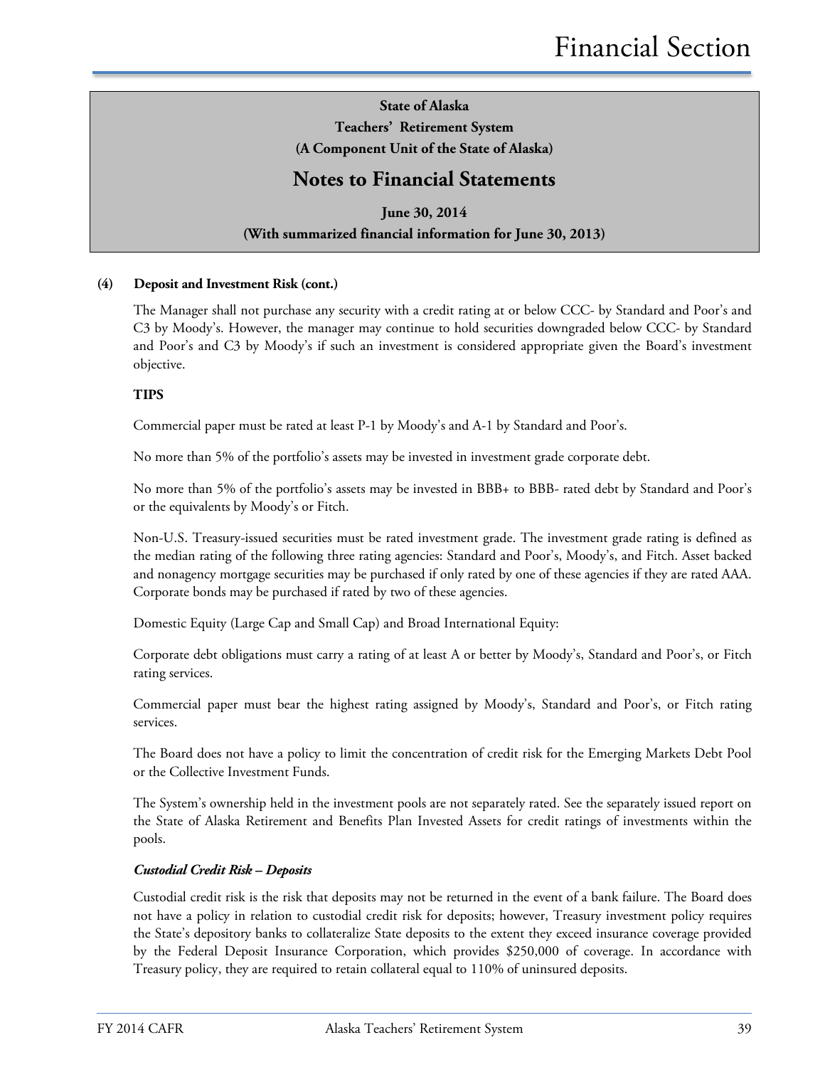**State of Alaska**
**Teachers' Retirement System**
**(A Component Unit of the State of Alaska)**

## Notes to Financial Statements

**June 30, 2014**
**(With summarized financial information for June 30, 2013)**

**(4) Deposit and Investment Risk (cont.)**

The Manager shall not purchase any security with a credit rating at or below CCC- by Standard and Poor's and C3 by Moody's. However, the manager may continue to hold securities downgraded below CCC- by Standard and Poor's and C3 by Moody's if such an investment is considered appropriate given the Board's investment objective.

**TIPS**

Commercial paper must be rated at least P-1 by Moody's and A-1 by Standard and Poor's.

No more than 5% of the portfolio's assets may be invested in investment grade corporate debt.

No more than 5% of the portfolio's assets may be invested in BBB+ to BBB- rated debt by Standard and Poor's or the equivalents by Moody's or Fitch.

Non-U.S. Treasury-issued securities must be rated investment grade. The investment grade rating is defined as the median rating of the following three rating agencies: Standard and Poor's, Moody's, and Fitch. Asset backed and nonagency mortgage securities may be purchased if only rated by one of these agencies if they are rated AAA. Corporate bonds may be purchased if rated by two of these agencies.

Domestic Equity (Large Cap and Small Cap) and Broad International Equity:

Corporate debt obligations must carry a rating of at least A or better by Moody's, Standard and Poor's, or Fitch rating services.

Commercial paper must bear the highest rating assigned by Moody's, Standard and Poor's, or Fitch rating services.

The Board does not have a policy to limit the concentration of credit risk for the Emerging Markets Debt Pool or the Collective Investment Funds.

The System's ownership held in the investment pools are not separately rated. See the separately issued report on the State of Alaska Retirement and Benefits Plan Invested Assets for credit ratings of investments within the pools.

***Custodial Credit Risk – Deposits***

Custodial credit risk is the risk that deposits may not be returned in the event of a bank failure. The Board does not have a policy in relation to custodial credit risk for deposits; however, Treasury investment policy requires the State's depository banks to collateralize State deposits to the extent they exceed insurance coverage provided by the Federal Deposit Insurance Corporation, which provides $250,000 of coverage. In accordance with Treasury policy, they are required to retain collateral equal to 110% of uninsured deposits.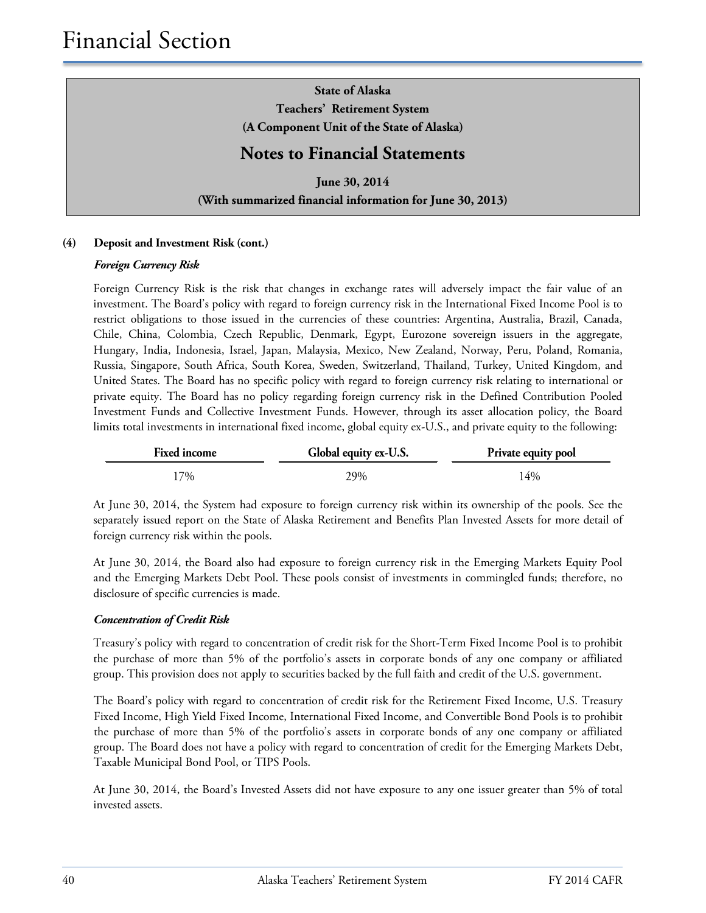# Financial Section

**State of Alaska**
**Teachers' Retirement System**
**(A Component Unit of the State of Alaska)**

## Notes to Financial Statements

**June 30, 2014**
**(With summarized financial information for June 30, 2013)**

**(4) Deposit and Investment Risk (cont.)**

***Foreign Currency Risk***

Foreign Currency Risk is the risk that changes in exchange rates will adversely impact the fair value of an investment. The Board's policy with regard to foreign currency risk in the International Fixed Income Pool is to restrict obligations to those issued in the currencies of these countries: Argentina, Australia, Brazil, Canada, Chile, China, Colombia, Czech Republic, Denmark, Egypt, Eurozone sovereign issuers in the aggregate, Hungary, India, Indonesia, Israel, Japan, Malaysia, Mexico, New Zealand, Norway, Peru, Poland, Romania, Russia, Singapore, South Africa, South Korea, Sweden, Switzerland, Thailand, Turkey, United Kingdom, and United States. The Board has no specific policy with regard to foreign currency risk relating to international or private equity. The Board has no policy regarding foreign currency risk in the Defined Contribution Pooled Investment Funds and Collective Investment Funds. However, through its asset allocation policy, the Board limits total investments in international fixed income, global equity ex-U.S., and private equity to the following:

| Fixed income | Global equity ex-U.S. | Private equity pool |
|---|---|---|
| 17% | 29% | 14% |

At June 30, 2014, the System had exposure to foreign currency risk within its ownership of the pools. See the separately issued report on the State of Alaska Retirement and Benefits Plan Invested Assets for more detail of foreign currency risk within the pools.

At June 30, 2014, the Board also had exposure to foreign currency risk in the Emerging Markets Equity Pool and the Emerging Markets Debt Pool. These pools consist of investments in commingled funds; therefore, no disclosure of specific currencies is made.

***Concentration of Credit Risk***

Treasury's policy with regard to concentration of credit risk for the Short-Term Fixed Income Pool is to prohibit the purchase of more than 5% of the portfolio's assets in corporate bonds of any one company or affiliated group. This provision does not apply to securities backed by the full faith and credit of the U.S. government.

The Board's policy with regard to concentration of credit risk for the Retirement Fixed Income, U.S. Treasury Fixed Income, High Yield Fixed Income, International Fixed Income, and Convertible Bond Pools is to prohibit the purchase of more than 5% of the portfolio's assets in corporate bonds of any one company or affiliated group. The Board does not have a policy with regard to concentration of credit for the Emerging Markets Debt, Taxable Municipal Bond Pool, or TIPS Pools.

At June 30, 2014, the Board's Invested Assets did not have exposure to any one issuer greater than 5% of total invested assets.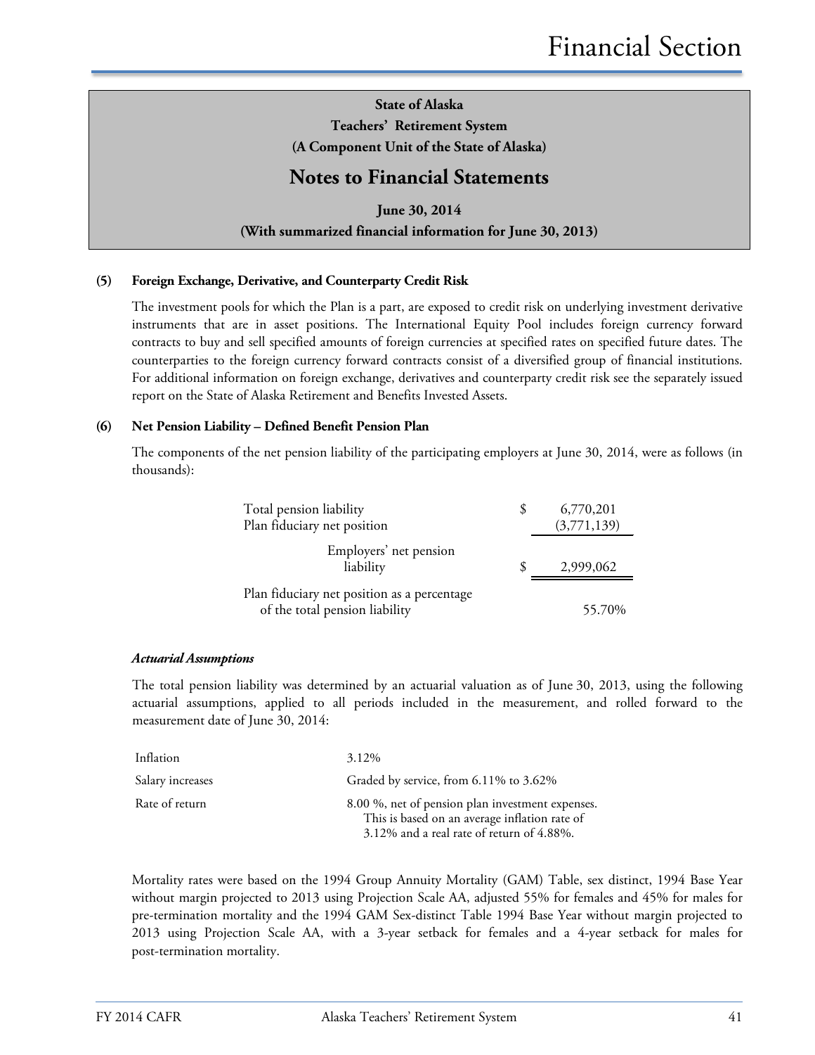**State of Alaska**
**Teachers' Retirement System**
**(A Component Unit of the State of Alaska)**

## Notes to Financial Statements

**June 30, 2014**
**(With summarized financial information for June 30, 2013)**

### (5) Foreign Exchange, Derivative, and Counterparty Credit Risk

The investment pools for which the Plan is a part, are exposed to credit risk on underlying investment derivative instruments that are in asset positions. The International Equity Pool includes foreign currency forward contracts to buy and sell specified amounts of foreign currencies at specified rates on specified future dates. The counterparties to the foreign currency forward contracts consist of a diversified group of financial institutions. For additional information on foreign exchange, derivatives and counterparty credit risk see the separately issued report on the State of Alaska Retirement and Benefits Invested Assets.

### (6) Net Pension Liability – Defined Benefit Pension Plan

The components of the net pension liability of the participating employers at June 30, 2014, were as follows (in thousands):

| | | |
|---|---|---|
| Total pension liability | $ | 6,770,201 |
| Plan fiduciary net position | | (3,771,139) |
| Employers' net pension liability | $ | 2,999,062 |
| Plan fiduciary net position as a percentage of the total pension liability | | 55.70% |

#### *Actuarial Assumptions*

The total pension liability was determined by an actuarial valuation as of June 30, 2013, using the following actuarial assumptions, applied to all periods included in the measurement, and rolled forward to the measurement date of June 30, 2014:

| | |
|---|---|
| Inflation | 3.12% |
| Salary increases | Graded by service, from 6.11% to 3.62% |
| Rate of return | 8.00 %, net of pension plan investment expenses. This is based on an average inflation rate of 3.12% and a real rate of return of 4.88%. |

Mortality rates were based on the 1994 Group Annuity Mortality (GAM) Table, sex distinct, 1994 Base Year without margin projected to 2013 using Projection Scale AA, adjusted 55% for females and 45% for males for pre-termination mortality and the 1994 GAM Sex-distinct Table 1994 Base Year without margin projected to 2013 using Projection Scale AA, with a 3-year setback for females and a 4-year setback for males for post-termination mortality.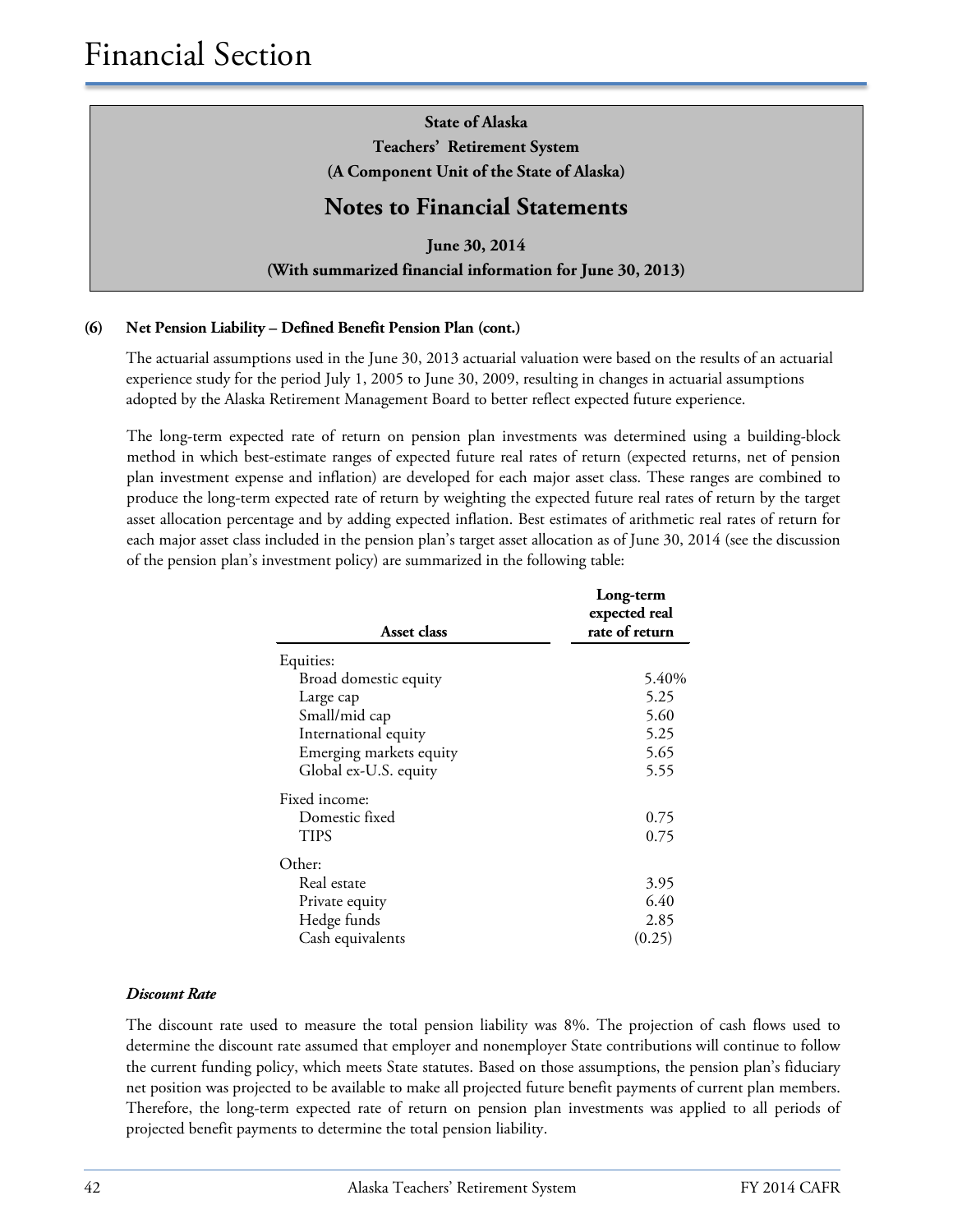# Financial Section

**State of Alaska**
**Teachers' Retirement System**
**(A Component Unit of the State of Alaska)**

## Notes to Financial Statements

**June 30, 2014**
**(With summarized financial information for June 30, 2013)**

### (6) Net Pension Liability – Defined Benefit Pension Plan (cont.)

The actuarial assumptions used in the June 30, 2013 actuarial valuation were based on the results of an actuarial experience study for the period July 1, 2005 to June 30, 2009, resulting in changes in actuarial assumptions adopted by the Alaska Retirement Management Board to better reflect expected future experience.

The long-term expected rate of return on pension plan investments was determined using a building-block method in which best-estimate ranges of expected future real rates of return (expected returns, net of pension plan investment expense and inflation) are developed for each major asset class. These ranges are combined to produce the long-term expected rate of return by weighting the expected future real rates of return by the target asset allocation percentage and by adding expected inflation. Best estimates of arithmetic real rates of return for each major asset class included in the pension plan's target asset allocation as of June 30, 2014 (see the discussion of the pension plan's investment policy) are summarized in the following table:

| Asset class | Long-term expected real rate of return |
|---|---|
| Equities: | |
| Broad domestic equity | 5.40% |
| Large cap | 5.25 |
| Small/mid cap | 5.60 |
| International equity | 5.25 |
| Emerging markets equity | 5.65 |
| Global ex-U.S. equity | 5.55 |
| Fixed income: | |
| Domestic fixed | 0.75 |
| TIPS | 0.75 |
| Other: | |
| Real estate | 3.95 |
| Private equity | 6.40 |
| Hedge funds | 2.85 |
| Cash equivalents | (0.25) |

***Discount Rate***

The discount rate used to measure the total pension liability was 8%. The projection of cash flows used to determine the discount rate assumed that employer and nonemployer State contributions will continue to follow the current funding policy, which meets State statutes. Based on those assumptions, the pension plan's fiduciary net position was projected to be available to make all projected future benefit payments of current plan members. Therefore, the long-term expected rate of return on pension plan investments was applied to all periods of projected benefit payments to determine the total pension liability.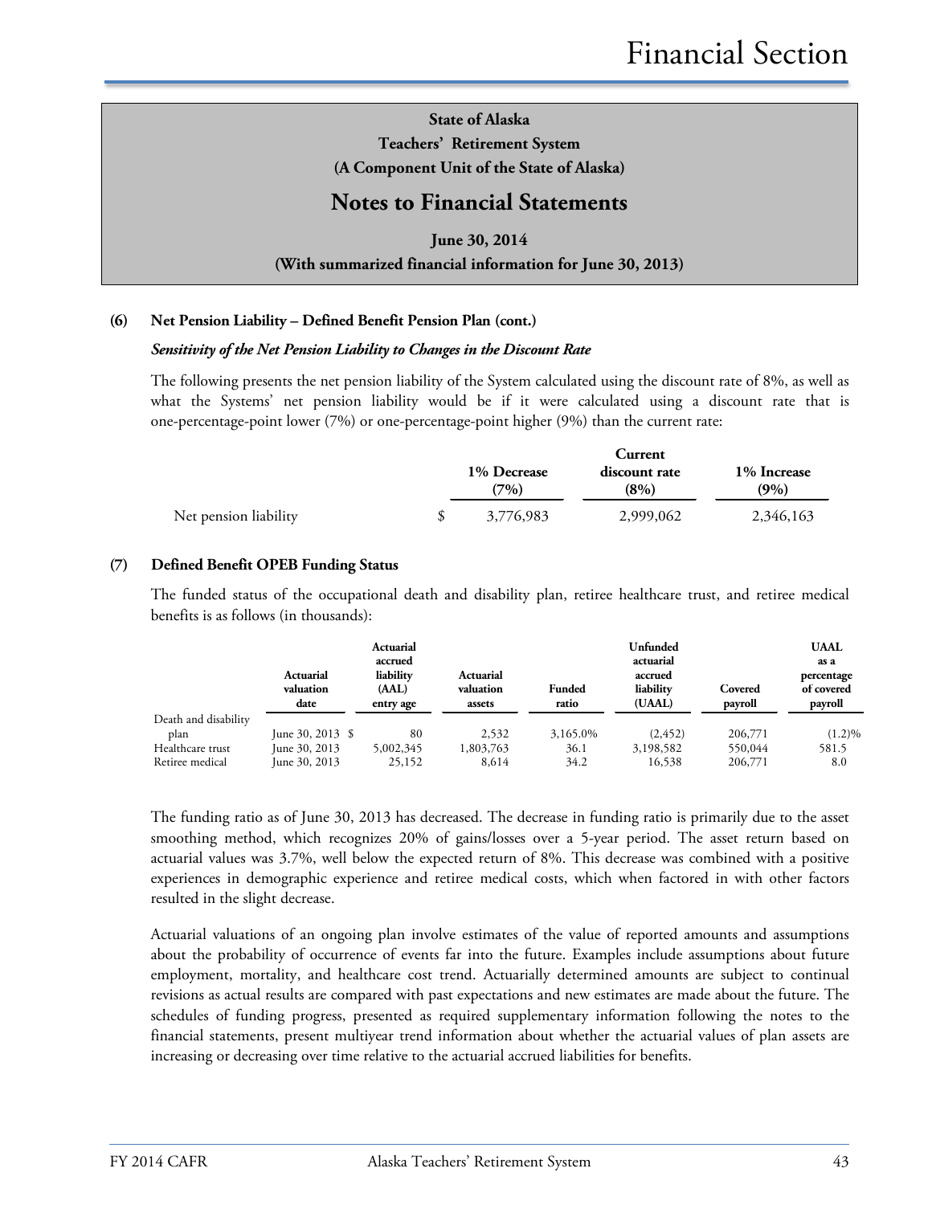**State of Alaska**
**Teachers' Retirement System**
**(A Component Unit of the State of Alaska)**

## Notes to Financial Statements

**June 30, 2014**
**(With summarized financial information for June 30, 2013)**

**(6) Net Pension Liability – Defined Benefit Pension Plan (cont.)**

***Sensitivity of the Net Pension Liability to Changes in the Discount Rate***

The following presents the net pension liability of the System calculated using the discount rate of 8%, as well as what the Systems' net pension liability would be if it were calculated using a discount rate that is one-percentage-point lower (7%) or one-percentage-point higher (9%) than the current rate:

| | 1% Decrease (7%) | Current discount rate (8%) | 1% Increase (9%) |
|---|---|---|---|
| Net pension liability | $ 3,776,983 | 2,999,062 | 2,346,163 |

**(7) Defined Benefit OPEB Funding Status**

The funded status of the occupational death and disability plan, retiree healthcare trust, and retiree medical benefits is as follows (in thousands):

| | Actuarial valuation date | Actuarial accrued liability (AAL) entry age | Actuarial valuation assets | Funded ratio | Unfunded actuarial accrued liability (UAAL) | Covered payroll | UAAL as a percentage of covered payroll |
|---|---|---|---|---|---|---|---|
| Death and disability plan | June 30, 2013 | $ 80 | 2,532 | 3,165.0% | (2,452) | 206,771 | (1.2)% |
| Healthcare trust | June 30, 2013 | 5,002,345 | 1,803,763 | 36.1 | 3,198,582 | 550,044 | 581.5 |
| Retiree medical | June 30, 2013 | 25,152 | 8,614 | 34.2 | 16,538 | 206,771 | 8.0 |

The funding ratio as of June 30, 2013 has decreased. The decrease in funding ratio is primarily due to the asset smoothing method, which recognizes 20% of gains/losses over a 5-year period. The asset return based on actuarial values was 3.7%, well below the expected return of 8%. This decrease was combined with a positive experiences in demographic experience and retiree medical costs, which when factored in with other factors resulted in the slight decrease.

Actuarial valuations of an ongoing plan involve estimates of the value of reported amounts and assumptions about the probability of occurrence of events far into the future. Examples include assumptions about future employment, mortality, and healthcare cost trend. Actuarially determined amounts are subject to continual revisions as actual results are compared with past expectations and new estimates are made about the future. The schedules of funding progress, presented as required supplementary information following the notes to the financial statements, present multiyear trend information about whether the actuarial values of plan assets are increasing or decreasing over time relative to the actuarial accrued liabilities for benefits.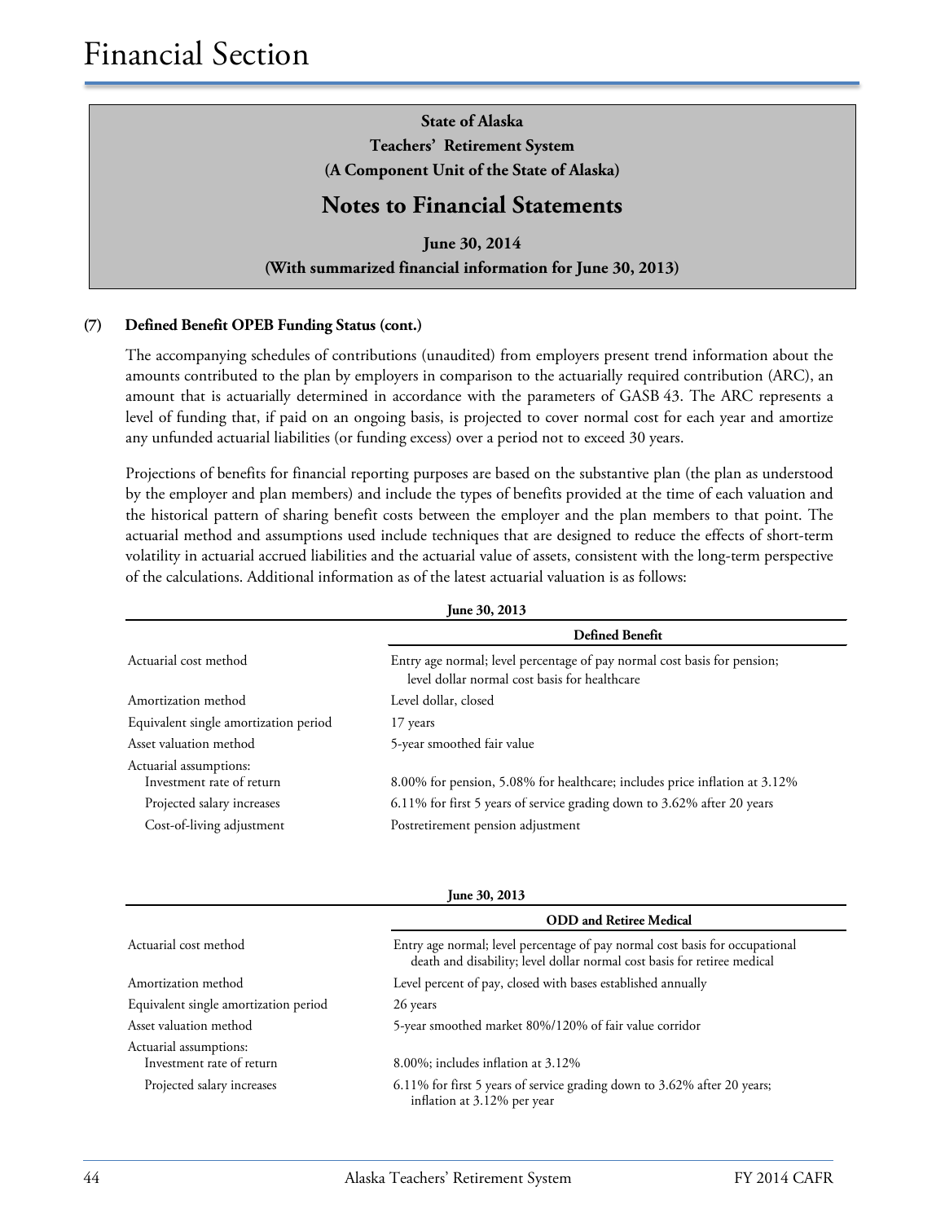State of Alaska
Teachers' Retirement System
(A Component Unit of the State of Alaska)

## Notes to Financial Statements

June 30, 2014
(With summarized financial information for June 30, 2013)

### (7) Defined Benefit OPEB Funding Status (cont.)

The accompanying schedules of contributions (unaudited) from employers present trend information about the amounts contributed to the plan by employers in comparison to the actuarially required contribution (ARC), an amount that is actuarially determined in accordance with the parameters of GASB 43. The ARC represents a level of funding that, if paid on an ongoing basis, is projected to cover normal cost for each year and amortize any unfunded actuarial liabilities (or funding excess) over a period not to exceed 30 years.

Projections of benefits for financial reporting purposes are based on the substantive plan (the plan as understood by the employer and plan members) and include the types of benefits provided at the time of each valuation and the historical pattern of sharing benefit costs between the employer and the plan members to that point. The actuarial method and assumptions used include techniques that are designed to reduce the effects of short-term volatility in actuarial accrued liabilities and the actuarial value of assets, consistent with the long-term perspective of the calculations. Additional information as of the latest actuarial valuation is as follows:

**June 30, 2013**

| | Defined Benefit |
|---|---|
| Actuarial cost method | Entry age normal; level percentage of pay normal cost basis for pension; level dollar normal cost basis for healthcare |
| Amortization method | Level dollar, closed |
| Equivalent single amortization period | 17 years |
| Asset valuation method | 5-year smoothed fair value |
| Actuarial assumptions: | |
| Investment rate of return | 8.00% for pension, 5.08% for healthcare; includes price inflation at 3.12% |
| Projected salary increases | 6.11% for first 5 years of service grading down to 3.62% after 20 years |
| Cost-of-living adjustment | Postretirement pension adjustment |

**June 30, 2013**

| | ODD and Retiree Medical |
|---|---|
| Actuarial cost method | Entry age normal; level percentage of pay normal cost basis for occupational death and disability; level dollar normal cost basis for retiree medical |
| Amortization method | Level percent of pay, closed with bases established annually |
| Equivalent single amortization period | 26 years |
| Asset valuation method | 5-year smoothed market 80%/120% of fair value corridor |
| Actuarial assumptions: | |
| Investment rate of return | 8.00%; includes inflation at 3.12% |
| Projected salary increases | 6.11% for first 5 years of service grading down to 3.62% after 20 years; inflation at 3.12% per year |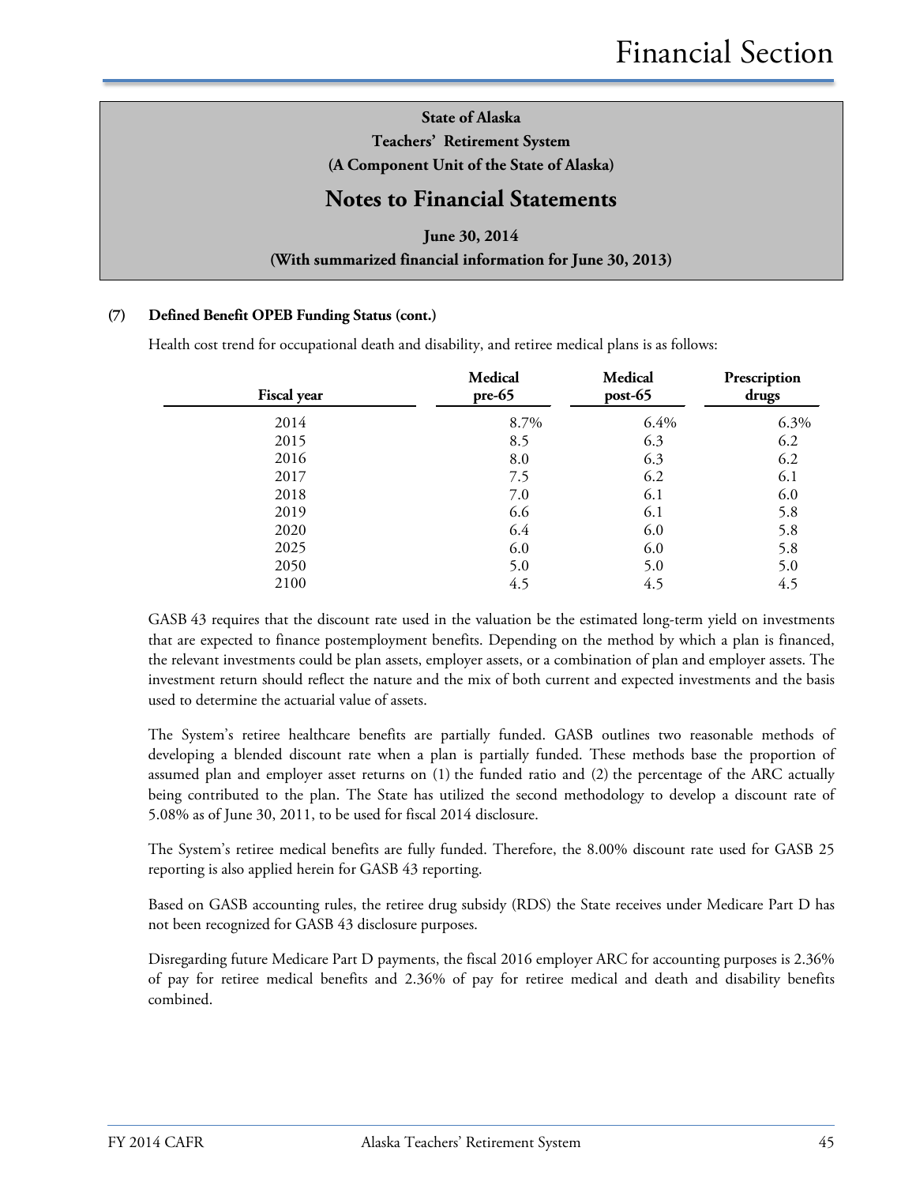# Notes to Financial Statements

**State of Alaska**
**Teachers' Retirement System**
**(A Component Unit of the State of Alaska)**

**June 30, 2014**
**(With summarized financial information for June 30, 2013)**

**(7) Defined Benefit OPEB Funding Status (cont.)**

Health cost trend for occupational death and disability, and retiree medical plans is as follows:

| Fiscal year | Medical pre-65 | Medical post-65 | Prescription drugs |
|---|---|---|---|
| 2014 | 8.7% | 6.4% | 6.3% |
| 2015 | 8.5 | 6.3 | 6.2 |
| 2016 | 8.0 | 6.3 | 6.2 |
| 2017 | 7.5 | 6.2 | 6.1 |
| 2018 | 7.0 | 6.1 | 6.0 |
| 2019 | 6.6 | 6.1 | 5.8 |
| 2020 | 6.4 | 6.0 | 5.8 |
| 2025 | 6.0 | 6.0 | 5.8 |
| 2050 | 5.0 | 5.0 | 5.0 |
| 2100 | 4.5 | 4.5 | 4.5 |

GASB 43 requires that the discount rate used in the valuation be the estimated long-term yield on investments that are expected to finance postemployment benefits. Depending on the method by which a plan is financed, the relevant investments could be plan assets, employer assets, or a combination of plan and employer assets. The investment return should reflect the nature and the mix of both current and expected investments and the basis used to determine the actuarial value of assets.

The System's retiree healthcare benefits are partially funded. GASB outlines two reasonable methods of developing a blended discount rate when a plan is partially funded. These methods base the proportion of assumed plan and employer asset returns on (1) the funded ratio and (2) the percentage of the ARC actually being contributed to the plan. The State has utilized the second methodology to develop a discount rate of 5.08% as of June 30, 2011, to be used for fiscal 2014 disclosure.

The System's retiree medical benefits are fully funded. Therefore, the 8.00% discount rate used for GASB 25 reporting is also applied herein for GASB 43 reporting.

Based on GASB accounting rules, the retiree drug subsidy (RDS) the State receives under Medicare Part D has not been recognized for GASB 43 disclosure purposes.

Disregarding future Medicare Part D payments, the fiscal 2016 employer ARC for accounting purposes is 2.36% of pay for retiree medical benefits and 2.36% of pay for retiree medical and death and disability benefits combined.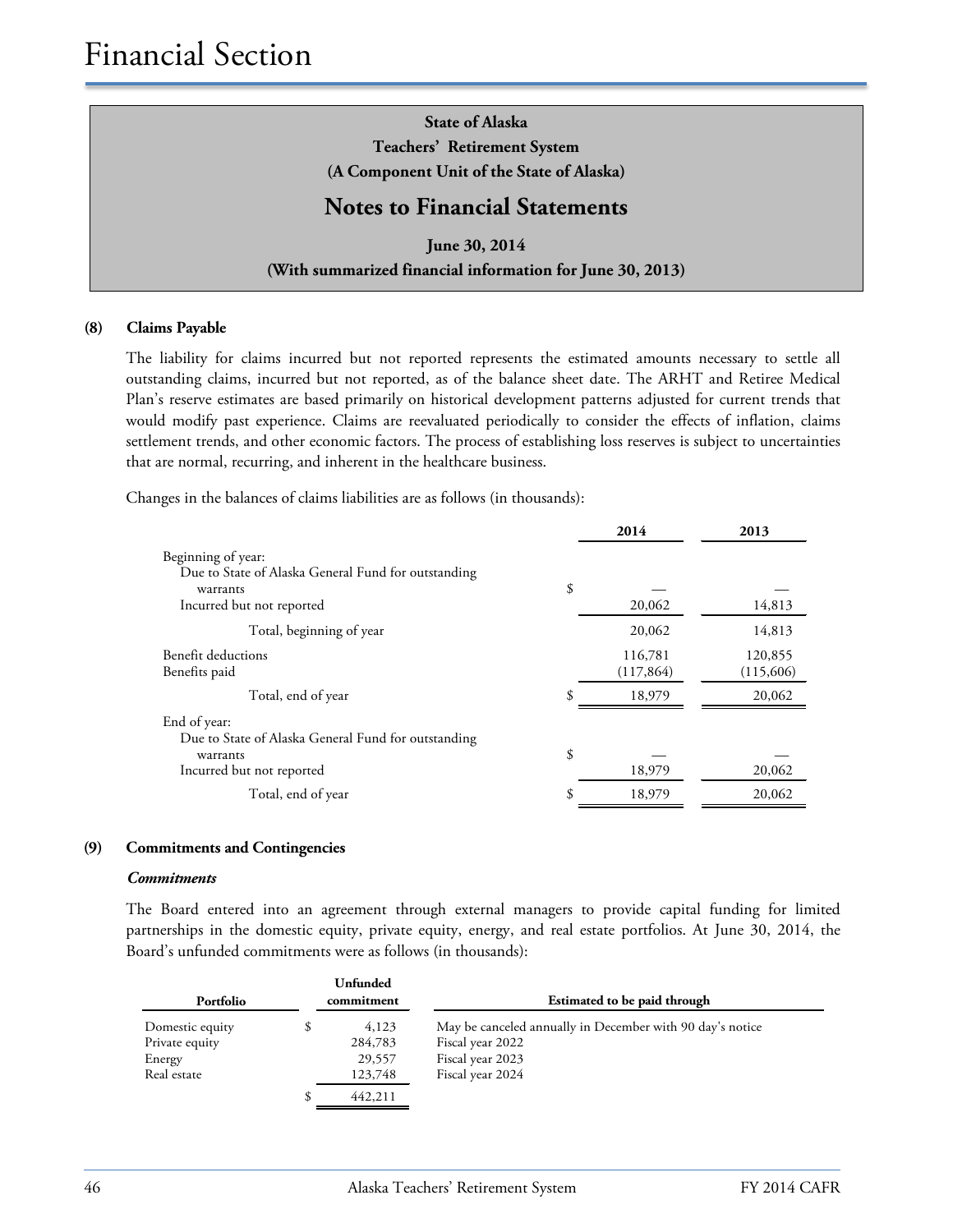# Financial Section

**State of Alaska**
**Teachers' Retirement System**
**(A Component Unit of the State of Alaska)**

## Notes to Financial Statements

**June 30, 2014**
**(With summarized financial information for June 30, 2013)**

### (8) Claims Payable

The liability for claims incurred but not reported represents the estimated amounts necessary to settle all outstanding claims, incurred but not reported, as of the balance sheet date. The ARHT and Retiree Medical Plan's reserve estimates are based primarily on historical development patterns adjusted for current trends that would modify past experience. Claims are reevaluated periodically to consider the effects of inflation, claims settlement trends, and other economic factors. The process of establishing loss reserves is subject to uncertainties that are normal, recurring, and inherent in the healthcare business.

Changes in the balances of claims liabilities are as follows (in thousands):

| | | 2014 | 2013 |
|---|---|---|---|
| Beginning of year: | | | |
| Due to State of Alaska General Fund for outstanding warrants | $ | — | — |
| Incurred but not reported | | 20,062 | 14,813 |
| Total, beginning of year | | 20,062 | 14,813 |
| Benefit deductions | | 116,781 | 120,855 |
| Benefits paid | | (117,864) | (115,606) |
| Total, end of year | $ | 18,979 | 20,062 |
| End of year: | | | |
| Due to State of Alaska General Fund for outstanding warrants | $ | — | — |
| Incurred but not reported | | 18,979 | 20,062 |
| Total, end of year | $ | 18,979 | 20,062 |

### (9) Commitments and Contingencies

***Commitments***

The Board entered into an agreement through external managers to provide capital funding for limited partnerships in the domestic equity, private equity, energy, and real estate portfolios. At June 30, 2014, the Board's unfunded commitments were as follows (in thousands):

| Portfolio | | Unfunded commitment | Estimated to be paid through |
|---|---|---|---|
| Domestic equity | $ | 4,123 | May be canceled annually in December with 90 day's notice |
| Private equity | | 284,783 | Fiscal year 2022 |
| Energy | | 29,557 | Fiscal year 2023 |
| Real estate | | 123,748 | Fiscal year 2024 |
| | $ | 442,211 | |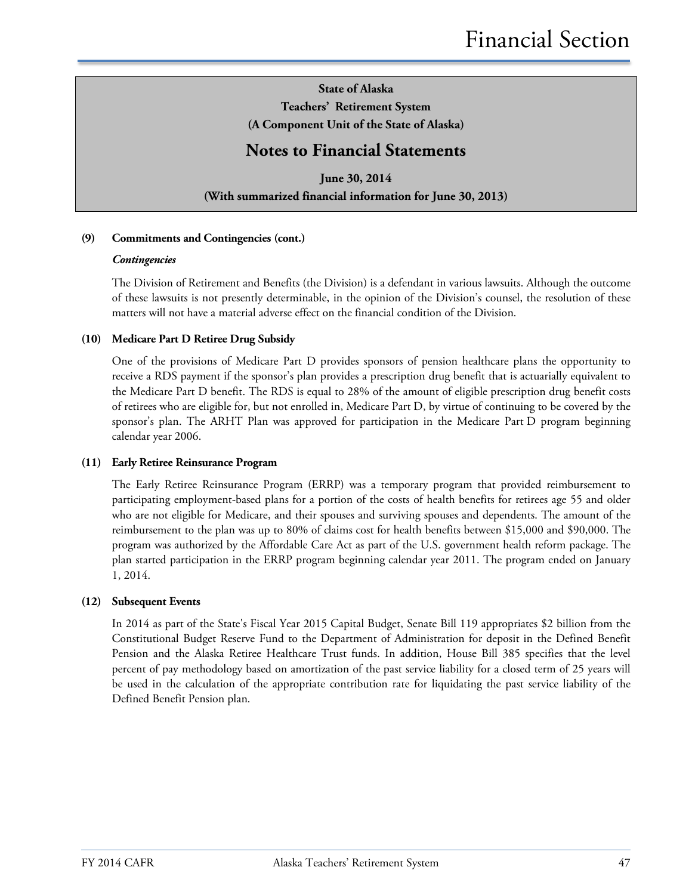**State of Alaska**
**Teachers' Retirement System**
**(A Component Unit of the State of Alaska)**

## Notes to Financial Statements

**June 30, 2014**
**(With summarized financial information for June 30, 2013)**

**(9) Commitments and Contingencies (cont.)**

***Contingencies***

The Division of Retirement and Benefits (the Division) is a defendant in various lawsuits. Although the outcome of these lawsuits is not presently determinable, in the opinion of the Division's counsel, the resolution of these matters will not have a material adverse effect on the financial condition of the Division.

**(10) Medicare Part D Retiree Drug Subsidy**

One of the provisions of Medicare Part D provides sponsors of pension healthcare plans the opportunity to receive a RDS payment if the sponsor's plan provides a prescription drug benefit that is actuarially equivalent to the Medicare Part D benefit. The RDS is equal to 28% of the amount of eligible prescription drug benefit costs of retirees who are eligible for, but not enrolled in, Medicare Part D, by virtue of continuing to be covered by the sponsor's plan. The ARHT Plan was approved for participation in the Medicare Part D program beginning calendar year 2006.

**(11) Early Retiree Reinsurance Program**

The Early Retiree Reinsurance Program (ERRP) was a temporary program that provided reimbursement to participating employment-based plans for a portion of the costs of health benefits for retirees age 55 and older who are not eligible for Medicare, and their spouses and surviving spouses and dependents. The amount of the reimbursement to the plan was up to 80% of claims cost for health benefits between $15,000 and $90,000. The program was authorized by the Affordable Care Act as part of the U.S. government health reform package. The plan started participation in the ERRP program beginning calendar year 2011. The program ended on January 1, 2014.

**(12) Subsequent Events**

In 2014 as part of the State's Fiscal Year 2015 Capital Budget, Senate Bill 119 appropriates $2 billion from the Constitutional Budget Reserve Fund to the Department of Administration for deposit in the Defined Benefit Pension and the Alaska Retiree Healthcare Trust funds. In addition, House Bill 385 specifies that the level percent of pay methodology based on amortization of the past service liability for a closed term of 25 years will be used in the calculation of the appropriate contribution rate for liquidating the past service liability of the Defined Benefit Pension plan.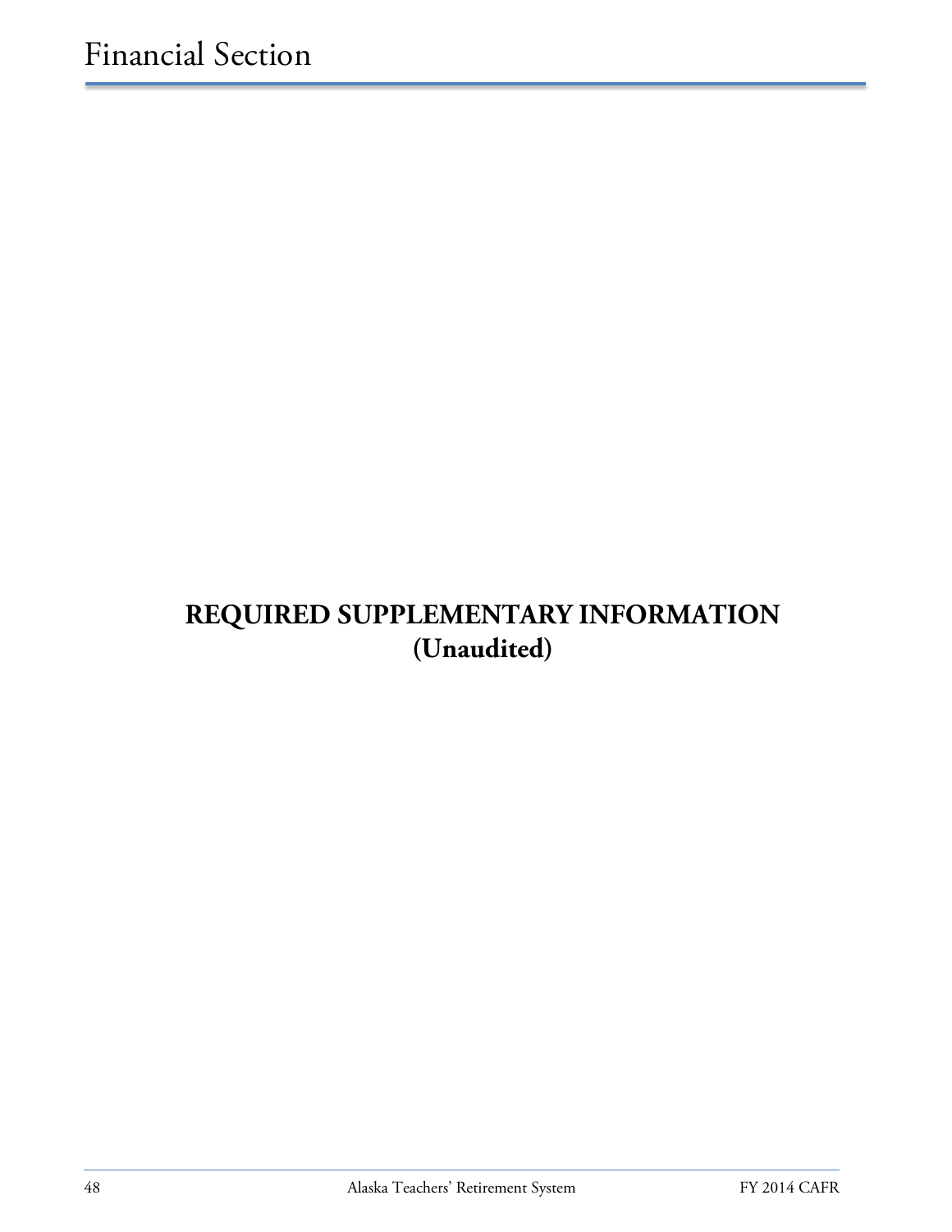# REQUIRED SUPPLEMENTARY INFORMATION
## (Unaudited)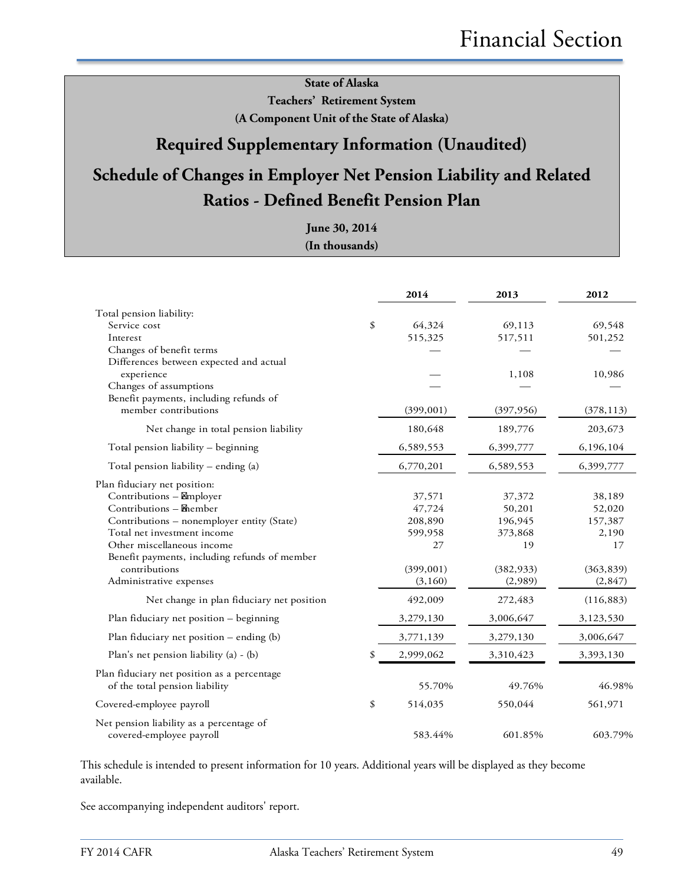**State of Alaska**
**Teachers' Retirement System**
**(A Component Unit of the State of Alaska)**

## Required Supplementary Information (Unaudited)

## Schedule of Changes in Employer Net Pension Liability and Related Ratios - Defined Benefit Pension Plan

**June 30, 2014**
**(In thousands)**

| | 2014 | 2013 | 2012 |
|---|---|---|---|
| Total pension liability: | | | |
| Service cost | $ 64,324 | 69,113 | 69,548 |
| Interest | 515,325 | 517,511 | 501,252 |
| Changes of benefit terms | — | — | — |
| Differences between expected and actual experience | — | 1,108 | 10,986 |
| Changes of assumptions | — | — | — |
| Benefit payments, including refunds of member contributions | (399,001) | (397,956) | (378,113) |
| Net change in total pension liability | 180,648 | 189,776 | 203,673 |
| Total pension liability – beginning | 6,589,553 | 6,399,777 | 6,196,104 |
| Total pension liability – ending (a) | 6,770,201 | 6,589,553 | 6,399,777 |
| Plan fiduciary net position: | | | |
| Contributions – employer | 37,571 | 37,372 | 38,189 |
| Contributions – member | 47,724 | 50,201 | 52,020 |
| Contributions – nonemployer entity (State) | 208,890 | 196,945 | 157,387 |
| Total net investment income | 599,958 | 373,868 | 2,190 |
| Other miscellaneous income | 27 | 19 | 17 |
| Benefit payments, including refunds of member contributions | (399,001) | (382,933) | (363,839) |
| Administrative expenses | (3,160) | (2,989) | (2,847) |
| Net change in plan fiduciary net position | 492,009 | 272,483 | (116,883) |
| Plan fiduciary net position – beginning | 3,279,130 | 3,006,647 | 3,123,530 |
| Plan fiduciary net position – ending (b) | 3,771,139 | 3,279,130 | 3,006,647 |
| Plan's net pension liability (a) - (b) | $ 2,999,062 | 3,310,423 | 3,393,130 |
| Plan fiduciary net position as a percentage of the total pension liability | 55.70% | 49.76% | 46.98% |
| Covered-employee payroll | $ 514,035 | 550,044 | 561,971 |
| Net pension liability as a percentage of covered-employee payroll | 583.44% | 601.85% | 603.79% |

This schedule is intended to present information for 10 years. Additional years will be displayed as they become available.

See accompanying independent auditors' report.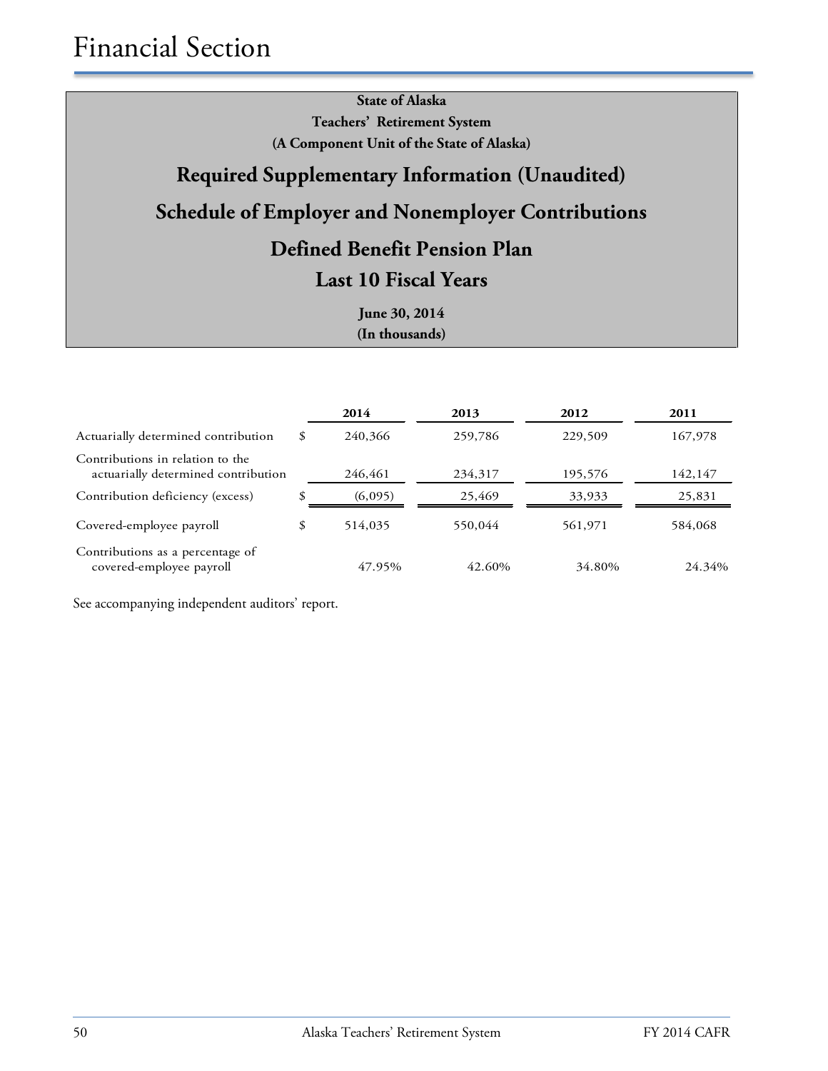# Financial Section

**State of Alaska**
**Teachers' Retirement System**
**(A Component Unit of the State of Alaska)**

## Required Supplementary Information (Unaudited)

## Schedule of Employer and Nonemployer Contributions

## Defined Benefit Pension Plan

## Last 10 Fiscal Years

**June 30, 2014**
**(In thousands)**

| | | 2014 | 2013 | 2012 | 2011 |
|---|---|---|---|---|---|
| Actuarially determined contribution | $ | 240,366 | 259,786 | 229,509 | 167,978 |
| Contributions in relation to the actuarially determined contribution | | 246,461 | 234,317 | 195,576 | 142,147 |
| Contribution deficiency (excess) | $ | (6,095) | 25,469 | 33,933 | 25,831 |
| Covered-employee payroll | $ | 514,035 | 550,044 | 561,971 | 584,068 |
| Contributions as a percentage of covered-employee payroll | | 47.95% | 42.60% | 34.80% | 24.34% |

See accompanying independent auditors' report.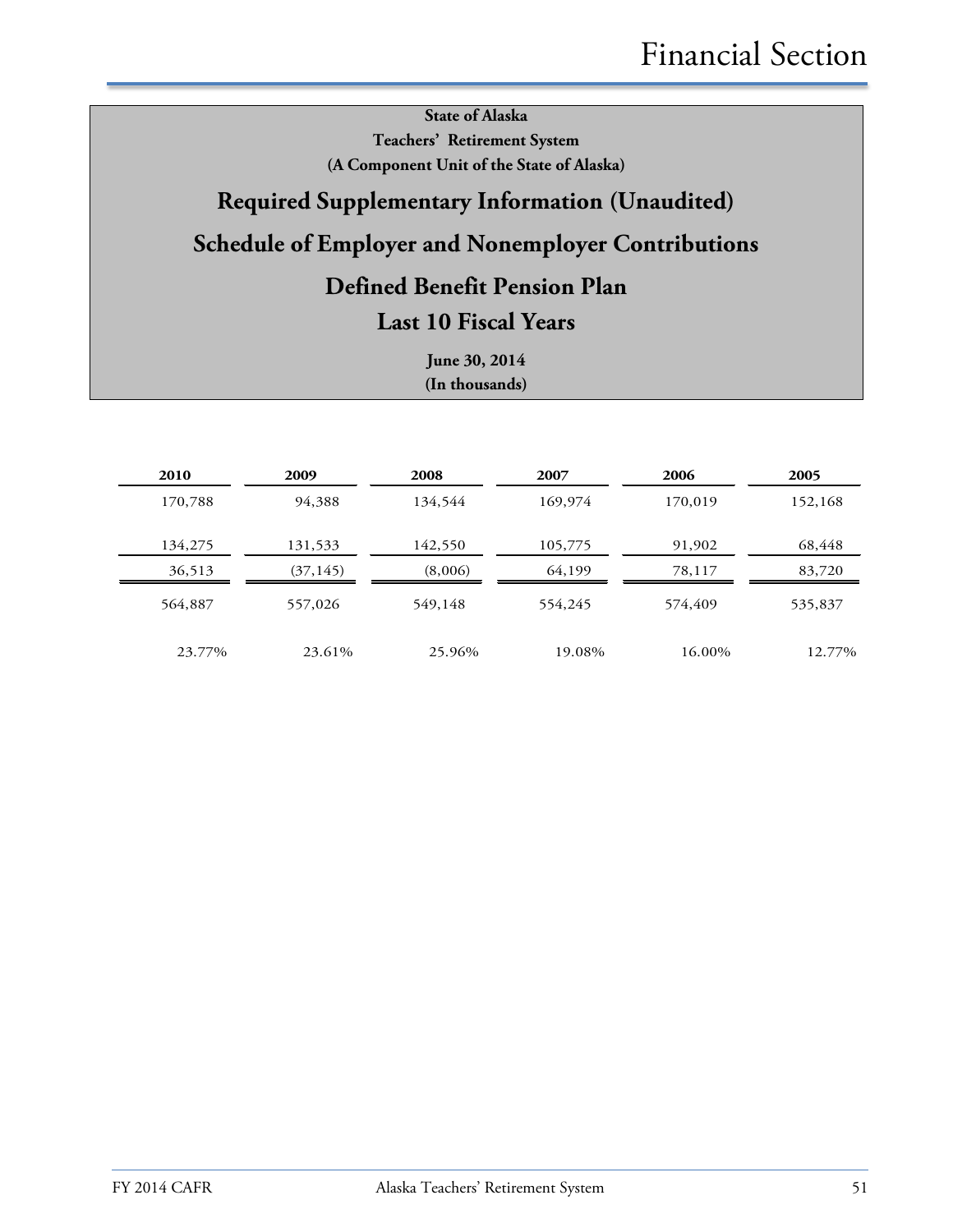State of Alaska

Teachers' Retirement System

(A Component Unit of the State of Alaska)

## Required Supplementary Information (Unaudited)

## Schedule of Employer and Nonemployer Contributions

## Defined Benefit Pension Plan

## Last 10 Fiscal Years

June 30, 2014

(In thousands)

| 2010 | 2009 | 2008 | 2007 | 2006 | 2005 |
|---|---|---|---|---|---|
| 170,788 | 94,388 | 134,544 | 169,974 | 170,019 | 152,168 |
| 134,275 | 131,533 | 142,550 | 105,775 | 91,902 | 68,448 |
| 36,513 | (37,145) | (8,006) | 64,199 | 78,117 | 83,720 |
| 564,887 | 557,026 | 549,148 | 554,245 | 574,409 | 535,837 |
| 23.77% | 23.61% | 25.96% | 19.08% | 16.00% | 12.77% |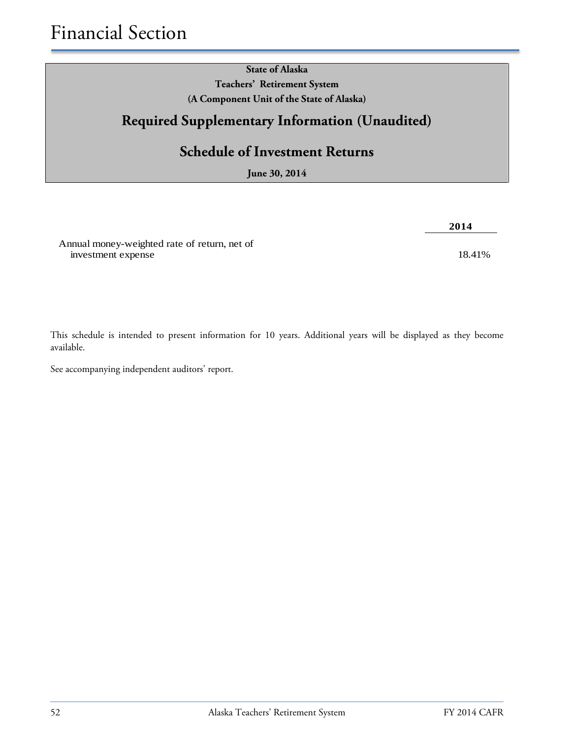**State of Alaska**

**Teachers' Retirement System**

**(A Component Unit of the State of Alaska)**

## Required Supplementary Information (Unaudited)

## Schedule of Investment Returns

**June 30, 2014**

| | **2014** |
|---|---|
| Annual money-weighted rate of return, net of investment expense | 18.41% |

This schedule is intended to present information for 10 years. Additional years will be displayed as they become available.

See accompanying independent auditors' report.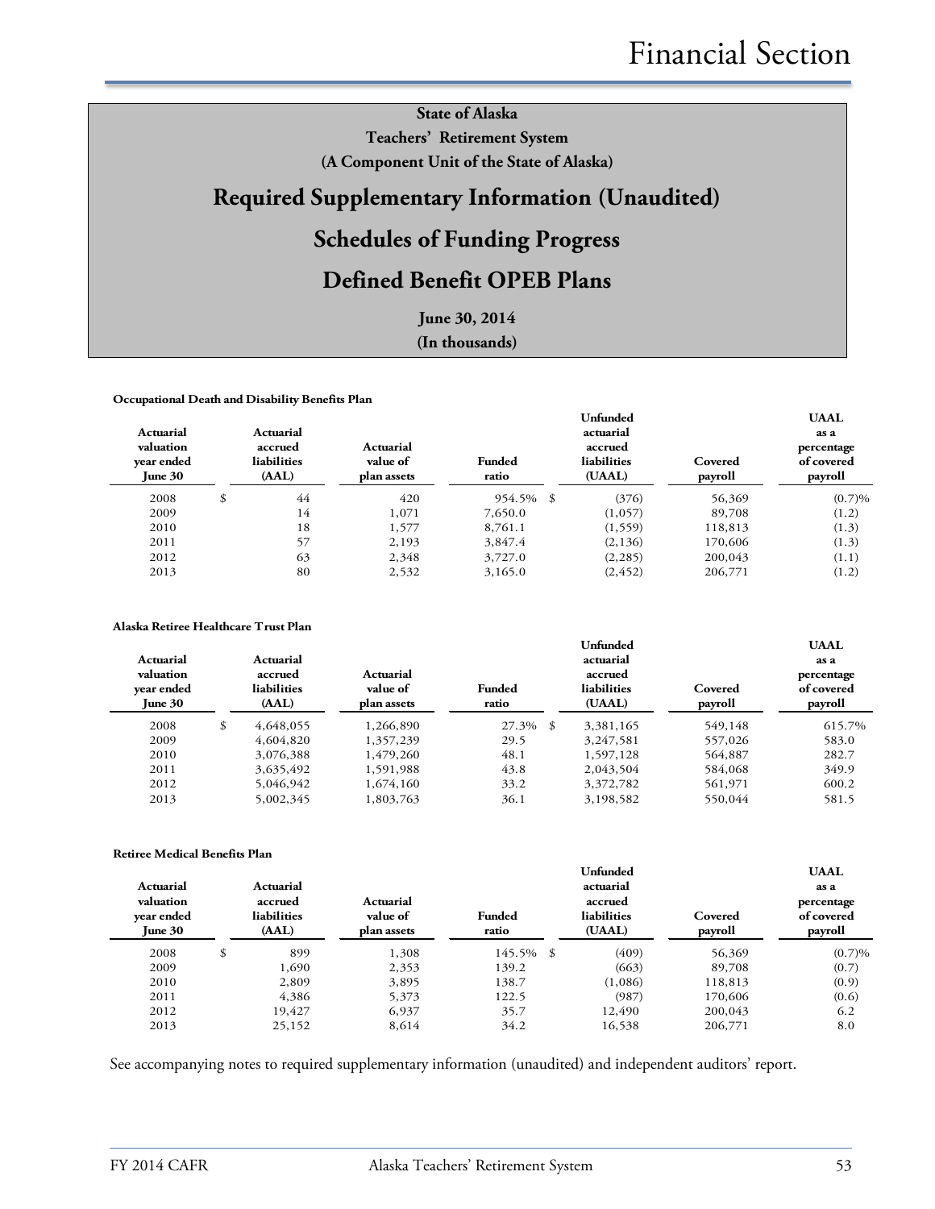# Financial Section

**State of Alaska**

**Teachers' Retirement System**

**(A Component Unit of the State of Alaska)**

## Required Supplementary Information (Unaudited)

## Schedules of Funding Progress

## Defined Benefit OPEB Plans

**June 30, 2014**

**(In thousands)**

**Occupational Death and Disability Benefits Plan**

| Actuarial valuation year ended June 30 | Actuarial accrued liabilities (AAL) | Actuarial value of plan assets | Funded ratio | Unfunded actuarial accrued liabilities (UAAL) | Covered payroll | UAAL as a percentage of covered payroll |
|---|---|---|---|---|---|---|
| 2008 | $ 44 | 420 | 954.5% | $ (376) | 56,369 | (0.7)% |
| 2009 | 14 | 1,071 | 7,650.0 | (1,057) | 89,708 | (1.2) |
| 2010 | 18 | 1,577 | 8,761.1 | (1,559) | 118,813 | (1.3) |
| 2011 | 57 | 2,193 | 3,847.4 | (2,136) | 170,606 | (1.3) |
| 2012 | 63 | 2,348 | 3,727.0 | (2,285) | 200,043 | (1.1) |
| 2013 | 80 | 2,532 | 3,165.0 | (2,452) | 206,771 | (1.2) |

**Alaska Retiree Healthcare Trust Plan**

| Actuarial valuation year ended June 30 | Actuarial accrued liabilities (AAL) | Actuarial value of plan assets | Funded ratio | Unfunded actuarial accrued liabilities (UAAL) | Covered payroll | UAAL as a percentage of covered payroll |
|---|---|---|---|---|---|---|
| 2008 | $ 4,648,055 | 1,266,890 | 27.3% | $ 3,381,165 | 549,148 | 615.7% |
| 2009 | 4,604,820 | 1,357,239 | 29.5 | 3,247,581 | 557,026 | 583.0 |
| 2010 | 3,076,388 | 1,479,260 | 48.1 | 1,597,128 | 564,887 | 282.7 |
| 2011 | 3,635,492 | 1,591,988 | 43.8 | 2,043,504 | 584,068 | 349.9 |
| 2012 | 5,046,942 | 1,674,160 | 33.2 | 3,372,782 | 561,971 | 600.2 |
| 2013 | 5,002,345 | 1,803,763 | 36.1 | 3,198,582 | 550,044 | 581.5 |

**Retiree Medical Benefits Plan**

| Actuarial valuation year ended June 30 | Actuarial accrued liabilities (AAL) | Actuarial value of plan assets | Funded ratio | Unfunded actuarial accrued liabilities (UAAL) | Covered payroll | UAAL as a percentage of covered payroll |
|---|---|---|---|---|---|---|
| 2008 | $ 899 | 1,308 | 145.5% | $ (409) | 56,369 | (0.7)% |
| 2009 | 1,690 | 2,353 | 139.2 | (663) | 89,708 | (0.7) |
| 2010 | 2,809 | 3,895 | 138.7 | (1,086) | 118,813 | (0.9) |
| 2011 | 4,386 | 5,373 | 122.5 | (987) | 170,606 | (0.6) |
| 2012 | 19,427 | 6,937 | 35.7 | 12,490 | 200,043 | 6.2 |
| 2013 | 25,152 | 8,614 | 34.2 | 16,538 | 206,771 | 8.0 |

See accompanying notes to required supplementary information (unaudited) and independent auditors' report.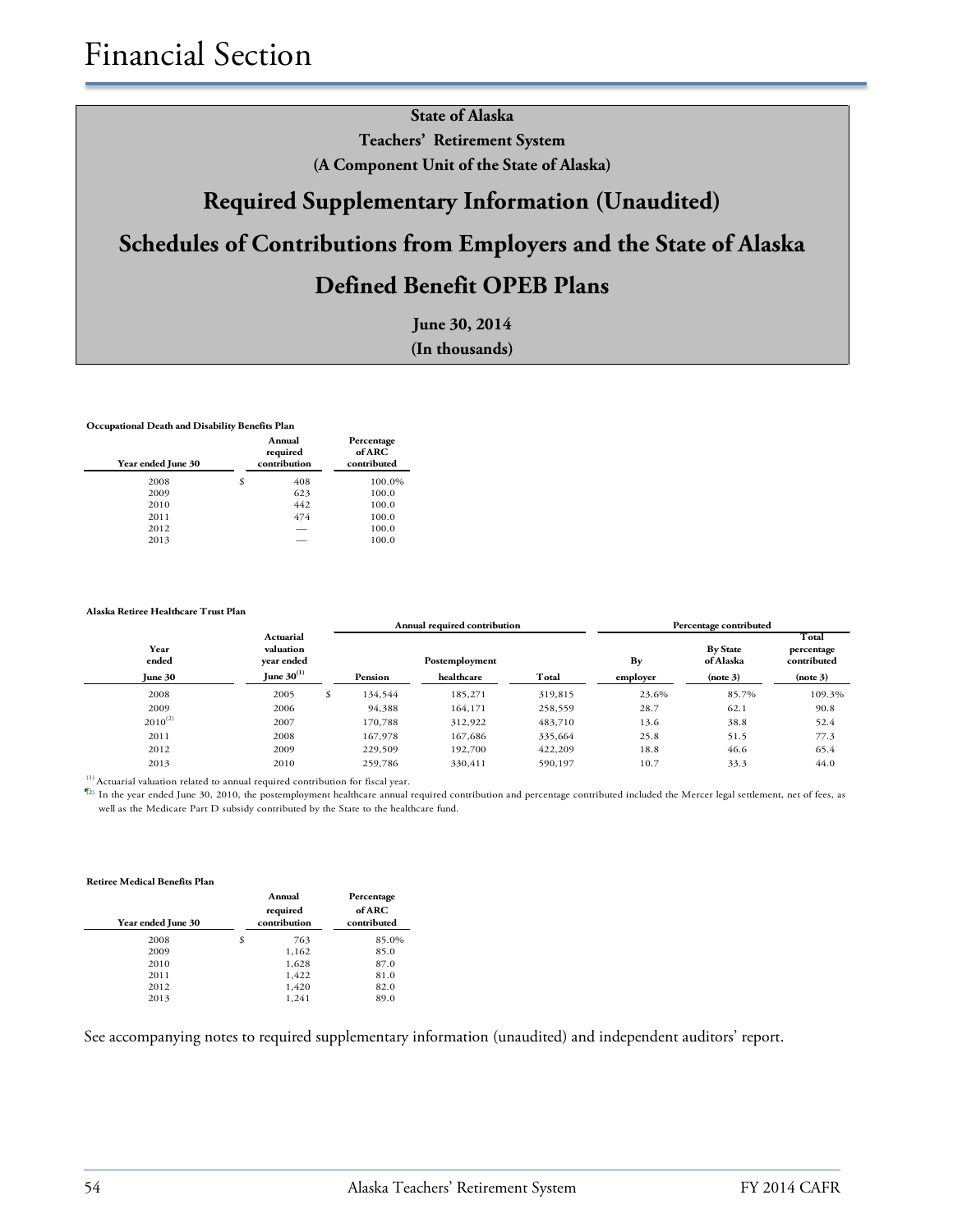# Financial Section

**State of Alaska**

**Teachers' Retirement System**

**(A Component Unit of the State of Alaska)**

## Required Supplementary Information (Unaudited)

## Schedules of Contributions from Employers and the State of Alaska

## Defined Benefit OPEB Plans

**June 30, 2014**

**(In thousands)**

**Occupational Death and Disability Benefits Plan**

| Year ended June 30 | Annual required contribution | Percentage of ARC contributed |
|---|---|---|
| 2008 | $ 408 | 100.0% |
| 2009 | 623 | 100.0 |
| 2010 | 442 | 100.0 |
| 2011 | 474 | 100.0 |
| 2012 | — | 100.0 |
| 2013 | — | 100.0 |

**Alaska Retiree Healthcare Trust Plan**

| | | Annual required contribution | | | Percentage contributed | | |
|---|---|---|---|---|---|---|---|
| Year ended June 30 | Actuarial valuation year ended June 30[(1)] | Pension | Postemployment healthcare | Total | By employer | By State of Alaska (note 3) | Total percentage contributed (note 3) |
| 2008 | 2005 | $ 134,544 | 185,271 | 319,815 | 23.6% | 85.7% | 109.3% |
| 2009 | 2006 | 94,388 | 164,171 | 258,559 | 28.7 | 62.1 | 90.8 |
| 2010[(2)] | 2007 | 170,788 | 312,922 | 483,710 | 13.6 | 38.8 | 52.4 |
| 2011 | 2008 | 167,978 | 167,686 | 335,664 | 25.8 | 51.5 | 77.3 |
| 2012 | 2009 | 229,509 | 192,700 | 422,209 | 18.8 | 46.6 | 65.4 |
| 2013 | 2010 | 259,786 | 330,411 | 590,197 | 10.7 | 33.3 | 44.0 |

[(1)] Actuarial valuation related to annual required contribution for fiscal year.

[(2)] In the year ended June 30, 2010, the postemployment healthcare annual required contribution and percentage contributed included the Mercer legal settlement, net of fees, as well as the Medicare Part D subsidy contributed by the State to the healthcare fund.

**Retiree Medical Benefits Plan**

| Year ended June 30 | Annual required contribution | Percentage of ARC contributed |
|---|---|---|
| 2008 | $ 763 | 85.0% |
| 2009 | 1,162 | 85.0 |
| 2010 | 1,628 | 87.0 |
| 2011 | 1,422 | 81.0 |
| 2012 | 1,420 | 82.0 |
| 2013 | 1,241 | 89.0 |

See accompanying notes to required supplementary information (unaudited) and independent auditors' report.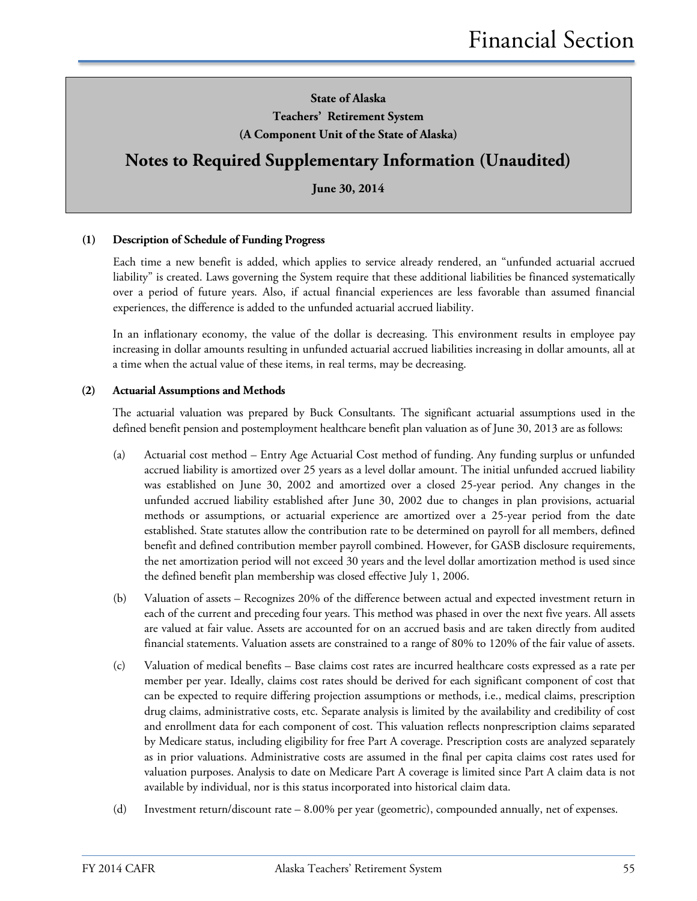**State of Alaska**

**Teachers' Retirement System**

**(A Component Unit of the State of Alaska)**

# Notes to Required Supplementary Information (Unaudited)

**June 30, 2014**

**(1) Description of Schedule of Funding Progress**

Each time a new benefit is added, which applies to service already rendered, an "unfunded actuarial accrued liability" is created. Laws governing the System require that these additional liabilities be financed systematically over a period of future years. Also, if actual financial experiences are less favorable than assumed financial experiences, the difference is added to the unfunded actuarial accrued liability.

In an inflationary economy, the value of the dollar is decreasing. This environment results in employee pay increasing in dollar amounts resulting in unfunded actuarial accrued liabilities increasing in dollar amounts, all at a time when the actual value of these items, in real terms, may be decreasing.

**(2) Actuarial Assumptions and Methods**

The actuarial valuation was prepared by Buck Consultants. The significant actuarial assumptions used in the defined benefit pension and postemployment healthcare benefit plan valuation as of June 30, 2013 are as follows:

(a) Actuarial cost method – Entry Age Actuarial Cost method of funding. Any funding surplus or unfunded accrued liability is amortized over 25 years as a level dollar amount. The initial unfunded accrued liability was established on June 30, 2002 and amortized over a closed 25-year period. Any changes in the unfunded accrued liability established after June 30, 2002 due to changes in plan provisions, actuarial methods or assumptions, or actuarial experience are amortized over a 25-year period from the date established. State statutes allow the contribution rate to be determined on payroll for all members, defined benefit and defined contribution member payroll combined. However, for GASB disclosure requirements, the net amortization period will not exceed 30 years and the level dollar amortization method is used since the defined benefit plan membership was closed effective July 1, 2006.

(b) Valuation of assets – Recognizes 20% of the difference between actual and expected investment return in each of the current and preceding four years. This method was phased in over the next five years. All assets are valued at fair value. Assets are accounted for on an accrued basis and are taken directly from audited financial statements. Valuation assets are constrained to a range of 80% to 120% of the fair value of assets.

(c) Valuation of medical benefits – Base claims cost rates are incurred healthcare costs expressed as a rate per member per year. Ideally, claims cost rates should be derived for each significant component of cost that can be expected to require differing projection assumptions or methods, i.e., medical claims, prescription drug claims, administrative costs, etc. Separate analysis is limited by the availability and credibility of cost and enrollment data for each component of cost. This valuation reflects nonprescription claims separated by Medicare status, including eligibility for free Part A coverage. Prescription costs are analyzed separately as in prior valuations. Administrative costs are assumed in the final per capita claims cost rates used for valuation purposes. Analysis to date on Medicare Part A coverage is limited since Part A claim data is not available by individual, nor is this status incorporated into historical claim data.

(d) Investment return/discount rate – 8.00% per year (geometric), compounded annually, net of expenses.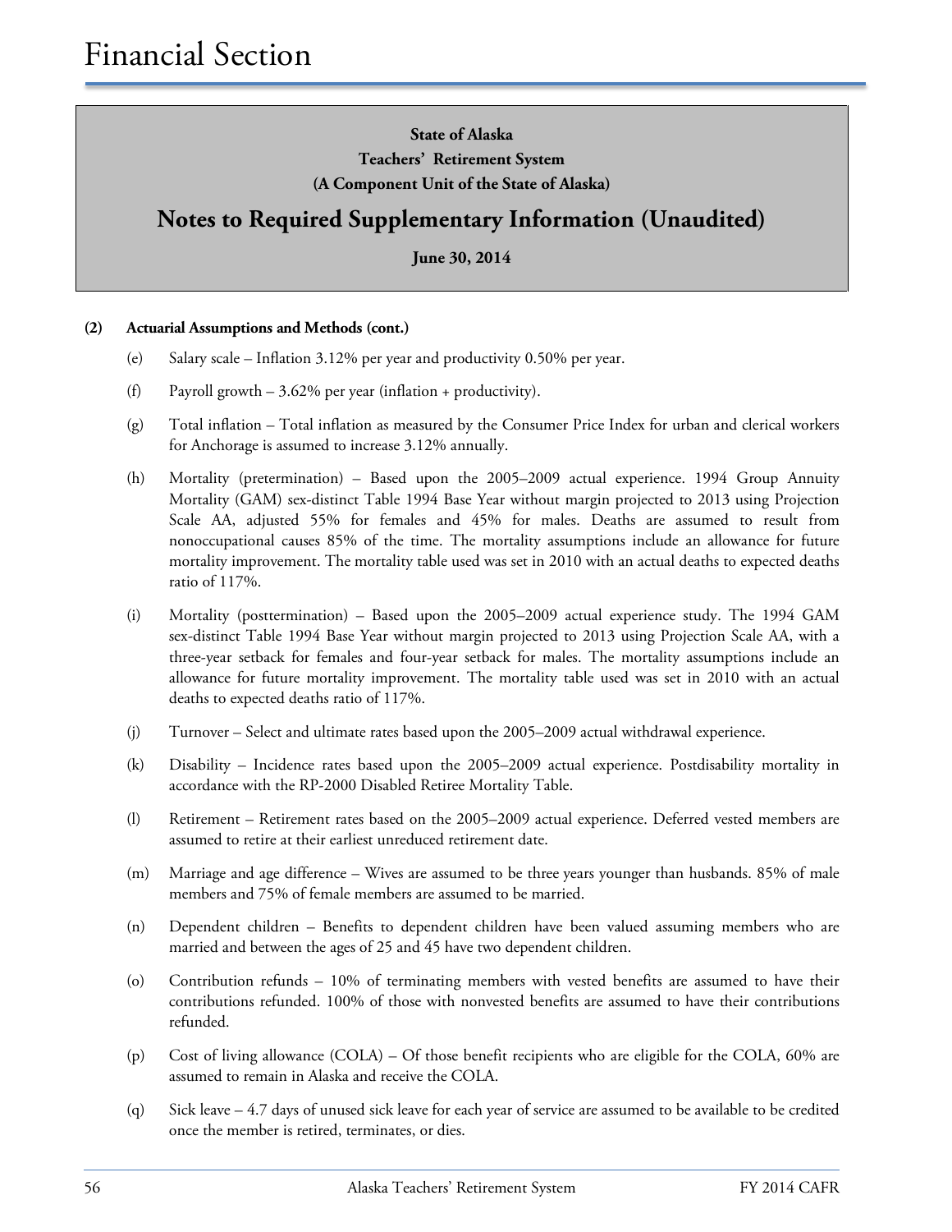**State of Alaska**
**Teachers' Retirement System**
**(A Component Unit of the State of Alaska)**

## Notes to Required Supplementary Information (Unaudited)

**June 30, 2014**

**(2) Actuarial Assumptions and Methods (cont.)**

(e) Salary scale – Inflation 3.12% per year and productivity 0.50% per year.

(f) Payroll growth – 3.62% per year (inflation + productivity).

(g) Total inflation – Total inflation as measured by the Consumer Price Index for urban and clerical workers for Anchorage is assumed to increase 3.12% annually.

(h) Mortality (pretermination) – Based upon the 2005–2009 actual experience. 1994 Group Annuity Mortality (GAM) sex-distinct Table 1994 Base Year without margin projected to 2013 using Projection Scale AA, adjusted 55% for females and 45% for males. Deaths are assumed to result from nonoccupational causes 85% of the time. The mortality assumptions include an allowance for future mortality improvement. The mortality table used was set in 2010 with an actual deaths to expected deaths ratio of 117%.

(i) Mortality (posttermination) – Based upon the 2005–2009 actual experience study. The 1994 GAM sex-distinct Table 1994 Base Year without margin projected to 2013 using Projection Scale AA, with a three-year setback for females and four-year setback for males. The mortality assumptions include an allowance for future mortality improvement. The mortality table used was set in 2010 with an actual deaths to expected deaths ratio of 117%.

(j) Turnover – Select and ultimate rates based upon the 2005–2009 actual withdrawal experience.

(k) Disability – Incidence rates based upon the 2005–2009 actual experience. Postdisability mortality in accordance with the RP-2000 Disabled Retiree Mortality Table.

(l) Retirement – Retirement rates based on the 2005–2009 actual experience. Deferred vested members are assumed to retire at their earliest unreduced retirement date.

(m) Marriage and age difference – Wives are assumed to be three years younger than husbands. 85% of male members and 75% of female members are assumed to be married.

(n) Dependent children – Benefits to dependent children have been valued assuming members who are married and between the ages of 25 and 45 have two dependent children.

(o) Contribution refunds – 10% of terminating members with vested benefits are assumed to have their contributions refunded. 100% of those with nonvested benefits are assumed to have their contributions refunded.

(p) Cost of living allowance (COLA) – Of those benefit recipients who are eligible for the COLA, 60% are assumed to remain in Alaska and receive the COLA.

(q) Sick leave – 4.7 days of unused sick leave for each year of service are assumed to be available to be credited once the member is retired, terminates, or dies.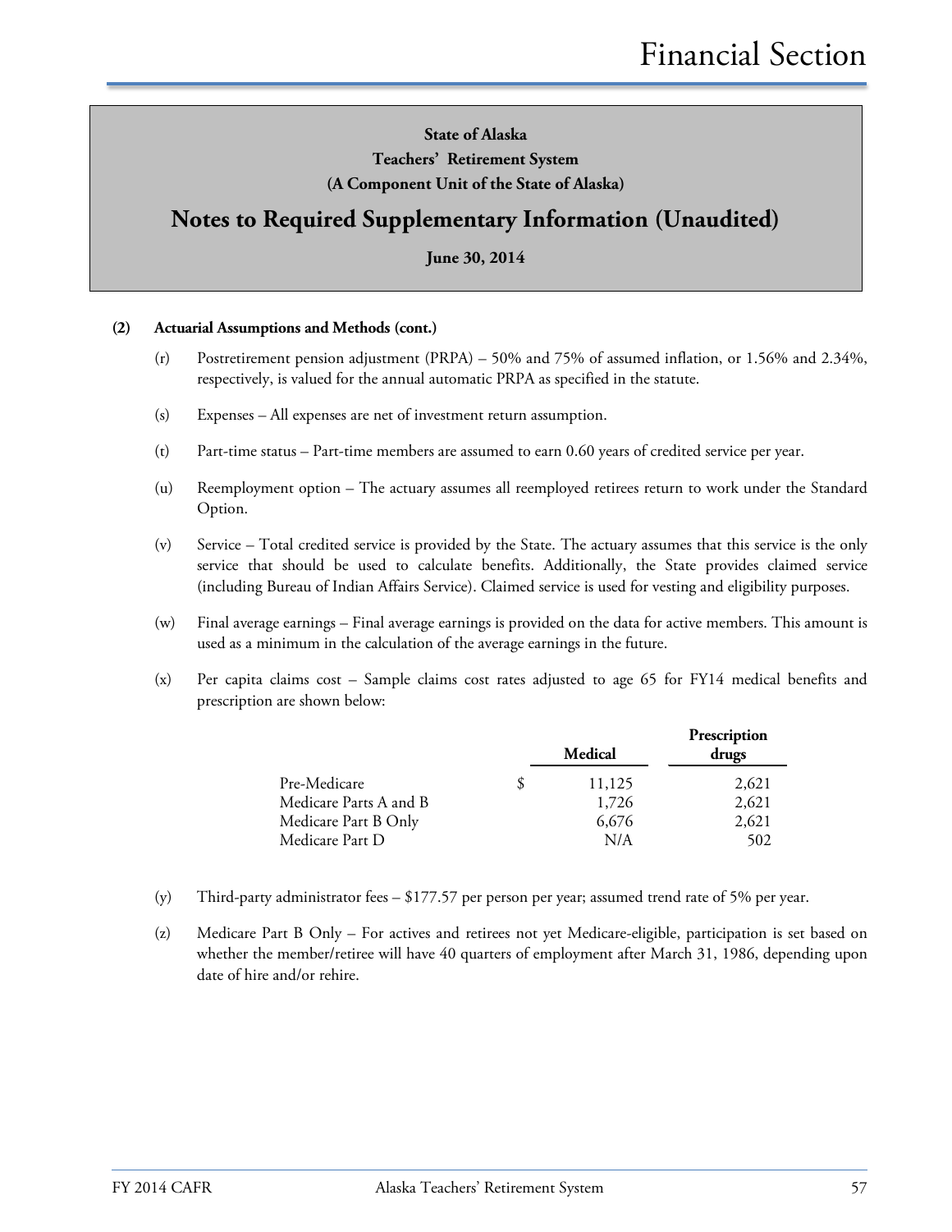# State of Alaska
## Teachers' Retirement System
### (A Component Unit of the State of Alaska)

# Notes to Required Supplementary Information (Unaudited)

**June 30, 2014**

**(2) Actuarial Assumptions and Methods (cont.)**

(r) Postretirement pension adjustment (PRPA) – 50% and 75% of assumed inflation, or 1.56% and 2.34%, respectively, is valued for the annual automatic PRPA as specified in the statute.

(s) Expenses – All expenses are net of investment return assumption.

(t) Part-time status – Part-time members are assumed to earn 0.60 years of credited service per year.

(u) Reemployment option – The actuary assumes all reemployed retirees return to work under the Standard Option.

(v) Service – Total credited service is provided by the State. The actuary assumes that this service is the only service that should be used to calculate benefits. Additionally, the State provides claimed service (including Bureau of Indian Affairs Service). Claimed service is used for vesting and eligibility purposes.

(w) Final average earnings – Final average earnings is provided on the data for active members. This amount is used as a minimum in the calculation of the average earnings in the future.

(x) Per capita claims cost – Sample claims cost rates adjusted to age 65 for FY14 medical benefits and prescription are shown below:

| | Medical | Prescription drugs |
|---|---|---|
| Pre-Medicare | $ 11,125 | 2,621 |
| Medicare Parts A and B | 1,726 | 2,621 |
| Medicare Part B Only | 6,676 | 2,621 |
| Medicare Part D | N/A | 502 |

(y) Third-party administrator fees – $177.57 per person per year; assumed trend rate of 5% per year.

(z) Medicare Part B Only – For actives and retirees not yet Medicare-eligible, participation is set based on whether the member/retiree will have 40 quarters of employment after March 31, 1986, depending upon date of hire and/or rehire.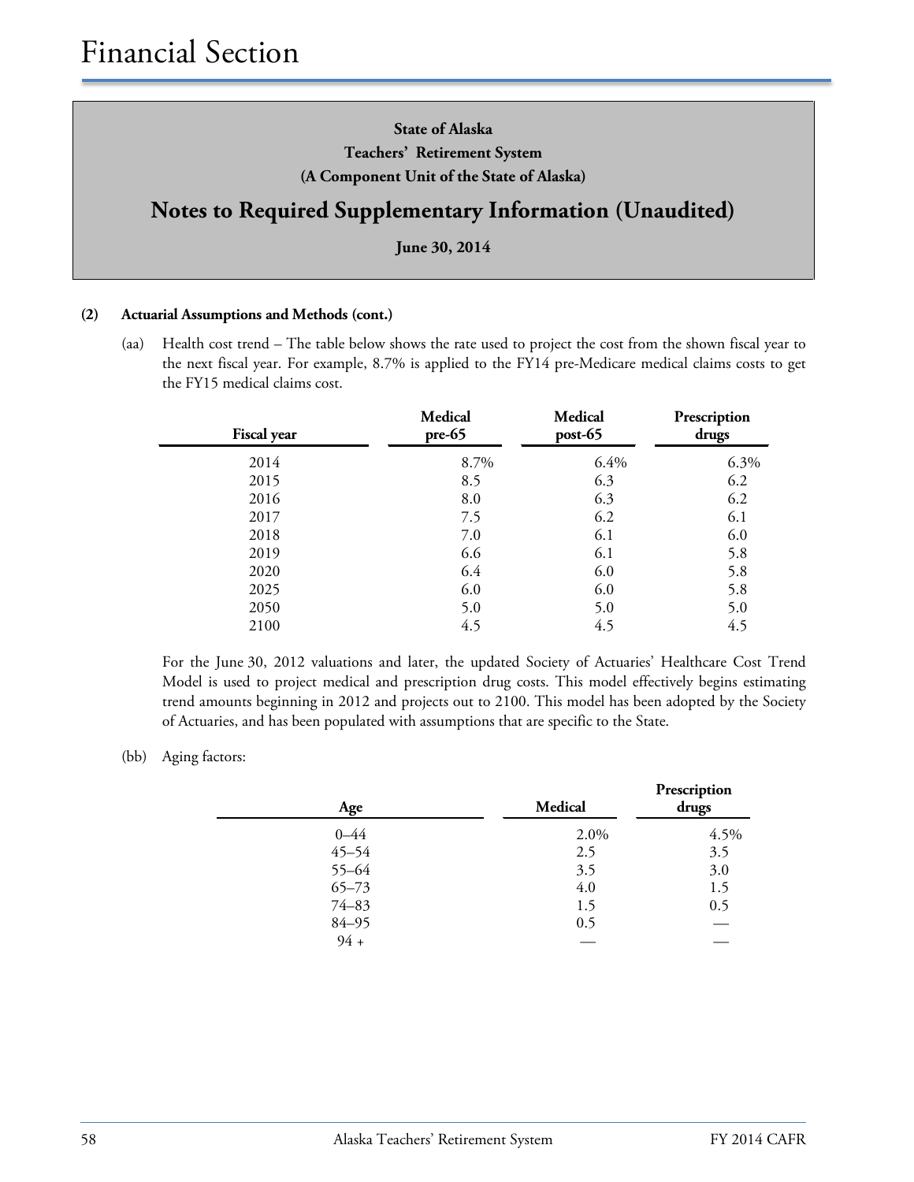# Financial Section

**State of Alaska**
**Teachers' Retirement System**
**(A Component Unit of the State of Alaska)**

## Notes to Required Supplementary Information (Unaudited)

**June 30, 2014**

**(2) Actuarial Assumptions and Methods (cont.)**

(aa) Health cost trend – The table below shows the rate used to project the cost from the shown fiscal year to the next fiscal year. For example, 8.7% is applied to the FY14 pre-Medicare medical claims costs to get the FY15 medical claims cost.

| Fiscal year | Medical pre-65 | Medical post-65 | Prescription drugs |
|---|---|---|---|
| 2014 | 8.7% | 6.4% | 6.3% |
| 2015 | 8.5 | 6.3 | 6.2 |
| 2016 | 8.0 | 6.3 | 6.2 |
| 2017 | 7.5 | 6.2 | 6.1 |
| 2018 | 7.0 | 6.1 | 6.0 |
| 2019 | 6.6 | 6.1 | 5.8 |
| 2020 | 6.4 | 6.0 | 5.8 |
| 2025 | 6.0 | 6.0 | 5.8 |
| 2050 | 5.0 | 5.0 | 5.0 |
| 2100 | 4.5 | 4.5 | 4.5 |

For the June 30, 2012 valuations and later, the updated Society of Actuaries' Healthcare Cost Trend Model is used to project medical and prescription drug costs. This model effectively begins estimating trend amounts beginning in 2012 and projects out to 2100. This model has been adopted by the Society of Actuaries, and has been populated with assumptions that are specific to the State.

(bb) Aging factors:

| Age | Medical | Prescription drugs |
|---|---|---|
| 0–44 | 2.0% | 4.5% |
| 45–54 | 2.5 | 3.5 |
| 55–64 | 3.5 | 3.0 |
| 65–73 | 4.0 | 1.5 |
| 74–83 | 1.5 | 0.5 |
| 84–95 | 0.5 | — |
| 94 + | — | — |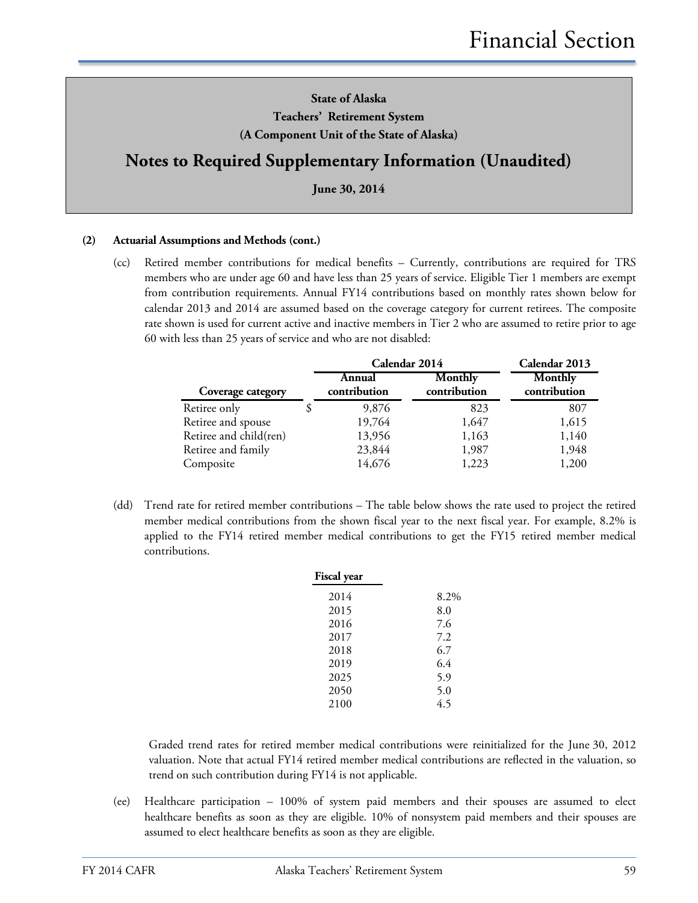**State of Alaska**

**Teachers' Retirement System**

**(A Component Unit of the State of Alaska)**

## Notes to Required Supplementary Information (Unaudited)

**June 30, 2014**

**(2) Actuarial Assumptions and Methods (cont.)**

(cc) Retired member contributions for medical benefits – Currently, contributions are required for TRS members who are under age 60 and have less than 25 years of service. Eligible Tier 1 members are exempt from contribution requirements. Annual FY14 contributions based on monthly rates shown below for calendar 2013 and 2014 are assumed based on the coverage category for current retirees. The composite rate shown is used for current active and inactive members in Tier 2 who are assumed to retire prior to age 60 with less than 25 years of service and who are not disabled:

| | Calendar 2014 | | Calendar 2013 |
|---|---|---|---|
| **Coverage category** | **Annual contribution** | **Monthly contribution** | **Monthly contribution** |
| Retiree only | $ 9,876 | 823 | 807 |
| Retiree and spouse | 19,764 | 1,647 | 1,615 |
| Retiree and child(ren) | 13,956 | 1,163 | 1,140 |
| Retiree and family | 23,844 | 1,987 | 1,948 |
| Composite | 14,676 | 1,223 | 1,200 |

(dd) Trend rate for retired member contributions – The table below shows the rate used to project the retired member medical contributions from the shown fiscal year to the next fiscal year. For example, 8.2% is applied to the FY14 retired member medical contributions to get the FY15 retired member medical contributions.

| Fiscal year | |
|---|---|
| 2014 | 8.2% |
| 2015 | 8.0 |
| 2016 | 7.6 |
| 2017 | 7.2 |
| 2018 | 6.7 |
| 2019 | 6.4 |
| 2025 | 5.9 |
| 2050 | 5.0 |
| 2100 | 4.5 |

Graded trend rates for retired member medical contributions were reinitialized for the June 30, 2012 valuation. Note that actual FY14 retired member medical contributions are reflected in the valuation, so trend on such contribution during FY14 is not applicable.

(ee) Healthcare participation – 100% of system paid members and their spouses are assumed to elect healthcare benefits as soon as they are eligible. 10% of nonsystem paid members and their spouses are assumed to elect healthcare benefits as soon as they are eligible.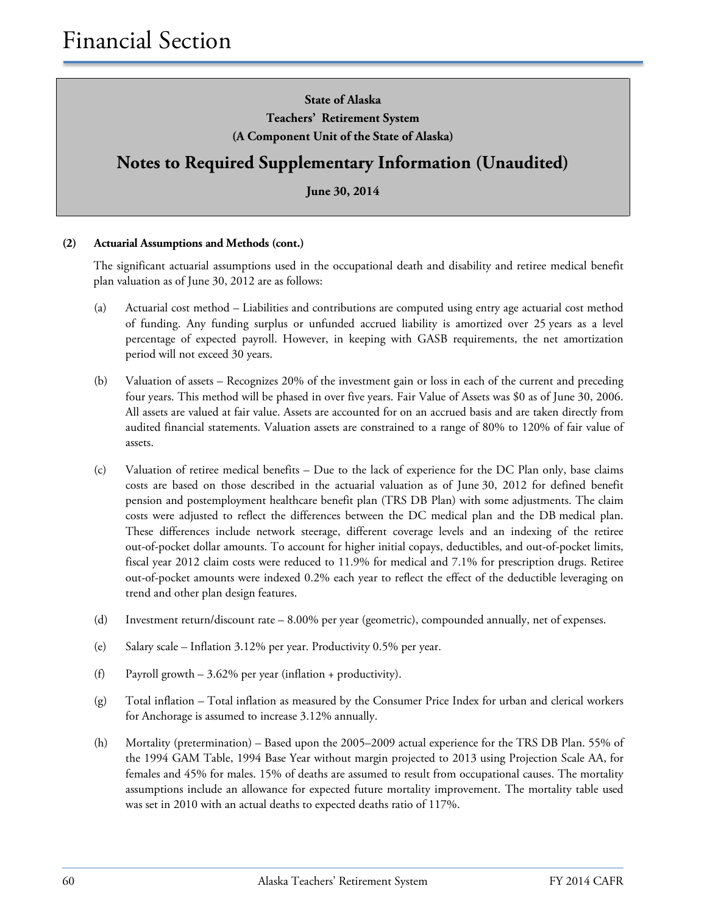# Financial Section

**State of Alaska**
**Teachers' Retirement System**
**(A Component Unit of the State of Alaska)**

## Notes to Required Supplementary Information (Unaudited)

**June 30, 2014**

**(2) Actuarial Assumptions and Methods (cont.)**

The significant actuarial assumptions used in the occupational death and disability and retiree medical benefit plan valuation as of June 30, 2012 are as follows:

(a) Actuarial cost method – Liabilities and contributions are computed using entry age actuarial cost method of funding. Any funding surplus or unfunded accrued liability is amortized over 25 years as a level percentage of expected payroll. However, in keeping with GASB requirements, the net amortization period will not exceed 30 years.

(b) Valuation of assets – Recognizes 20% of the investment gain or loss in each of the current and preceding four years. This method will be phased in over five years. Fair Value of Assets was $0 as of June 30, 2006. All assets are valued at fair value. Assets are accounted for on an accrued basis and are taken directly from audited financial statements. Valuation assets are constrained to a range of 80% to 120% of fair value of assets.

(c) Valuation of retiree medical benefits – Due to the lack of experience for the DC Plan only, base claims costs are based on those described in the actuarial valuation as of June 30, 2012 for defined benefit pension and postemployment healthcare benefit plan (TRS DB Plan) with some adjustments. The claim costs were adjusted to reflect the differences between the DC medical plan and the DB medical plan. These differences include network steerage, different coverage levels and an indexing of the retiree out-of-pocket dollar amounts. To account for higher initial copays, deductibles, and out-of-pocket limits, fiscal year 2012 claim costs were reduced to 11.9% for medical and 7.1% for prescription drugs. Retiree out-of-pocket amounts were indexed 0.2% each year to reflect the effect of the deductible leveraging on trend and other plan design features.

(d) Investment return/discount rate – 8.00% per year (geometric), compounded annually, net of expenses.

(e) Salary scale – Inflation 3.12% per year. Productivity 0.5% per year.

(f) Payroll growth – 3.62% per year (inflation + productivity).

(g) Total inflation – Total inflation as measured by the Consumer Price Index for urban and clerical workers for Anchorage is assumed to increase 3.12% annually.

(h) Mortality (pretermination) – Based upon the 2005–2009 actual experience for the TRS DB Plan. 55% of the 1994 GAM Table, 1994 Base Year without margin projected to 2013 using Projection Scale AA, for females and 45% for males. 15% of deaths are assumed to result from occupational causes. The mortality assumptions include an allowance for expected future mortality improvement. The mortality table used was set in 2010 with an actual deaths to expected deaths ratio of 117%.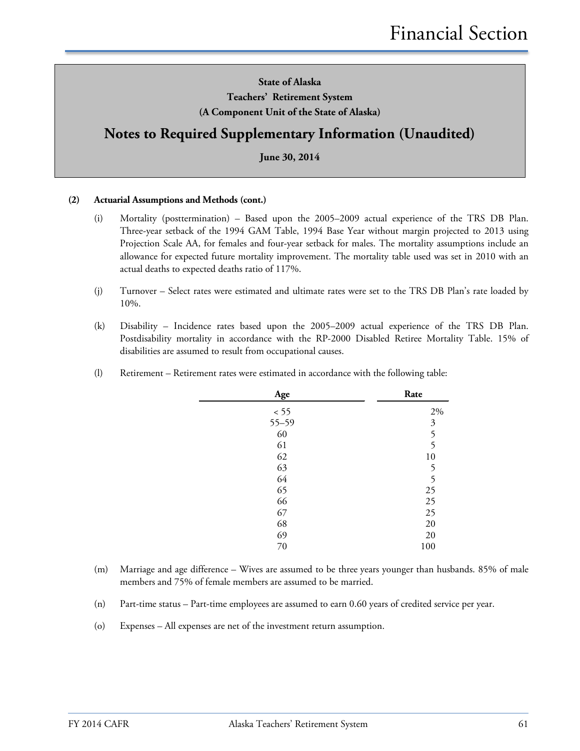State of Alaska

Teachers' Retirement System

(A Component Unit of the State of Alaska)

# Notes to Required Supplementary Information (Unaudited)

June 30, 2014

**(2) Actuarial Assumptions and Methods (cont.)**

(i) Mortality (posttermination) – Based upon the 2005–2009 actual experience of the TRS DB Plan. Three-year setback of the 1994 GAM Table, 1994 Base Year without margin projected to 2013 using Projection Scale AA, for females and four-year setback for males. The mortality assumptions include an allowance for expected future mortality improvement. The mortality table used was set in 2010 with an actual deaths to expected deaths ratio of 117%.

(j) Turnover – Select rates were estimated and ultimate rates were set to the TRS DB Plan's rate loaded by 10%.

(k) Disability – Incidence rates based upon the 2005–2009 actual experience of the TRS DB Plan. Postdisability mortality in accordance with the RP-2000 Disabled Retiree Mortality Table. 15% of disabilities are assumed to result from occupational causes.

(l) Retirement – Retirement rates were estimated in accordance with the following table:

| Age | Rate |
|---|---|
| < 55 | 2% |
| 55–59 | 3 |
| 60 | 5 |
| 61 | 5 |
| 62 | 10 |
| 63 | 5 |
| 64 | 5 |
| 65 | 25 |
| 66 | 25 |
| 67 | 25 |
| 68 | 20 |
| 69 | 20 |
| 70 | 100 |

(m) Marriage and age difference – Wives are assumed to be three years younger than husbands. 85% of male members and 75% of female members are assumed to be married.

(n) Part-time status – Part-time employees are assumed to earn 0.60 years of credited service per year.

(o) Expenses – All expenses are net of the investment return assumption.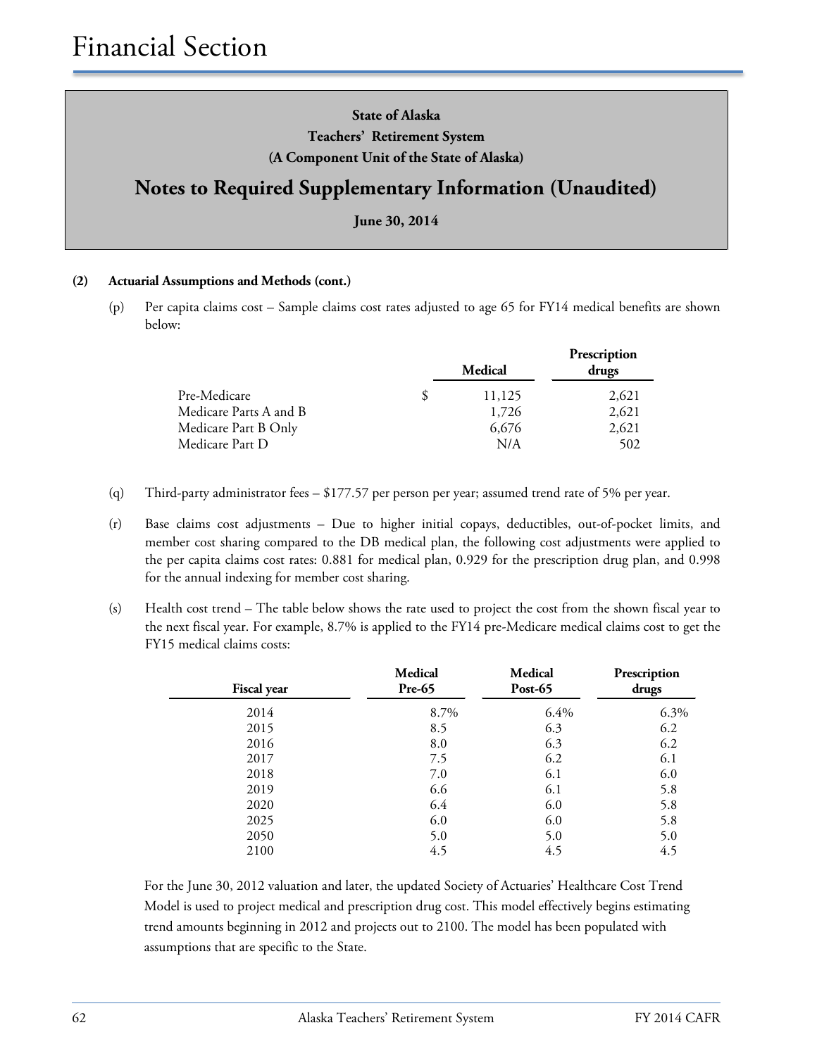**State of Alaska**
**Teachers' Retirement System**
**(A Component Unit of the State of Alaska)**

## Notes to Required Supplementary Information (Unaudited)

**June 30, 2014**

**(2) Actuarial Assumptions and Methods (cont.)**

(p) Per capita claims cost – Sample claims cost rates adjusted to age 65 for FY14 medical benefits are shown below:

| | Medical | Prescription drugs |
|---|---|---|
| Pre-Medicare | $ 11,125 | 2,621 |
| Medicare Parts A and B | 1,726 | 2,621 |
| Medicare Part B Only | 6,676 | 2,621 |
| Medicare Part D | N/A | 502 |

(q) Third-party administrator fees – $177.57 per person per year; assumed trend rate of 5% per year.

(r) Base claims cost adjustments – Due to higher initial copays, deductibles, out-of-pocket limits, and member cost sharing compared to the DB medical plan, the following cost adjustments were applied to the per capita claims cost rates: 0.881 for medical plan, 0.929 for the prescription drug plan, and 0.998 for the annual indexing for member cost sharing.

(s) Health cost trend – The table below shows the rate used to project the cost from the shown fiscal year to the next fiscal year. For example, 8.7% is applied to the FY14 pre-Medicare medical claims cost to get the FY15 medical claims costs:

| Fiscal year | Medical Pre-65 | Medical Post-65 | Prescription drugs |
|---|---|---|---|
| 2014 | 8.7% | 6.4% | 6.3% |
| 2015 | 8.5 | 6.3 | 6.2 |
| 2016 | 8.0 | 6.3 | 6.2 |
| 2017 | 7.5 | 6.2 | 6.1 |
| 2018 | 7.0 | 6.1 | 6.0 |
| 2019 | 6.6 | 6.1 | 5.8 |
| 2020 | 6.4 | 6.0 | 5.8 |
| 2025 | 6.0 | 6.0 | 5.8 |
| 2050 | 5.0 | 5.0 | 5.0 |
| 2100 | 4.5 | 4.5 | 4.5 |

For the June 30, 2012 valuation and later, the updated Society of Actuaries' Healthcare Cost Trend Model is used to project medical and prescription drug cost. This model effectively begins estimating trend amounts beginning in 2012 and projects out to 2100. The model has been populated with assumptions that are specific to the State.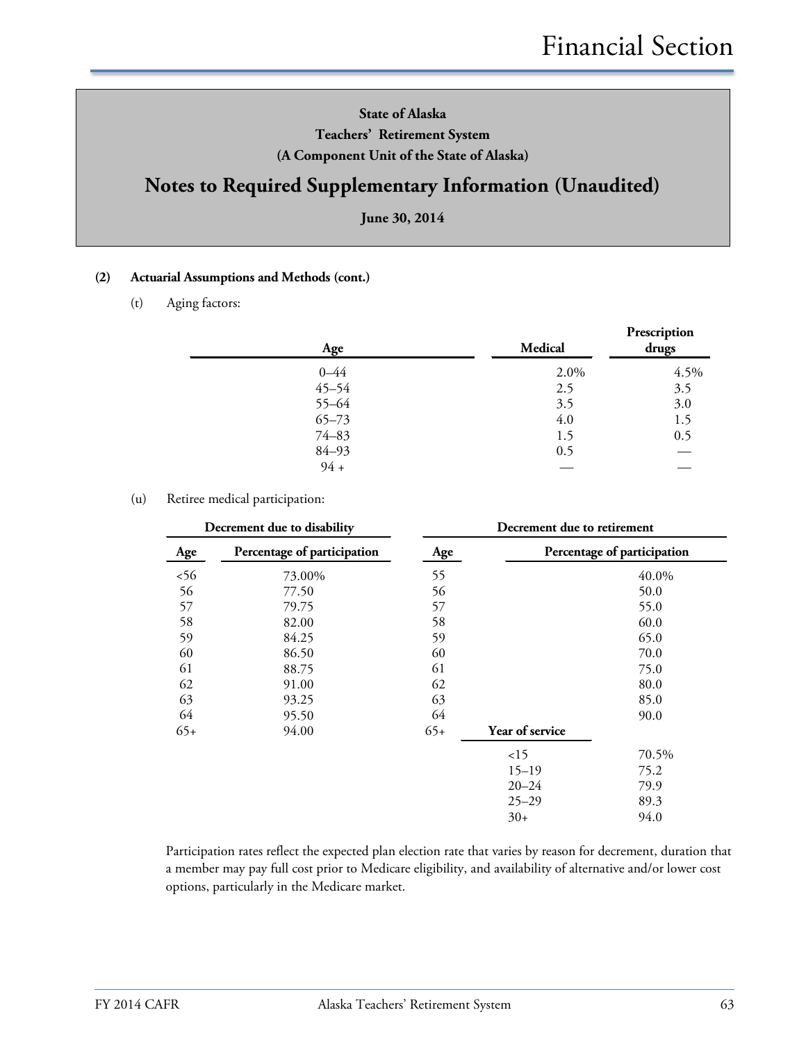State of Alaska
Teachers' Retirement System
(A Component Unit of the State of Alaska)

# Notes to Required Supplementary Information (Unaudited)

June 30, 2014

**(2) Actuarial Assumptions and Methods (cont.)**

(t) Aging factors:

| Age | Medical | Prescription drugs |
|---|---|---|
| 0–44 | 2.0% | 4.5% |
| 45–54 | 2.5 | 3.5 |
| 55–64 | 3.5 | 3.0 |
| 65–73 | 4.0 | 1.5 |
| 74–83 | 1.5 | 0.5 |
| 84–93 | 0.5 | — |
| 94 + | — | — |

(u) Retiree medical participation:

| Decrement due to disability | | Decrement due to retirement | | |
|---|---|---|---|---|
| **Age** | **Percentage of participation** | **Age** | | **Percentage of participation** |
| <56 | 73.00% | 55 | | 40.0% |
| 56 | 77.50 | 56 | | 50.0 |
| 57 | 79.75 | 57 | | 55.0 |
| 58 | 82.00 | 58 | | 60.0 |
| 59 | 84.25 | 59 | | 65.0 |
| 60 | 86.50 | 60 | | 70.0 |
| 61 | 88.75 | 61 | | 75.0 |
| 62 | 91.00 | 62 | | 80.0 |
| 63 | 93.25 | 63 | | 85.0 |
| 64 | 95.50 | 64 | | 90.0 |
| 65+ | 94.00 | 65+ | **Year of service** | |
| | | | <15 | 70.5% |
| | | | 15–19 | 75.2 |
| | | | 20–24 | 79.9 |
| | | | 25–29 | 89.3 |
| | | | 30+ | 94.0 |

Participation rates reflect the expected plan election rate that varies by reason for decrement, duration that a member may pay full cost prior to Medicare eligibility, and availability of alternative and/or lower cost options, particularly in the Medicare market.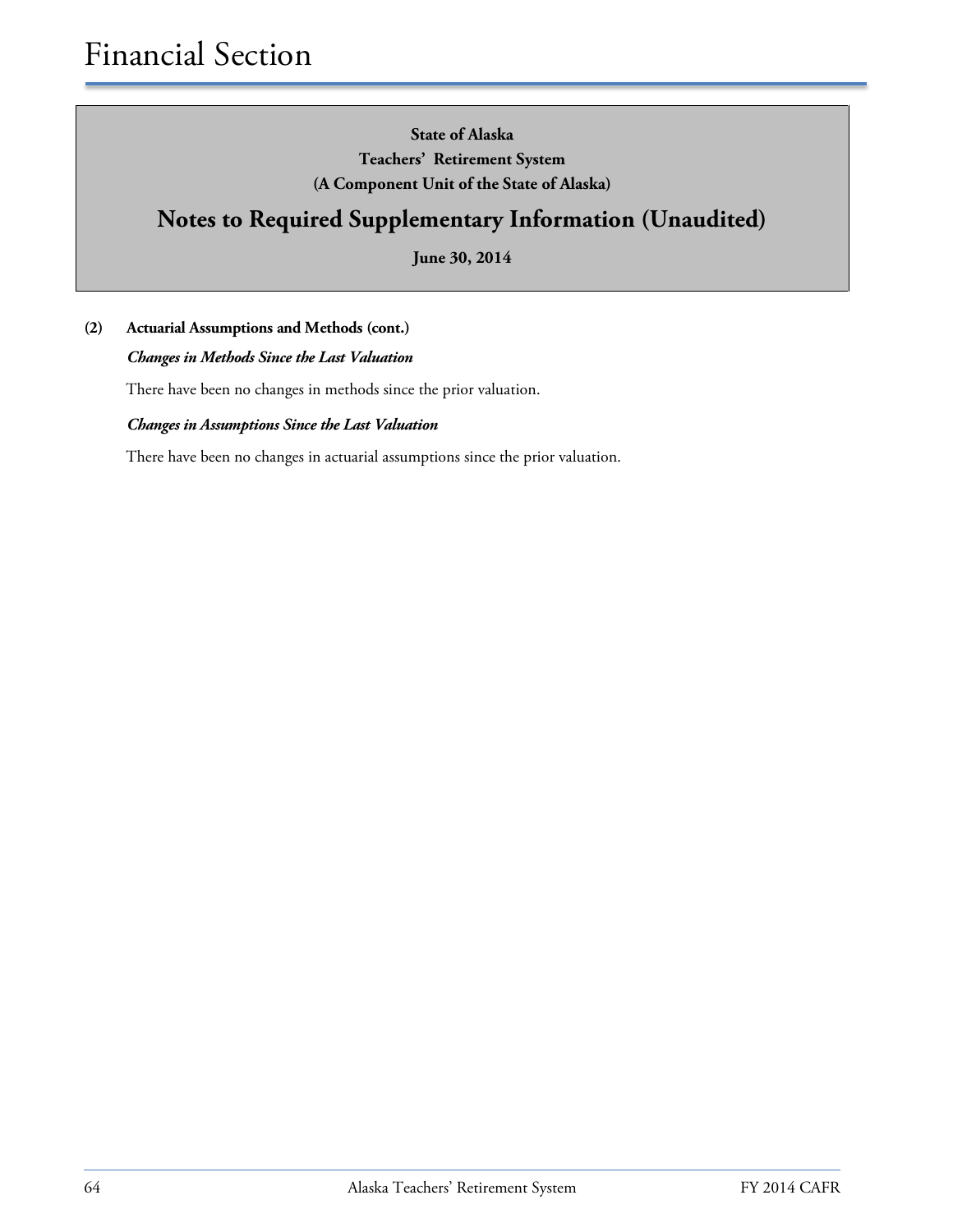**State of Alaska**
**Teachers' Retirement System**
**(A Component Unit of the State of Alaska)**

## Notes to Required Supplementary Information (Unaudited)

**June 30, 2014**

**(2) Actuarial Assumptions and Methods (cont.)**

***Changes in Methods Since the Last Valuation***

There have been no changes in methods since the prior valuation.

***Changes in Assumptions Since the Last Valuation***

There have been no changes in actuarial assumptions since the prior valuation.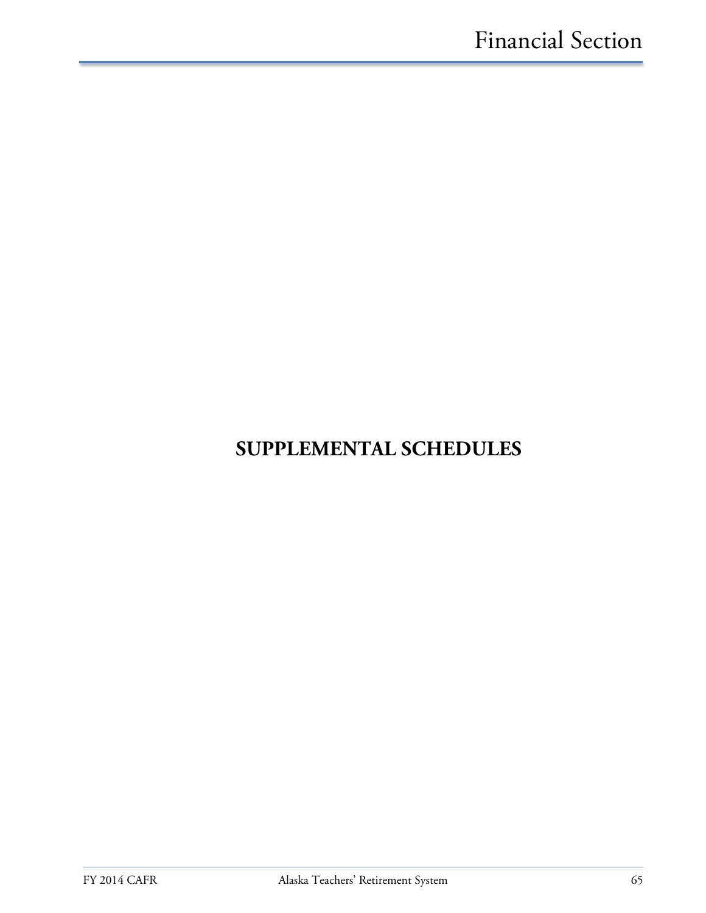# SUPPLEMENTAL SCHEDULES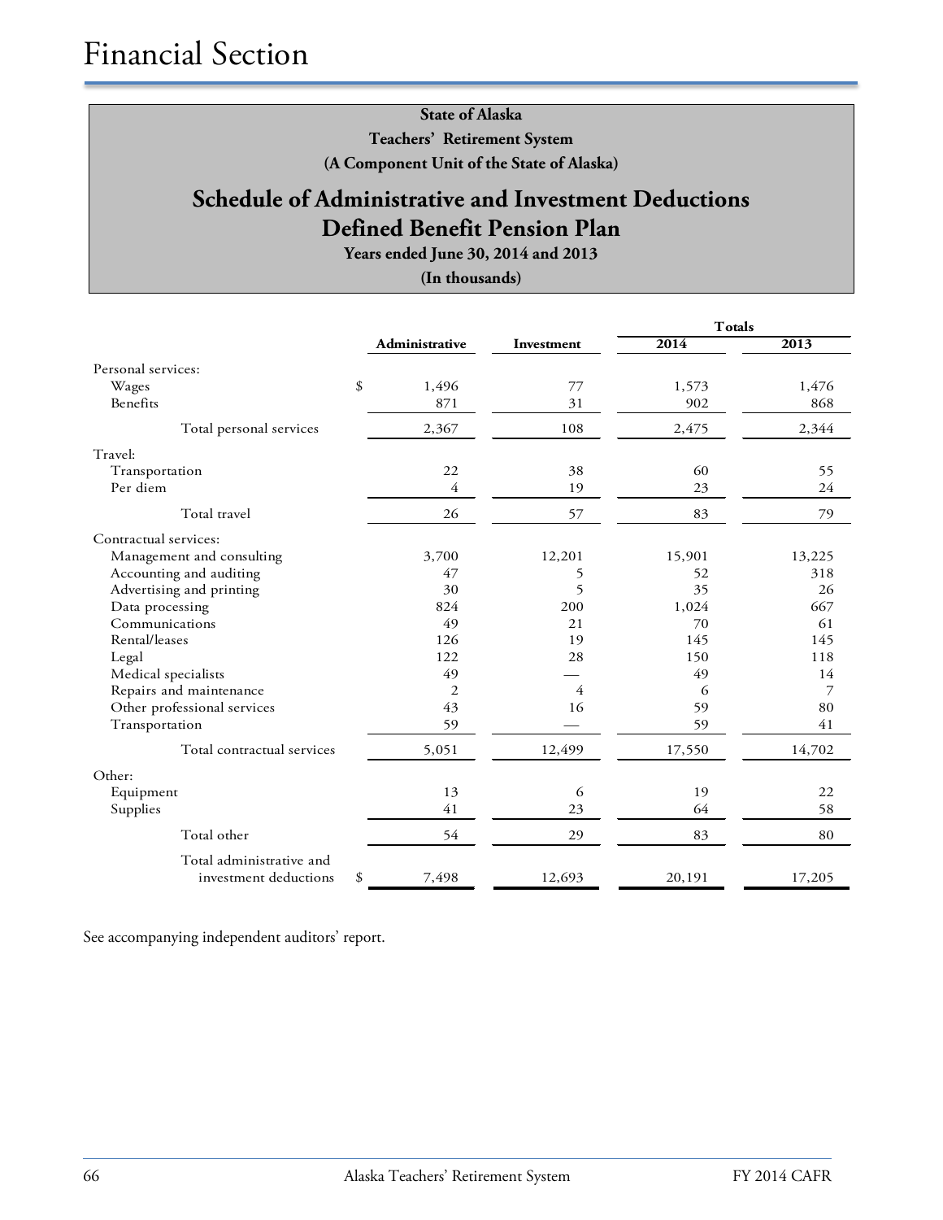# Financial Section

**State of Alaska**
**Teachers' Retirement System**
**(A Component Unit of the State of Alaska)**

## Schedule of Administrative and Investment Deductions
## Defined Benefit Pension Plan

**Years ended June 30, 2014 and 2013**
**(In thousands)**

| | Administrative | Investment | Totals 2014 | Totals 2013 |
|---|---|---|---|---|
| Personal services: | | | | |
| Wages | $ 1,496 | 77 | 1,573 | 1,476 |
| Benefits | 871 | 31 | 902 | 868 |
| Total personal services | 2,367 | 108 | 2,475 | 2,344 |
| Travel: | | | | |
| Transportation | 22 | 38 | 60 | 55 |
| Per diem | 4 | 19 | 23 | 24 |
| Total travel | 26 | 57 | 83 | 79 |
| Contractual services: | | | | |
| Management and consulting | 3,700 | 12,201 | 15,901 | 13,225 |
| Accounting and auditing | 47 | 5 | 52 | 318 |
| Advertising and printing | 30 | 5 | 35 | 26 |
| Data processing | 824 | 200 | 1,024 | 667 |
| Communications | 49 | 21 | 70 | 61 |
| Rental/leases | 126 | 19 | 145 | 145 |
| Legal | 122 | 28 | 150 | 118 |
| Medical specialists | 49 | — | 49 | 14 |
| Repairs and maintenance | 2 | 4 | 6 | 7 |
| Other professional services | 43 | 16 | 59 | 80 |
| Transportation | 59 | — | 59 | 41 |
| Total contractual services | 5,051 | 12,499 | 17,550 | 14,702 |
| Other: | | | | |
| Equipment | 13 | 6 | 19 | 22 |
| Supplies | 41 | 23 | 64 | 58 |
| Total other | 54 | 29 | 83 | 80 |
| Total administrative and investment deductions | $ 7,498 | 12,693 | 20,191 | 17,205 |

See accompanying independent auditors' report.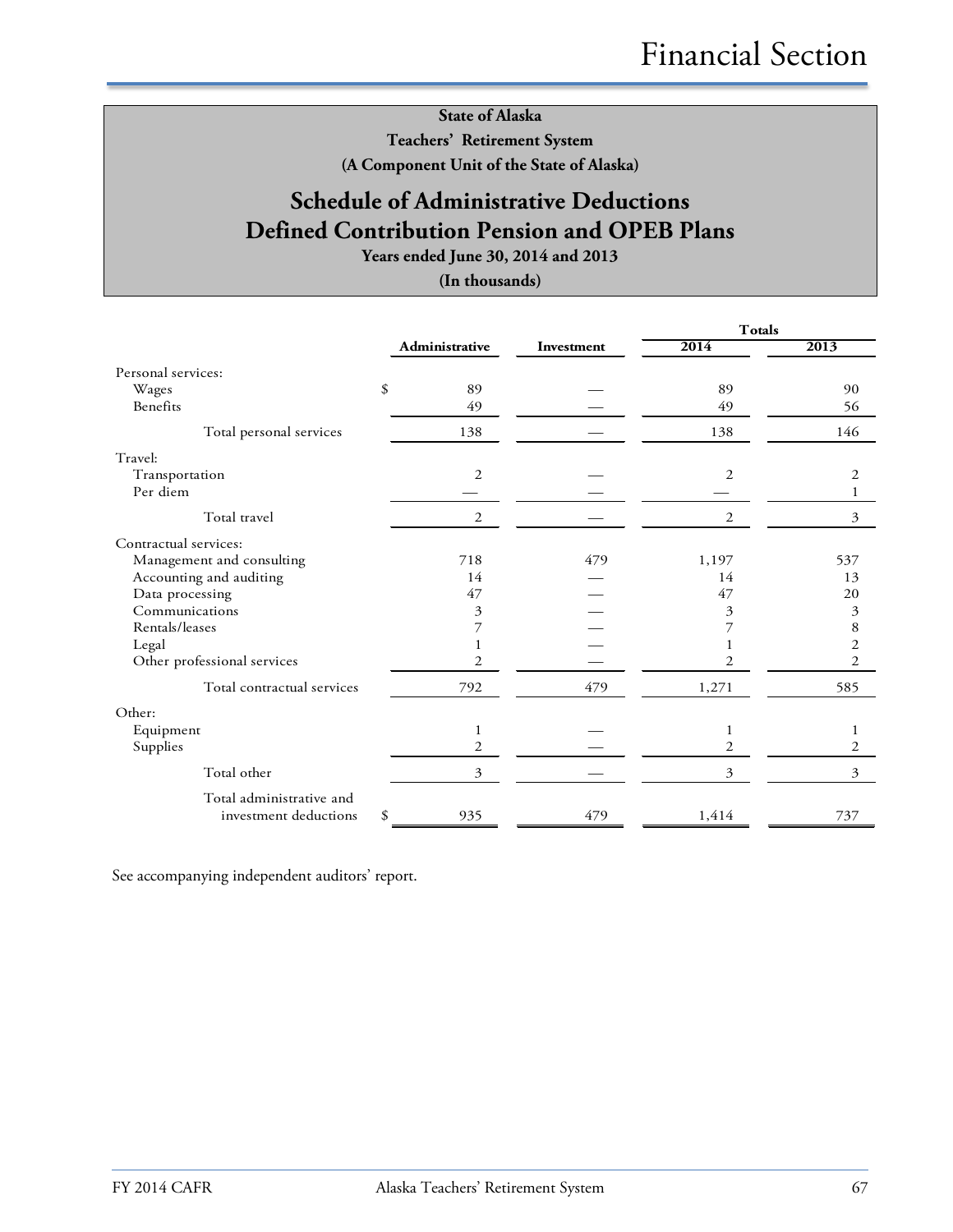**State of Alaska**
**Teachers' Retirement System**
**(A Component Unit of the State of Alaska)**

# Schedule of Administrative Deductions Defined Contribution Pension and OPEB Plans

**Years ended June 30, 2014 and 2013**
**(In thousands)**

| | Administrative | Investment | Totals 2014 | Totals 2013 |
|---|---|---|---|---|
| Personal services: | | | | |
| Wages | $ 89 | — | 89 | 90 |
| Benefits | 49 | — | 49 | 56 |
| Total personal services | 138 | — | 138 | 146 |
| Travel: | | | | |
| Transportation | 2 | — | 2 | 2 |
| Per diem | — | — | — | 1 |
| Total travel | 2 | — | 2 | 3 |
| Contractual services: | | | | |
| Management and consulting | 718 | 479 | 1,197 | 537 |
| Accounting and auditing | 14 | — | 14 | 13 |
| Data processing | 47 | — | 47 | 20 |
| Communications | 3 | — | 3 | 3 |
| Rentals/leases | 7 | — | 7 | 8 |
| Legal | 1 | — | 1 | 2 |
| Other professional services | 2 | — | 2 | 2 |
| Total contractual services | 792 | 479 | 1,271 | 585 |
| Other: | | | | |
| Equipment | 1 | — | 1 | 1 |
| Supplies | 2 | — | 2 | 2 |
| Total other | 3 | — | 3 | 3 |
| Total administrative and investment deductions | $ 935 | 479 | 1,414 | 737 |

See accompanying independent auditors' report.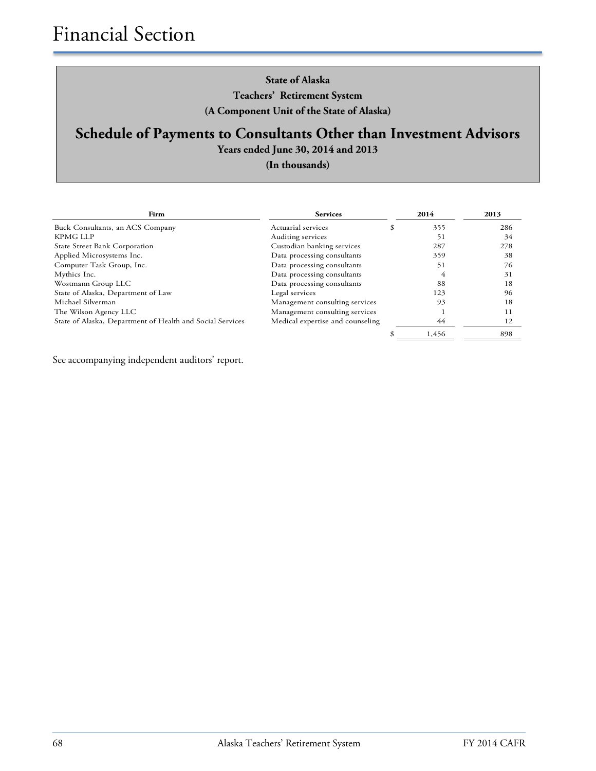# Financial Section

**State of Alaska**

**Teachers' Retirement System**

**(A Component Unit of the State of Alaska)**

## Schedule of Payments to Consultants Other than Investment Advisors

**Years ended June 30, 2014 and 2013**

**(In thousands)**

| Firm | Services | 2014 | 2013 |
|---|---|---|---|
| Buck Consultants, an ACS Company | Actuarial services | $ 355 | 286 |
| KPMG LLP | Auditing services | 51 | 34 |
| State Street Bank Corporation | Custodian banking services | 287 | 278 |
| Applied Microsystems Inc. | Data processing consultants | 359 | 38 |
| Computer Task Group, Inc. | Data processing consultants | 51 | 76 |
| Mythics Inc. | Data processing consultants | 4 | 31 |
| Wostmann Group LLC | Data processing consultants | 88 | 18 |
| State of Alaska, Department of Law | Legal services | 123 | 96 |
| Michael Silverman | Management consulting services | 93 | 18 |
| The Wilson Agency LLC | Management consulting services | 1 | 11 |
| State of Alaska, Department of Health and Social Services | Medical expertise and counseling | 44 | 12 |
| | | $ 1,456 | 898 |

See accompanying independent auditors' report.